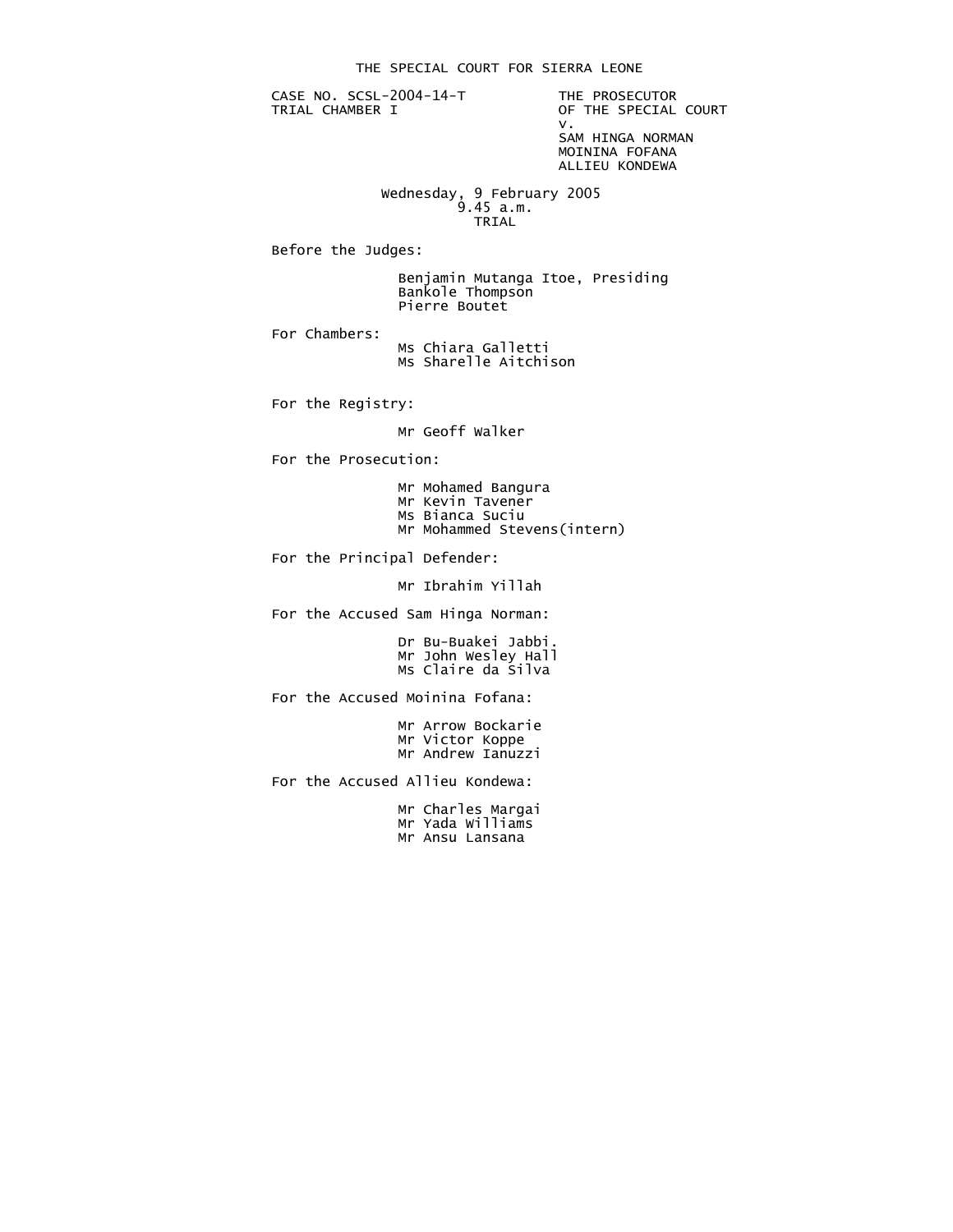# THE SPECIAL COURT FOR SIERRA LEONE

CASE NO. SCSL-2004-14-T
TRIAL CHAMBER I

THE PROSECUTOR
OF THE SPECIAL COURT
v.
SAM HINGA NORMAN
MOININA FOFANA
ALLIEU KONDEWA

Wednesday, 9 February 2005
9.45 a.m.
TRIAL

Before the Judges:

Benjamin Mutanga Itoe, Presiding
Bankole Thompson
Pierre Boutet

For Chambers:

Ms Chiara Galletti
Ms Sharelle Aitchison

For the Registry:

Mr Geoff Walker

For the Prosecution:

Mr Mohamed Bangura
Mr Kevin Tavener
Ms Bianca Suciu
Mr Mohammed Stevens(intern)

For the Principal Defender:

Mr Ibrahim Yillah

For the Accused Sam Hinga Norman:

Dr Bu-Buakei Jabbi.
Mr John Wesley Hall
Ms Claire da Silva

For the Accused Moinina Fofana:

Mr Arrow Bockarie
Mr Victor Koppe
Mr Andrew Ianuzzi

For the Accused Allieu Kondewa:

Mr Charles Margai
Mr Yada Williams
Mr Ansu Lansana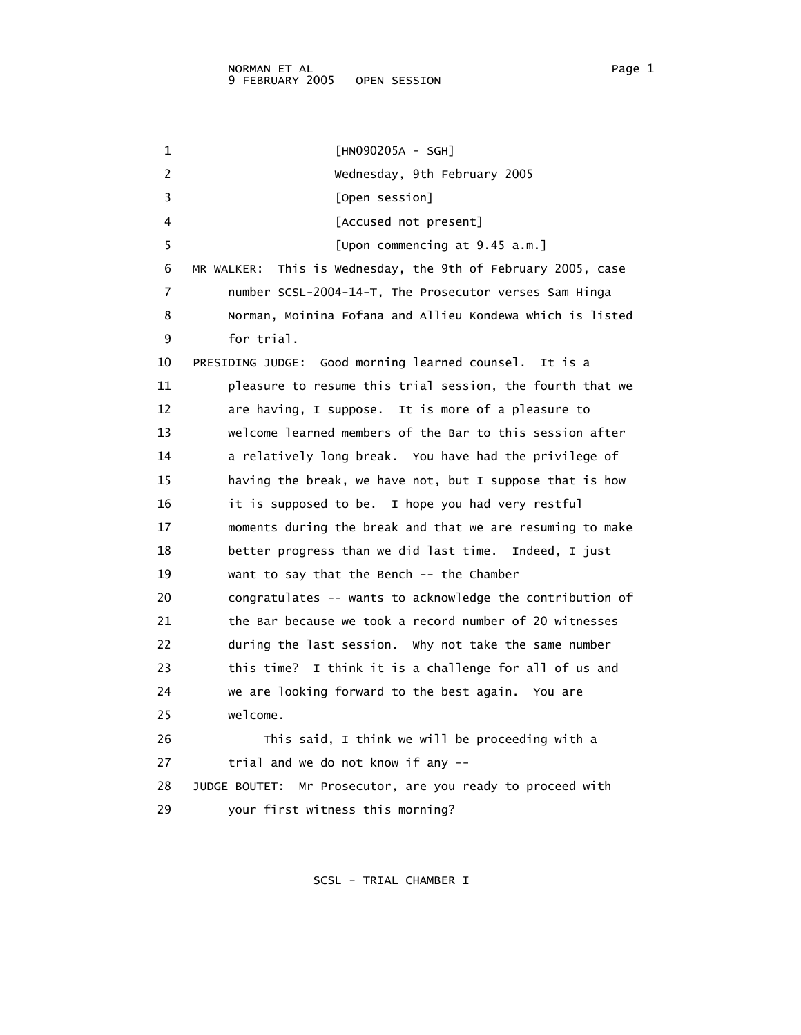[HN090205A - SGH]

Wednesday, 9th February 2005

[Open session]

[Accused not present]

[Upon commencing at 9.45 a.m.]

MR WALKER: This is Wednesday, the 9th of February 2005, case number SCSL-2004-14-T, The Prosecutor verses Sam Hinga Norman, Moinina Fofana and Allieu Kondewa which is listed for trial.

PRESIDING JUDGE: Good morning learned counsel. It is a pleasure to resume this trial session, the fourth that we are having, I suppose. It is more of a pleasure to welcome learned members of the Bar to this session after a relatively long break. You have had the privilege of having the break, we have not, but I suppose that is how it is supposed to be. I hope you had very restful moments during the break and that we are resuming to make better progress than we did last time. Indeed, I just want to say that the Bench -- the Chamber congratulates -- wants to acknowledge the contribution of the Bar because we took a record number of 20 witnesses during the last session. Why not take the same number this time? I think it is a challenge for all of us and we are looking forward to the best again. You are welcome.

This said, I think we will be proceeding with a trial and we do not know if any --

JUDGE BOUTET: Mr Prosecutor, are you ready to proceed with your first witness this morning?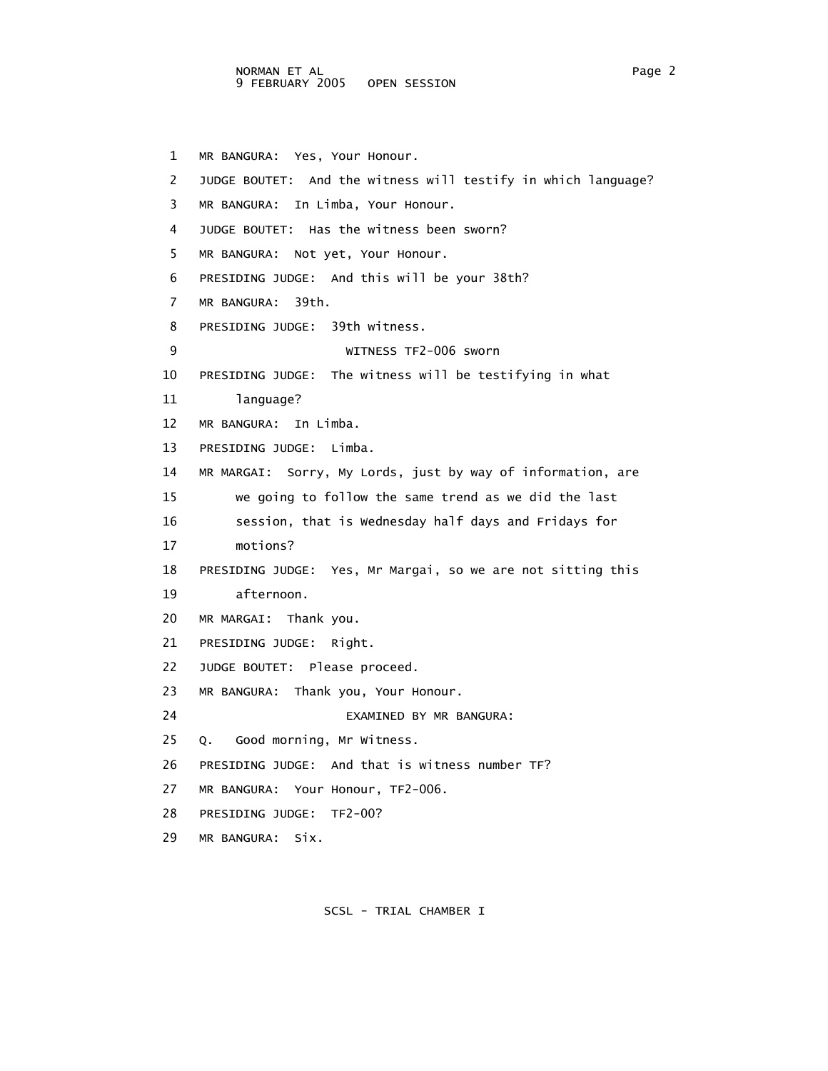1 MR BANGURA: Yes, Your Honour.

2 JUDGE BOUTET: And the witness will testify in which language?

3 MR BANGURA: In Limba, Your Honour.

4 JUDGE BOUTET: Has the witness been sworn?

5 MR BANGURA: Not yet, Your Honour.

6 PRESIDING JUDGE: And this will be your 38th?

7 MR BANGURA: 39th.

8 PRESIDING JUDGE: 39th witness.

9 WITNESS TF2-006 sworn

10 PRESIDING JUDGE: The witness will be testifying in what

11 language?

12 MR BANGURA: In Limba.

13 PRESIDING JUDGE: Limba.

14 MR MARGAI: Sorry, My Lords, just by way of information, are

15 we going to follow the same trend as we did the last

16 session, that is Wednesday half days and Fridays for

17 motions?

18 PRESIDING JUDGE: Yes, Mr Margai, so we are not sitting this

19 afternoon.

20 MR MARGAI: Thank you.

21 PRESIDING JUDGE: Right.

22 JUDGE BOUTET: Please proceed.

23 MR BANGURA: Thank you, Your Honour.

24 EXAMINED BY MR BANGURA:

25 Q. Good morning, Mr Witness.

26 PRESIDING JUDGE: And that is witness number TF?

27 MR BANGURA: Your Honour, TF2-006.

28 PRESIDING JUDGE: TF2-00?

29 MR BANGURA: Six.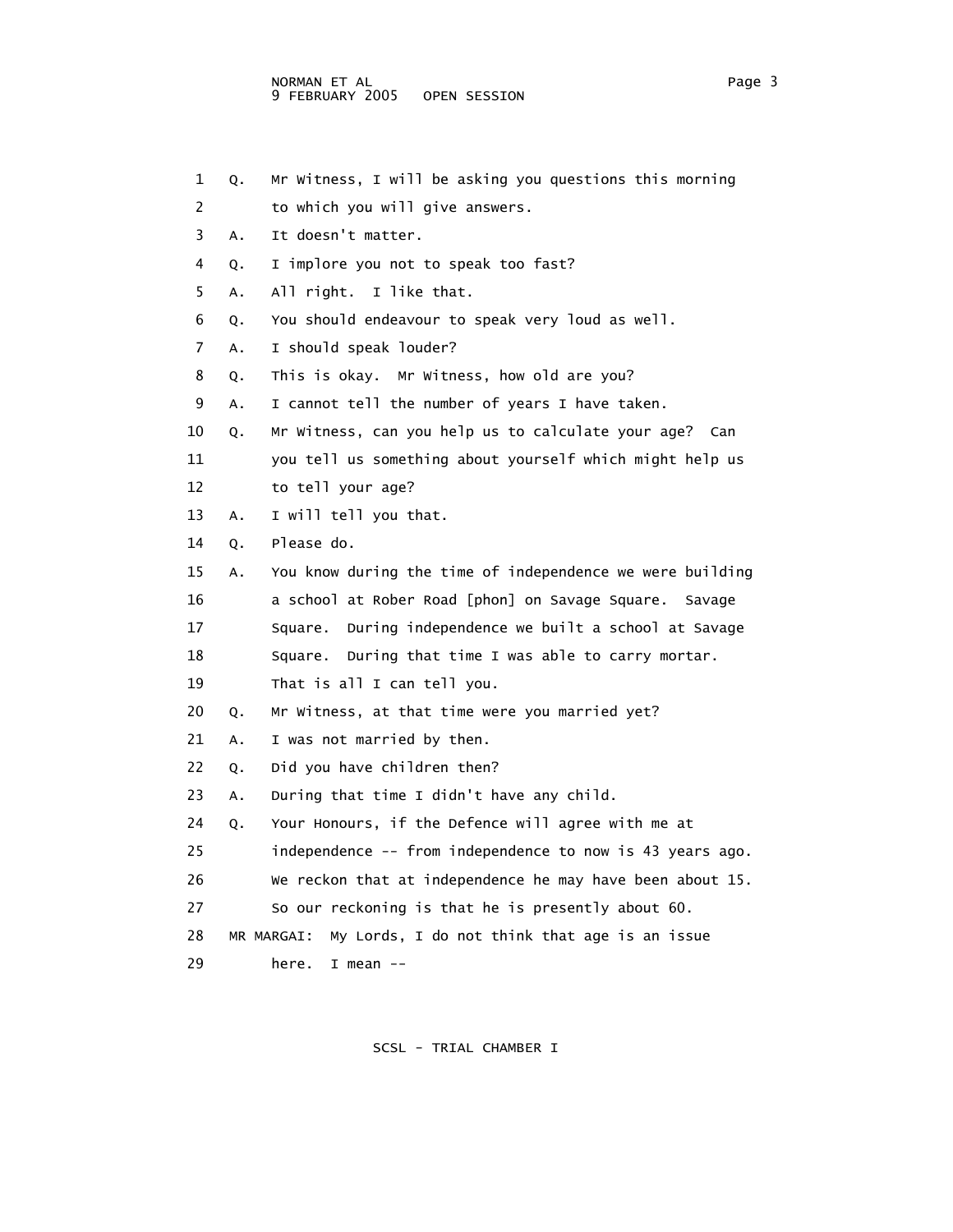1 Q. Mr Witness, I will be asking you questions this morning
2 to which you will give answers.
3 A. It doesn't matter.
4 Q. I implore you not to speak too fast?
5 A. All right. I like that.
6 Q. You should endeavour to speak very loud as well.
7 A. I should speak louder?
8 Q. This is okay. Mr Witness, how old are you?
9 A. I cannot tell the number of years I have taken.
10 Q. Mr Witness, can you help us to calculate your age? Can
11 you tell us something about yourself which might help us
12 to tell your age?
13 A. I will tell you that.
14 Q. Please do.
15 A. You know during the time of independence we were building
16 a school at Rober Road [phon] on Savage Square. Savage
17 Square. During independence we built a school at Savage
18 Square. During that time I was able to carry mortar.
19 That is all I can tell you.
20 Q. Mr Witness, at that time were you married yet?
21 A. I was not married by then.
22 Q. Did you have children then?
23 A. During that time I didn't have any child.
24 Q. Your Honours, if the Defence will agree with me at
25 independence -- from independence to now is 43 years ago.
26 We reckon that at independence he may have been about 15.
27 So our reckoning is that he is presently about 60.
28 MR MARGAI: My Lords, I do not think that age is an issue
29 here. I mean --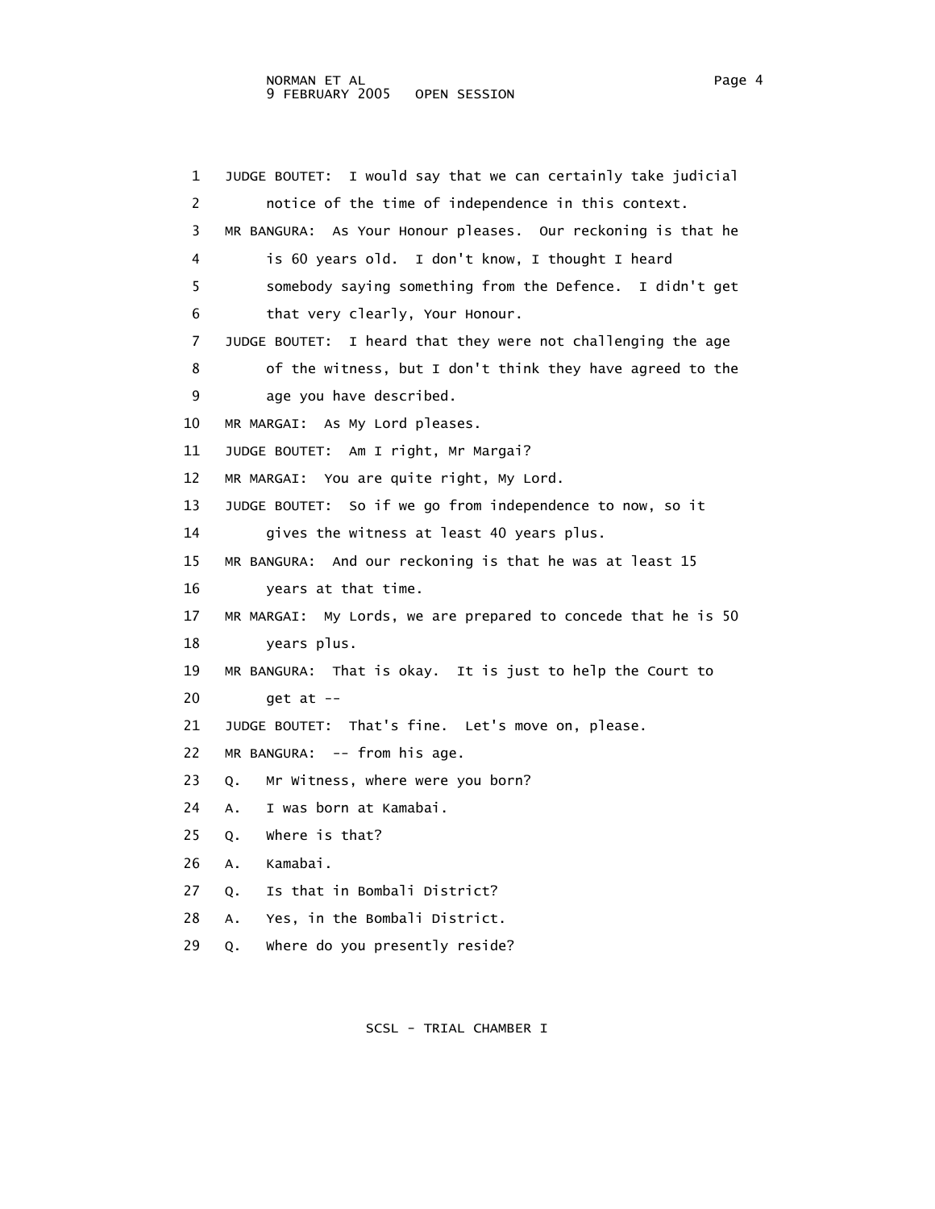1 JUDGE BOUTET: I would say that we can certainly take judicial
2 notice of the time of independence in this context.
3 MR BANGURA: As Your Honour pleases. Our reckoning is that he
4 is 60 years old. I don't know, I thought I heard
5 somebody saying something from the Defence. I didn't get
6 that very clearly, Your Honour.
7 JUDGE BOUTET: I heard that they were not challenging the age
8 of the witness, but I don't think they have agreed to the
9 age you have described.
10 MR MARGAI: As My Lord pleases.
11 JUDGE BOUTET: Am I right, Mr Margai?
12 MR MARGAI: You are quite right, My Lord.
13 JUDGE BOUTET: So if we go from independence to now, so it
14 gives the witness at least 40 years plus.
15 MR BANGURA: And our reckoning is that he was at least 15
16 years at that time.
17 MR MARGAI: My Lords, we are prepared to concede that he is 50
18 years plus.
19 MR BANGURA: That is okay. It is just to help the Court to
20 get at --
21 JUDGE BOUTET: That's fine. Let's move on, please.
22 MR BANGURA: -- from his age.
23 Q. Mr Witness, where were you born?
24 A. I was born at Kamabai.
25 Q. Where is that?
26 A. Kamabai.
27 Q. Is that in Bombali District?
28 A. Yes, in the Bombali District.
29 Q. Where do you presently reside?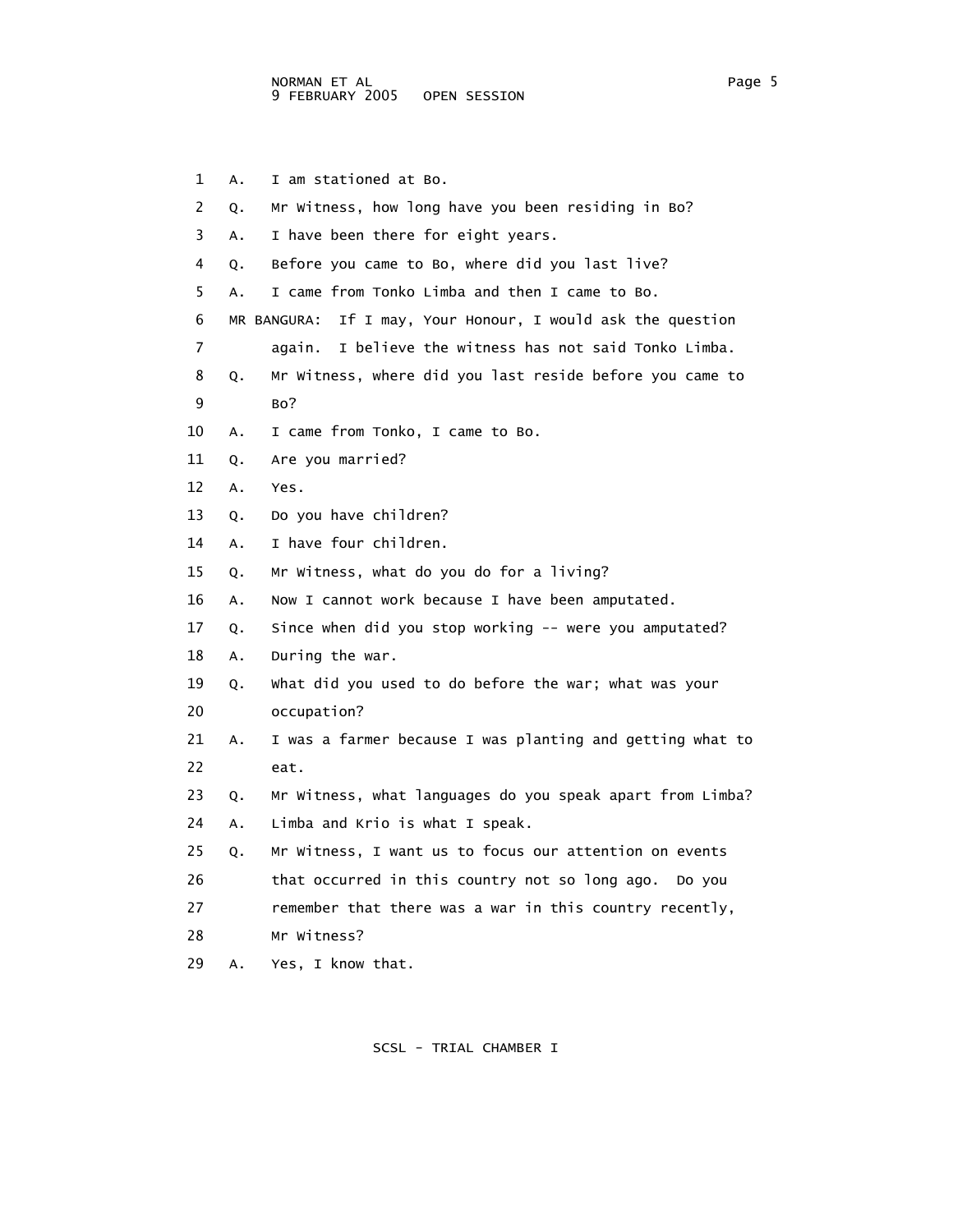1 A. I am stationed at Bo.

2 Q. Mr Witness, how long have you been residing in Bo?

3 A. I have been there for eight years.

4 Q. Before you came to Bo, where did you last live?

5 A. I came from Tonko Limba and then I came to Bo.

6 MR BANGURA: If I may, Your Honour, I would ask the question

7 again. I believe the witness has not said Tonko Limba.

8 Q. Mr Witness, where did you last reside before you came to

9 Bo?

10 A. I came from Tonko, I came to Bo.

11 Q. Are you married?

12 A. Yes.

13 Q. Do you have children?

14 A. I have four children.

15 Q. Mr Witness, what do you do for a living?

16 A. Now I cannot work because I have been amputated.

17 Q. Since when did you stop working -- were you amputated?

18 A. During the war.

19 Q. What did you used to do before the war; what was your

20 occupation?

21 A. I was a farmer because I was planting and getting what to

22 eat.

23 Q. Mr Witness, what languages do you speak apart from Limba?

24 A. Limba and Krio is what I speak.

25 Q. Mr Witness, I want us to focus our attention on events

26 that occurred in this country not so long ago. Do you

27 remember that there was a war in this country recently,

28 Mr Witness?

29 A. Yes, I know that.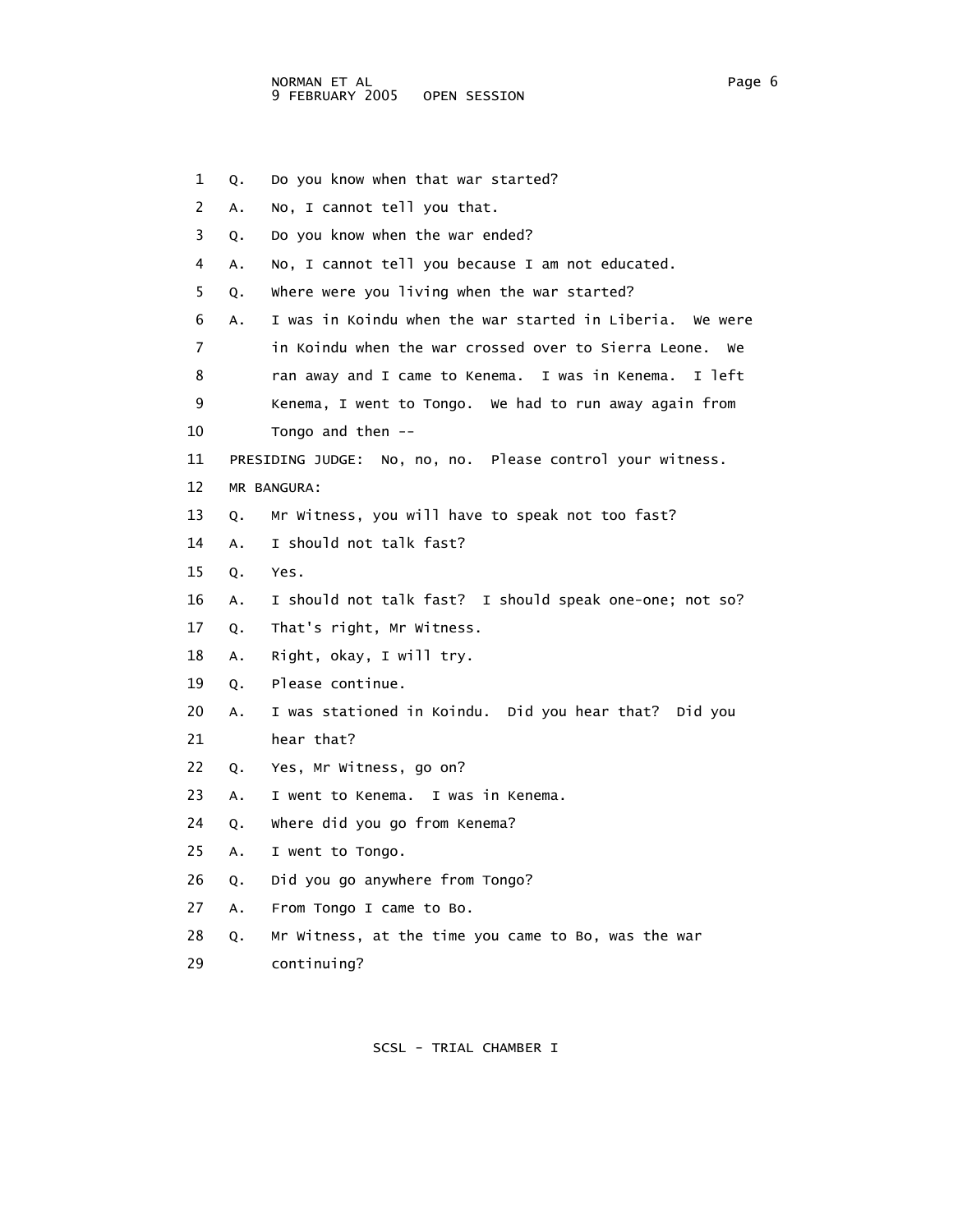1 Q. Do you know when that war started?

2 A. No, I cannot tell you that.

3 Q. Do you know when the war ended?

4 A. No, I cannot tell you because I am not educated.

5 Q. Where were you living when the war started?

6 A. I was in Koindu when the war started in Liberia. We were

7 in Koindu when the war crossed over to Sierra Leone. We

8 ran away and I came to Kenema. I was in Kenema. I left

9 Kenema, I went to Tongo. We had to run away again from

10 Tongo and then --

11 PRESIDING JUDGE: No, no, no. Please control your witness.

12 MR BANGURA:

13 Q. Mr Witness, you will have to speak not too fast?

14 A. I should not talk fast?

15 Q. Yes.

16 A. I should not talk fast? I should speak one-one; not so?

17 Q. That's right, Mr Witness.

18 A. Right, okay, I will try.

19 Q. Please continue.

20 A. I was stationed in Koindu. Did you hear that? Did you

21 hear that?

22 Q. Yes, Mr Witness, go on?

23 A. I went to Kenema. I was in Kenema.

24 Q. Where did you go from Kenema?

25 A. I went to Tongo.

26 Q. Did you go anywhere from Tongo?

27 A. From Tongo I came to Bo.

28 Q. Mr Witness, at the time you came to Bo, was the war

29 continuing?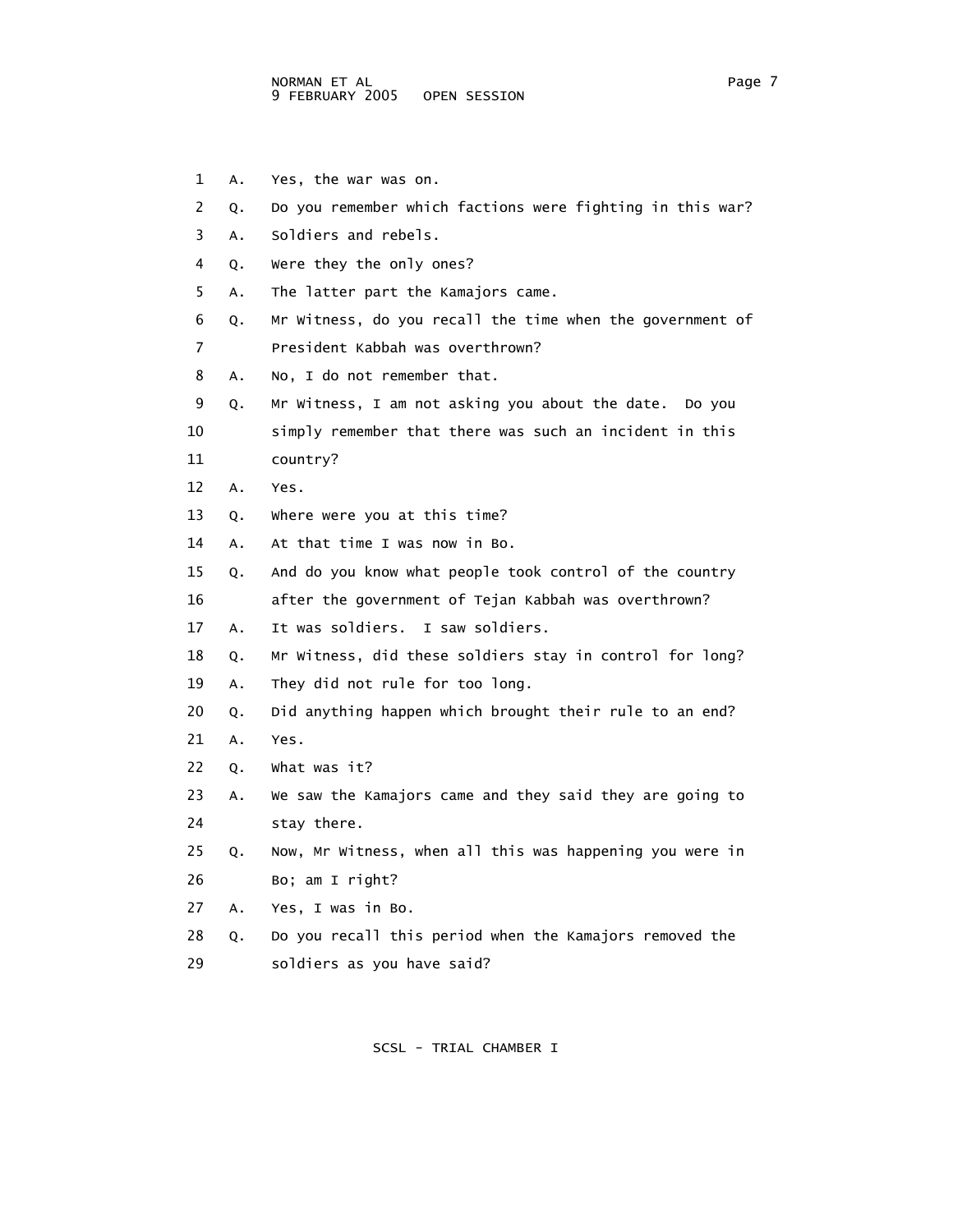1 A. Yes, the war was on.
2 Q. Do you remember which factions were fighting in this war?
3 A. Soldiers and rebels.
4 Q. Were they the only ones?
5 A. The latter part the Kamajors came.
6 Q. Mr Witness, do you recall the time when the government of
7 President Kabbah was overthrown?
8 A. No, I do not remember that.
9 Q. Mr Witness, I am not asking you about the date. Do you
10 simply remember that there was such an incident in this
11 country?
12 A. Yes.
13 Q. Where were you at this time?
14 A. At that time I was now in Bo.
15 Q. And do you know what people took control of the country
16 after the government of Tejan Kabbah was overthrown?
17 A. It was soldiers. I saw soldiers.
18 Q. Mr Witness, did these soldiers stay in control for long?
19 A. They did not rule for too long.
20 Q. Did anything happen which brought their rule to an end?
21 A. Yes.
22 Q. What was it?
23 A. We saw the Kamajors came and they said they are going to
24 stay there.
25 Q. Now, Mr Witness, when all this was happening you were in
26 Bo; am I right?
27 A. Yes, I was in Bo.
28 Q. Do you recall this period when the Kamajors removed the
29 soldiers as you have said?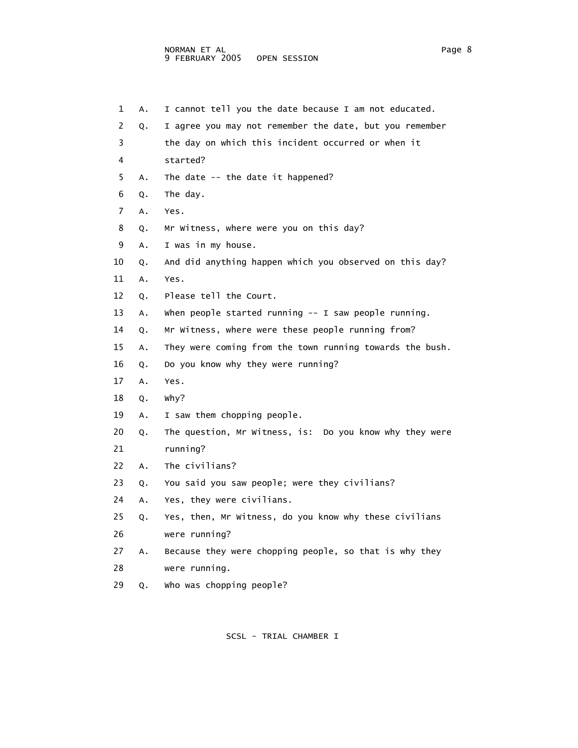1 A. I cannot tell you the date because I am not educated.

2 Q. I agree you may not remember the date, but you remember
3 the day on which this incident occurred or when it
4 started?

5 A. The date -- the date it happened?

6 Q. The day.

7 A. Yes.

8 Q. Mr Witness, where were you on this day?

9 A. I was in my house.

10 Q. And did anything happen which you observed on this day?

11 A. Yes.

12 Q. Please tell the Court.

13 A. When people started running -- I saw people running.

14 Q. Mr Witness, where were these people running from?

15 A. They were coming from the town running towards the bush.

16 Q. Do you know why they were running?

17 A. Yes.

18 Q. Why?

19 A. I saw them chopping people.

20 Q. The question, Mr Witness, is: Do you know why they were
21 running?

22 A. The civilians?

23 Q. You said you saw people; were they civilians?

24 A. Yes, they were civilians.

25 Q. Yes, then, Mr Witness, do you know why these civilians
26 were running?

27 A. Because they were chopping people, so that is why they
28 were running.

29 Q. Who was chopping people?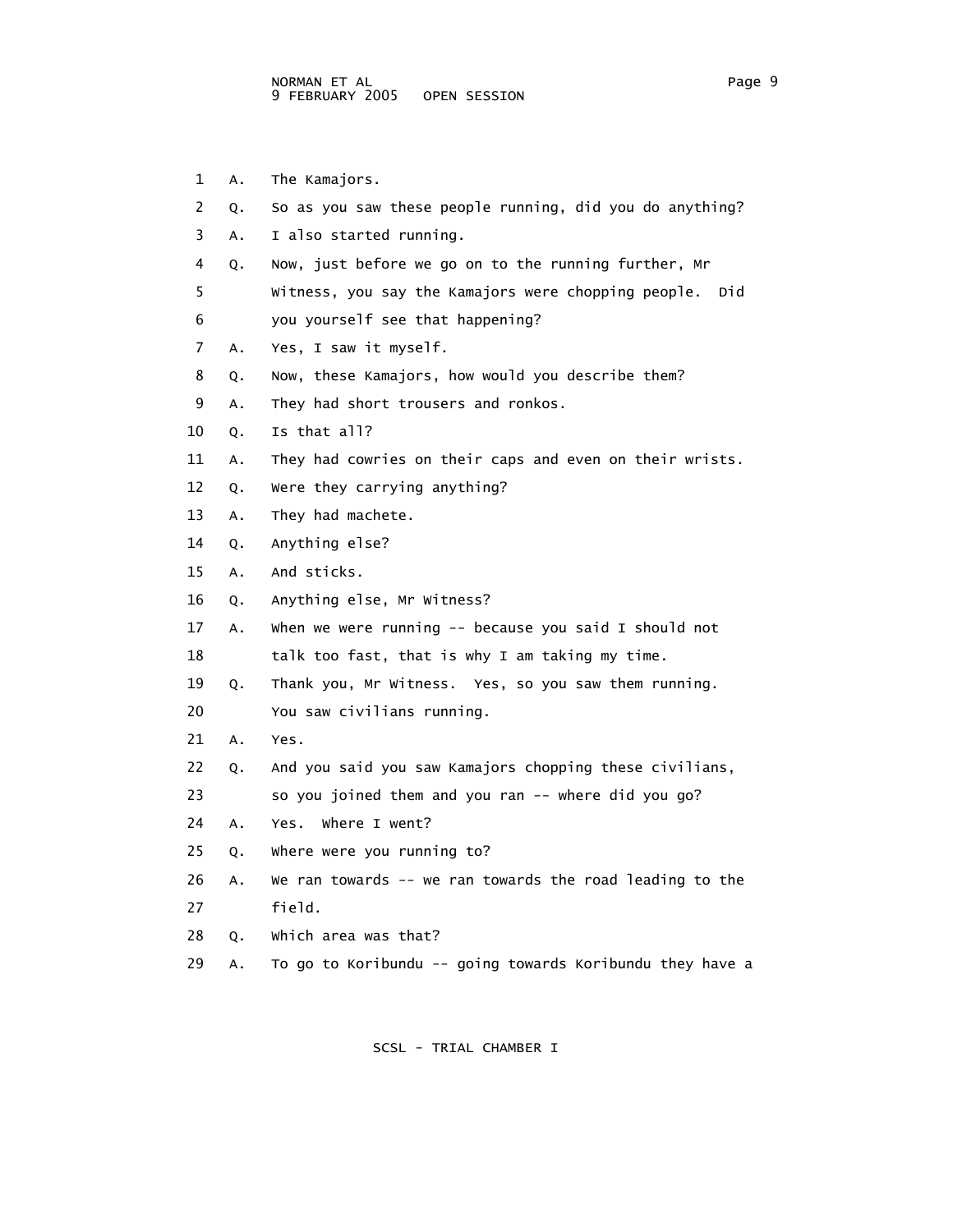1 A. The Kamajors.

2 Q. So as you saw these people running, did you do anything?

3 A. I also started running.

4 Q. Now, just before we go on to the running further, Mr

5 Witness, you say the Kamajors were chopping people. Did

6 you yourself see that happening?

7 A. Yes, I saw it myself.

8 Q. Now, these Kamajors, how would you describe them?

9 A. They had short trousers and ronkos.

10 Q. Is that all?

11 A. They had cowries on their caps and even on their wrists.

12 Q. Were they carrying anything?

13 A. They had machete.

14 Q. Anything else?

15 A. And sticks.

16 Q. Anything else, Mr Witness?

17 A. When we were running -- because you said I should not

18 talk too fast, that is why I am taking my time.

19 Q. Thank you, Mr Witness. Yes, so you saw them running.

20 You saw civilians running.

21 A. Yes.

22 Q. And you said you saw Kamajors chopping these civilians,

23 so you joined them and you ran -- where did you go?

24 A. Yes. Where I went?

25 Q. Where were you running to?

26 A. We ran towards -- we ran towards the road leading to the

27 field.

28 Q. Which area was that?

29 A. To go to Koribundu -- going towards Koribundu they have a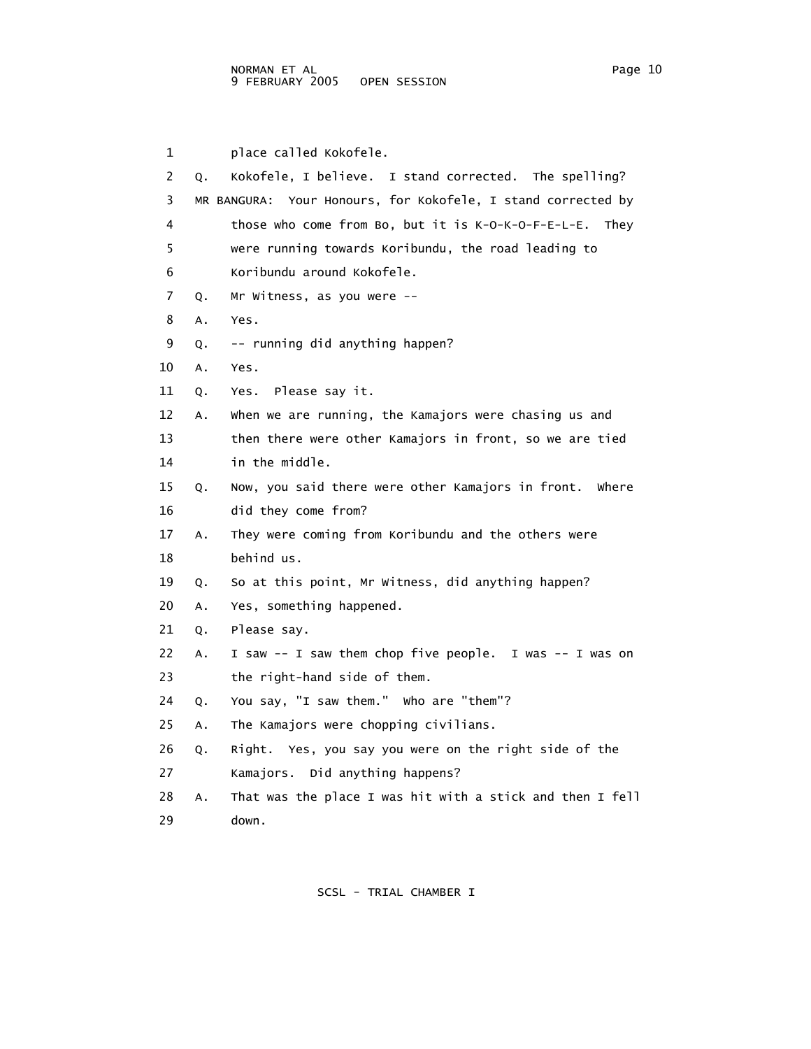1 place called Kokofele.

2 Q. Kokofele, I believe. I stand corrected. The spelling?

3 MR BANGURA: Your Honours, for Kokofele, I stand corrected by

4 those who come from Bo, but it is K-O-K-O-F-E-L-E. They

5 were running towards Koribundu, the road leading to

6 Koribundu around Kokofele.

7 Q. Mr Witness, as you were --

8 A. Yes.

9 Q. -- running did anything happen?

10 A. Yes.

11 Q. Yes. Please say it.

12 A. When we are running, the Kamajors were chasing us and

13 then there were other Kamajors in front, so we are tied

14 in the middle.

15 Q. Now, you said there were other Kamajors in front. Where

16 did they come from?

17 A. They were coming from Koribundu and the others were

18 behind us.

19 Q. So at this point, Mr Witness, did anything happen?

20 A. Yes, something happened.

21 Q. Please say.

22 A. I saw -- I saw them chop five people. I was -- I was on

23 the right-hand side of them.

24 Q. You say, "I saw them." Who are "them"?

25 A. The Kamajors were chopping civilians.

26 Q. Right. Yes, you say you were on the right side of the

27 Kamajors. Did anything happens?

28 A. That was the place I was hit with a stick and then I fell

29 down.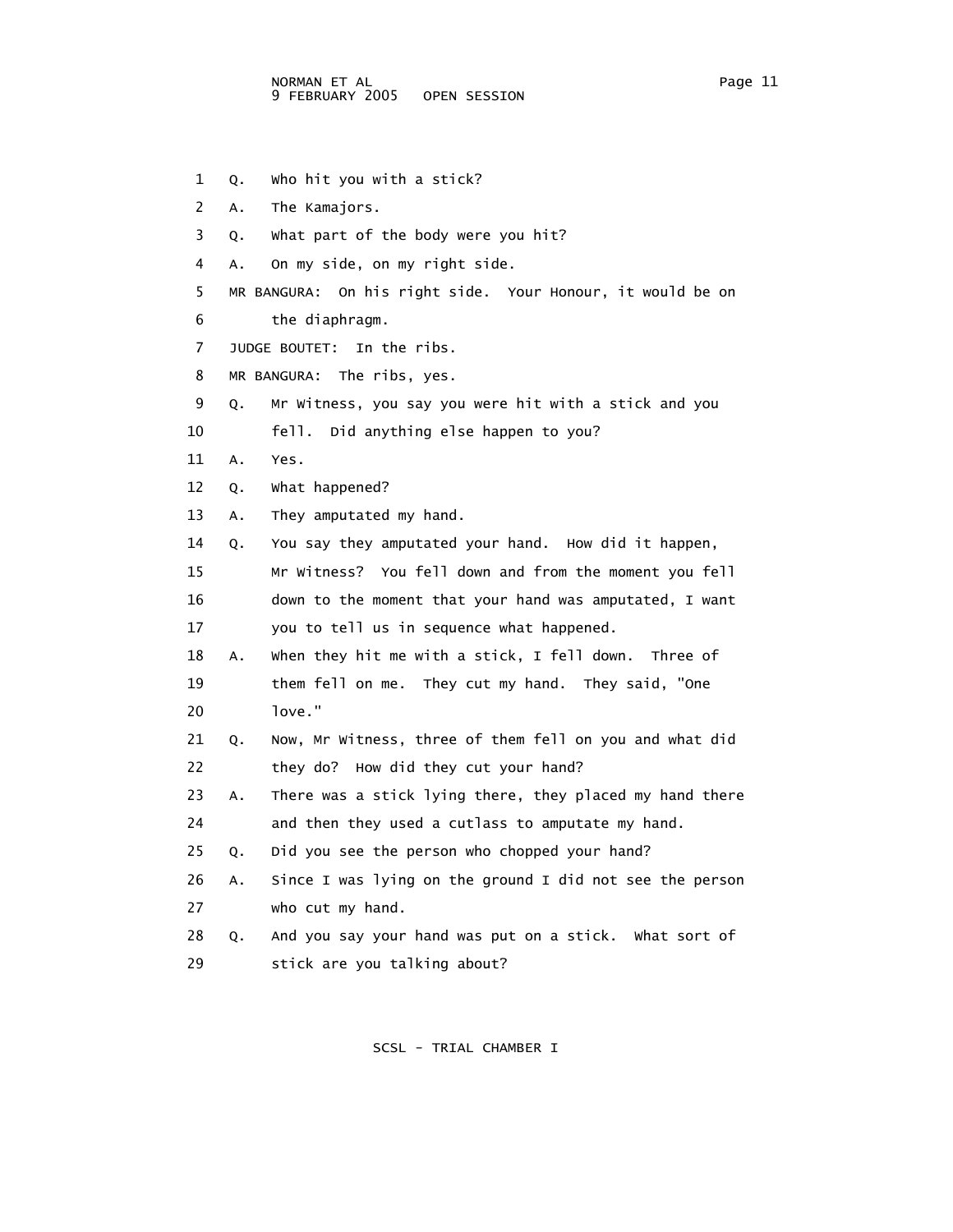1 Q. Who hit you with a stick?

2 A. The Kamajors.

3 Q. What part of the body were you hit?

4 A. On my side, on my right side.

5 MR BANGURA: On his right side. Your Honour, it would be on
6 the diaphragm.

7 JUDGE BOUTET: In the ribs.

8 MR BANGURA: The ribs, yes.

9 Q. Mr Witness, you say you were hit with a stick and you
10 fell. Did anything else happen to you?

11 A. Yes.

12 Q. What happened?

13 A. They amputated my hand.

14 Q. You say they amputated your hand. How did it happen,
15 Mr Witness? You fell down and from the moment you fell
16 down to the moment that your hand was amputated, I want
17 you to tell us in sequence what happened.

18 A. When they hit me with a stick, I fell down. Three of
19 them fell on me. They cut my hand. They said, "One
20 love."

21 Q. Now, Mr Witness, three of them fell on you and what did
22 they do? How did they cut your hand?

23 A. There was a stick lying there, they placed my hand there
24 and then they used a cutlass to amputate my hand.

25 Q. Did you see the person who chopped your hand?

26 A. Since I was lying on the ground I did not see the person
27 who cut my hand.

28 Q. And you say your hand was put on a stick. What sort of
29 stick are you talking about?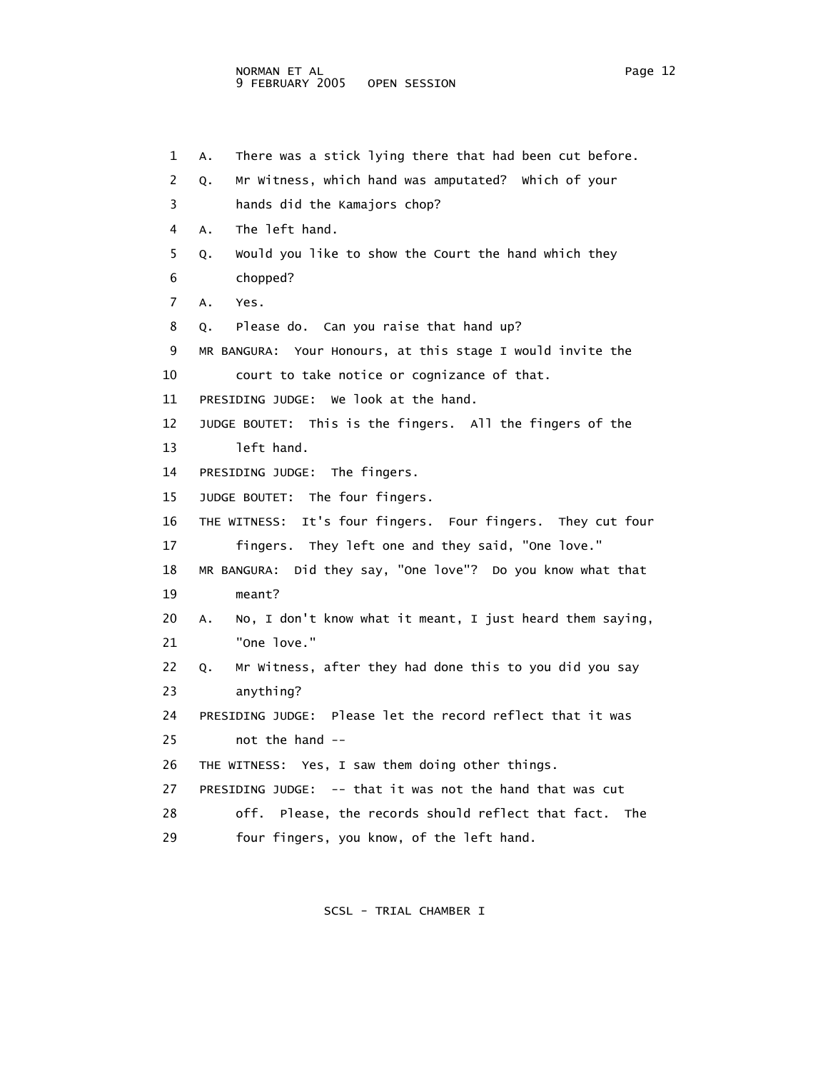1 A. There was a stick lying there that had been cut before.

2 Q. Mr Witness, which hand was amputated? Which of your

3 hands did the Kamajors chop?

4 A. The left hand.

5 Q. Would you like to show the Court the hand which they

6 chopped?

7 A. Yes.

8 Q. Please do. Can you raise that hand up?

9 MR BANGURA: Your Honours, at this stage I would invite the

10 court to take notice or cognizance of that.

11 PRESIDING JUDGE: We look at the hand.

12 JUDGE BOUTET: This is the fingers. All the fingers of the

13 left hand.

14 PRESIDING JUDGE: The fingers.

15 JUDGE BOUTET: The four fingers.

16 THE WITNESS: It's four fingers. Four fingers. They cut four

17 fingers. They left one and they said, "One love."

18 MR BANGURA: Did they say, "One love"? Do you know what that

19 meant?

20 A. No, I don't know what it meant, I just heard them saying,

21 "One love."

22 Q. Mr Witness, after they had done this to you did you say

23 anything?

24 PRESIDING JUDGE: Please let the record reflect that it was

25 not the hand --

26 THE WITNESS: Yes, I saw them doing other things.

27 PRESIDING JUDGE: -- that it was not the hand that was cut

28 off. Please, the records should reflect that fact. The

29 four fingers, you know, of the left hand.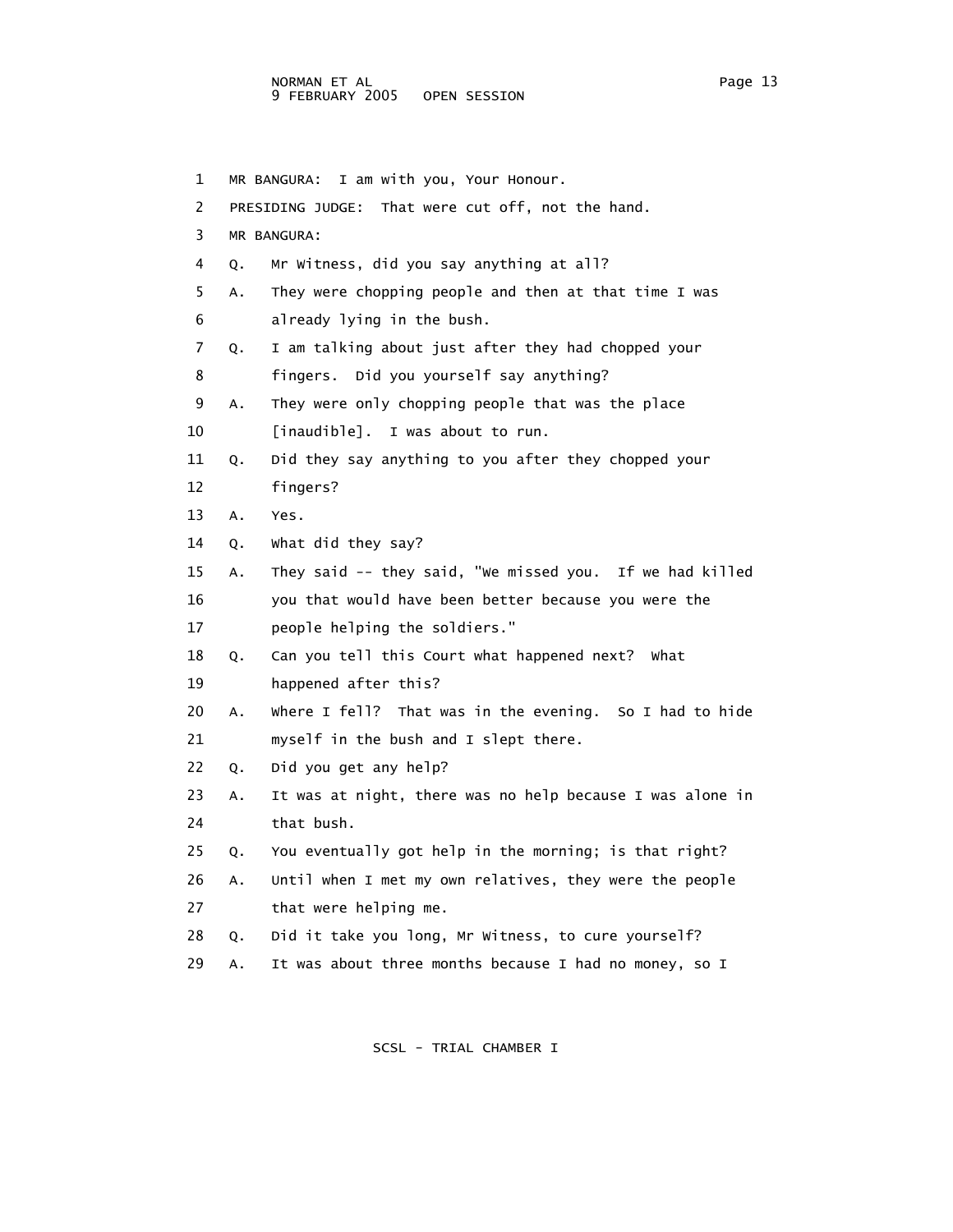1 MR BANGURA: I am with you, Your Honour.

2 PRESIDING JUDGE: That were cut off, not the hand.

3 MR BANGURA:

4 Q. Mr Witness, did you say anything at all?

5 A. They were chopping people and then at that time I was

6 already lying in the bush.

7 Q. I am talking about just after they had chopped your

8 fingers. Did you yourself say anything?

9 A. They were only chopping people that was the place

10 [inaudible]. I was about to run.

11 Q. Did they say anything to you after they chopped your

12 fingers?

13 A. Yes.

14 Q. What did they say?

15 A. They said -- they said, "We missed you. If we had killed

16 you that would have been better because you were the

17 people helping the soldiers."

18 Q. Can you tell this Court what happened next? What

19 happened after this?

20 A. Where I fell? That was in the evening. So I had to hide

21 myself in the bush and I slept there.

22 Q. Did you get any help?

23 A. It was at night, there was no help because I was alone in

24 that bush.

25 Q. You eventually got help in the morning; is that right?

26 A. Until when I met my own relatives, they were the people

27 that were helping me.

28 Q. Did it take you long, Mr Witness, to cure yourself?

29 A. It was about three months because I had no money, so I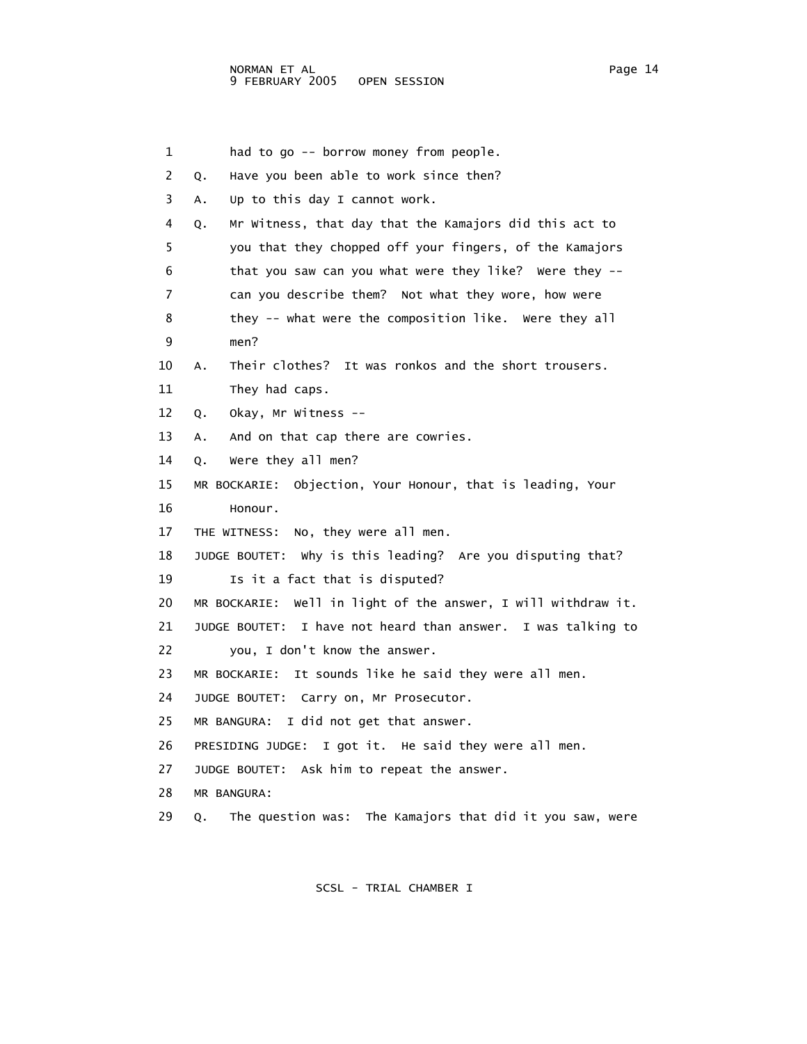1 had to go -- borrow money from people.

2 Q. Have you been able to work since then?

3 A. Up to this day I cannot work.

4 Q. Mr Witness, that day that the Kamajors did this act to

5 you that they chopped off your fingers, of the Kamajors

6 that you saw can you what were they like? Were they --

7 can you describe them? Not what they wore, how were

8 they -- what were the composition like. Were they all

9 men?

10 A. Their clothes? It was ronkos and the short trousers.

11 They had caps.

12 Q. Okay, Mr Witness --

13 A. And on that cap there are cowries.

14 Q. Were they all men?

15 MR BOCKARIE: Objection, Your Honour, that is leading, Your

16 Honour.

17 THE WITNESS: No, they were all men.

18 JUDGE BOUTET: Why is this leading? Are you disputing that?

19 Is it a fact that is disputed?

20 MR BOCKARIE: Well in light of the answer, I will withdraw it.

21 JUDGE BOUTET: I have not heard than answer. I was talking to

22 you, I don't know the answer.

23 MR BOCKARIE: It sounds like he said they were all men.

24 JUDGE BOUTET: Carry on, Mr Prosecutor.

25 MR BANGURA: I did not get that answer.

26 PRESIDING JUDGE: I got it. He said they were all men.

27 JUDGE BOUTET: Ask him to repeat the answer.

28 MR BANGURA:

29 Q. The question was: The Kamajors that did it you saw, were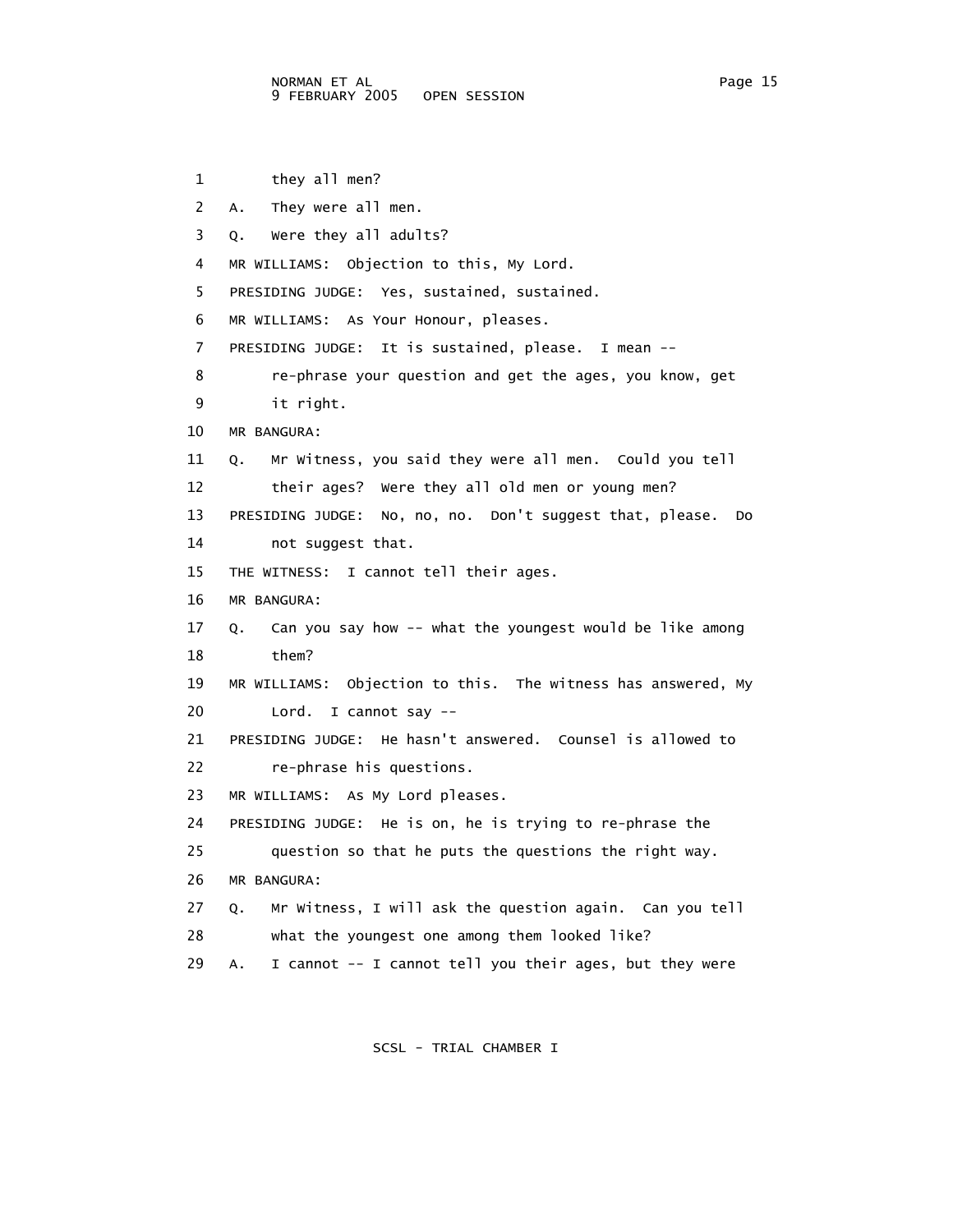1 they all men?

2 A. They were all men.

3 Q. Were they all adults?

4 MR WILLIAMS: Objection to this, My Lord.

5 PRESIDING JUDGE: Yes, sustained, sustained.

6 MR WILLIAMS: As Your Honour, pleases.

7 PRESIDING JUDGE: It is sustained, please. I mean --

8 re-phrase your question and get the ages, you know, get

9 it right.

10 MR BANGURA:

11 Q. Mr Witness, you said they were all men. Could you tell

12 their ages? Were they all old men or young men?

13 PRESIDING JUDGE: No, no, no. Don't suggest that, please. Do

14 not suggest that.

15 THE WITNESS: I cannot tell their ages.

16 MR BANGURA:

17 Q. Can you say how -- what the youngest would be like among

18 them?

19 MR WILLIAMS: Objection to this. The witness has answered, My

20 Lord. I cannot say --

21 PRESIDING JUDGE: He hasn't answered. Counsel is allowed to

22 re-phrase his questions.

23 MR WILLIAMS: As My Lord pleases.

24 PRESIDING JUDGE: He is on, he is trying to re-phrase the

25 question so that he puts the questions the right way.

26 MR BANGURA:

27 Q. Mr Witness, I will ask the question again. Can you tell

28 what the youngest one among them looked like?

29 A. I cannot -- I cannot tell you their ages, but they were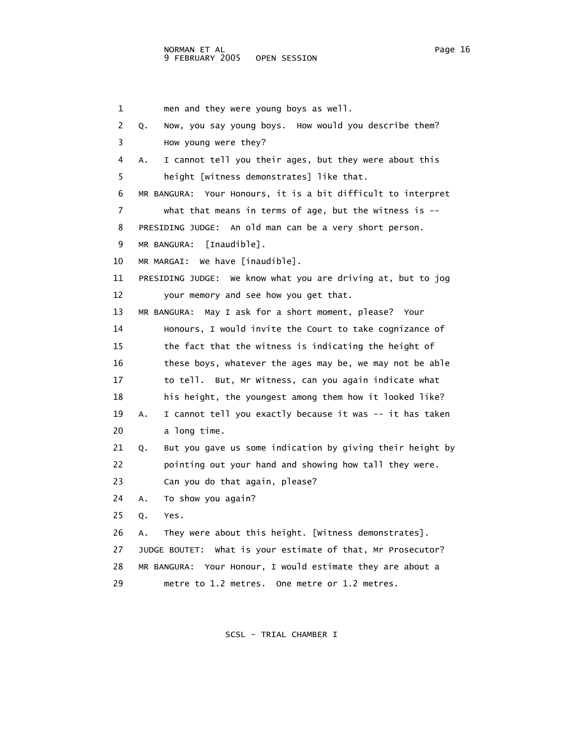1 men and they were young boys as well.

2 Q. Now, you say young boys. How would you describe them?

3 How young were they?

4 A. I cannot tell you their ages, but they were about this

5 height [witness demonstrates] like that.

6 MR BANGURA: Your Honours, it is a bit difficult to interpret

7 what that means in terms of age, but the witness is --

8 PRESIDING JUDGE: An old man can be a very short person.

9 MR BANGURA: [Inaudible].

10 MR MARGAI: We have [inaudible].

11 PRESIDING JUDGE: We know what you are driving at, but to jog

12 your memory and see how you get that.

13 MR BANGURA: May I ask for a short moment, please? Your

14 Honours, I would invite the Court to take cognizance of

15 the fact that the witness is indicating the height of

16 these boys, whatever the ages may be, we may not be able

17 to tell. But, Mr Witness, can you again indicate what

18 his height, the youngest among them how it looked like?

19 A. I cannot tell you exactly because it was -- it has taken

20 a long time.

21 Q. But you gave us some indication by giving their height by

22 pointing out your hand and showing how tall they were.

23 Can you do that again, please?

24 A. To show you again?

25 Q. Yes.

26 A. They were about this height. [Witness demonstrates].

27 JUDGE BOUTET: What is your estimate of that, Mr Prosecutor?

28 MR BANGURA: Your Honour, I would estimate they are about a

29 metre to 1.2 metres. One metre or 1.2 metres.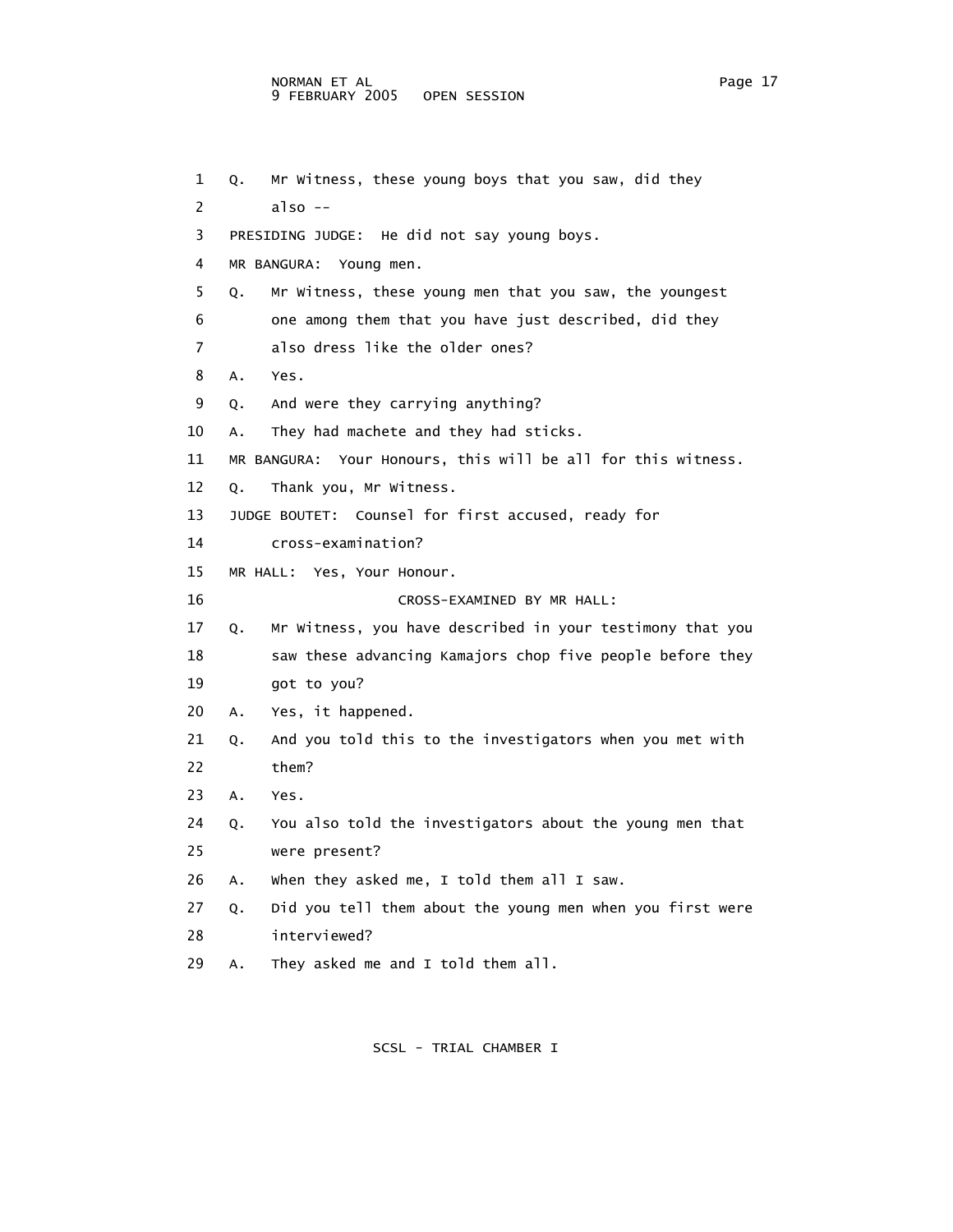1 Q. Mr Witness, these young boys that you saw, did they
2 also --
3 PRESIDING JUDGE: He did not say young boys.
4 MR BANGURA: Young men.
5 Q. Mr Witness, these young men that you saw, the youngest
6 one among them that you have just described, did they
7 also dress like the older ones?
8 A. Yes.
9 Q. And were they carrying anything?
10 A. They had machete and they had sticks.
11 MR BANGURA: Your Honours, this will be all for this witness.
12 Q. Thank you, Mr Witness.
13 JUDGE BOUTET: Counsel for first accused, ready for
14 cross-examination?
15 MR HALL: Yes, Your Honour.
16 CROSS-EXAMINED BY MR HALL:
17 Q. Mr Witness, you have described in your testimony that you
18 saw these advancing Kamajors chop five people before they
19 got to you?
20 A. Yes, it happened.
21 Q. And you told this to the investigators when you met with
22 them?
23 A. Yes.
24 Q. You also told the investigators about the young men that
25 were present?
26 A. When they asked me, I told them all I saw.
27 Q. Did you tell them about the young men when you first were
28 interviewed?
29 A. They asked me and I told them all.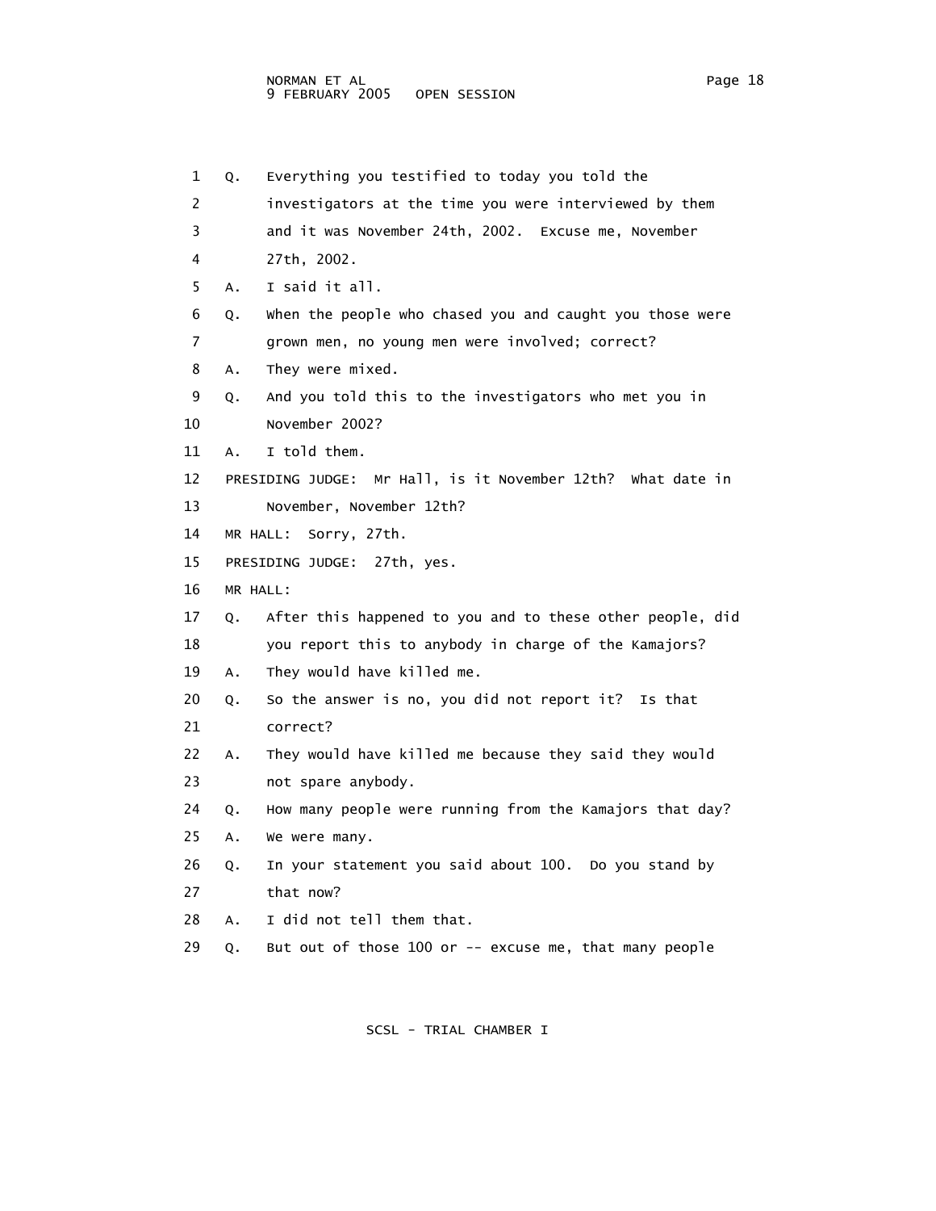1 Q. Everything you testified to today you told the
2 investigators at the time you were interviewed by them
3 and it was November 24th, 2002. Excuse me, November
4 27th, 2002.
5 A. I said it all.
6 Q. When the people who chased you and caught you those were
7 grown men, no young men were involved; correct?
8 A. They were mixed.
9 Q. And you told this to the investigators who met you in
10 November 2002?
11 A. I told them.
12 PRESIDING JUDGE: Mr Hall, is it November 12th? What date in
13 November, November 12th?
14 MR HALL: Sorry, 27th.
15 PRESIDING JUDGE: 27th, yes.
16 MR HALL:
17 Q. After this happened to you and to these other people, did
18 you report this to anybody in charge of the Kamajors?
19 A. They would have killed me.
20 Q. So the answer is no, you did not report it? Is that
21 correct?
22 A. They would have killed me because they said they would
23 not spare anybody.
24 Q. How many people were running from the Kamajors that day?
25 A. We were many.
26 Q. In your statement you said about 100. Do you stand by
27 that now?
28 A. I did not tell them that.
29 Q. But out of those 100 or -- excuse me, that many people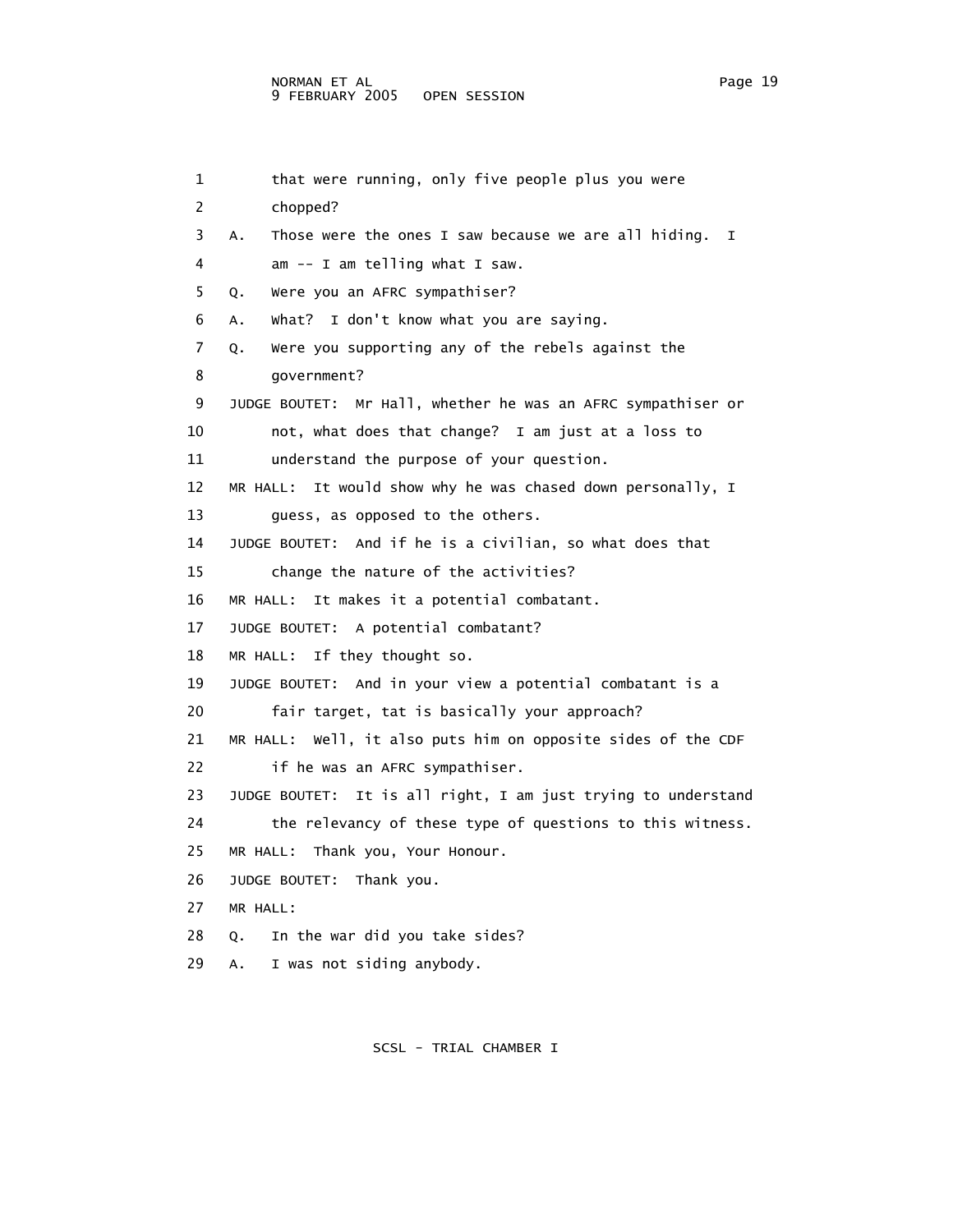1 that were running, only five people plus you were
2 chopped?
3 A. Those were the ones I saw because we are all hiding. I
4 am -- I am telling what I saw.
5 Q. Were you an AFRC sympathiser?
6 A. What? I don't know what you are saying.
7 Q. Were you supporting any of the rebels against the
8 government?
9 JUDGE BOUTET: Mr Hall, whether he was an AFRC sympathiser or
10 not, what does that change? I am just at a loss to
11 understand the purpose of your question.
12 MR HALL: It would show why he was chased down personally, I
13 guess, as opposed to the others.
14 JUDGE BOUTET: And if he is a civilian, so what does that
15 change the nature of the activities?
16 MR HALL: It makes it a potential combatant.
17 JUDGE BOUTET: A potential combatant?
18 MR HALL: If they thought so.
19 JUDGE BOUTET: And in your view a potential combatant is a
20 fair target, tat is basically your approach?
21 MR HALL: Well, it also puts him on opposite sides of the CDF
22 if he was an AFRC sympathiser.
23 JUDGE BOUTET: It is all right, I am just trying to understand
24 the relevancy of these type of questions to this witness.
25 MR HALL: Thank you, Your Honour.
26 JUDGE BOUTET: Thank you.
27 MR HALL:
28 Q. In the war did you take sides?
29 A. I was not siding anybody.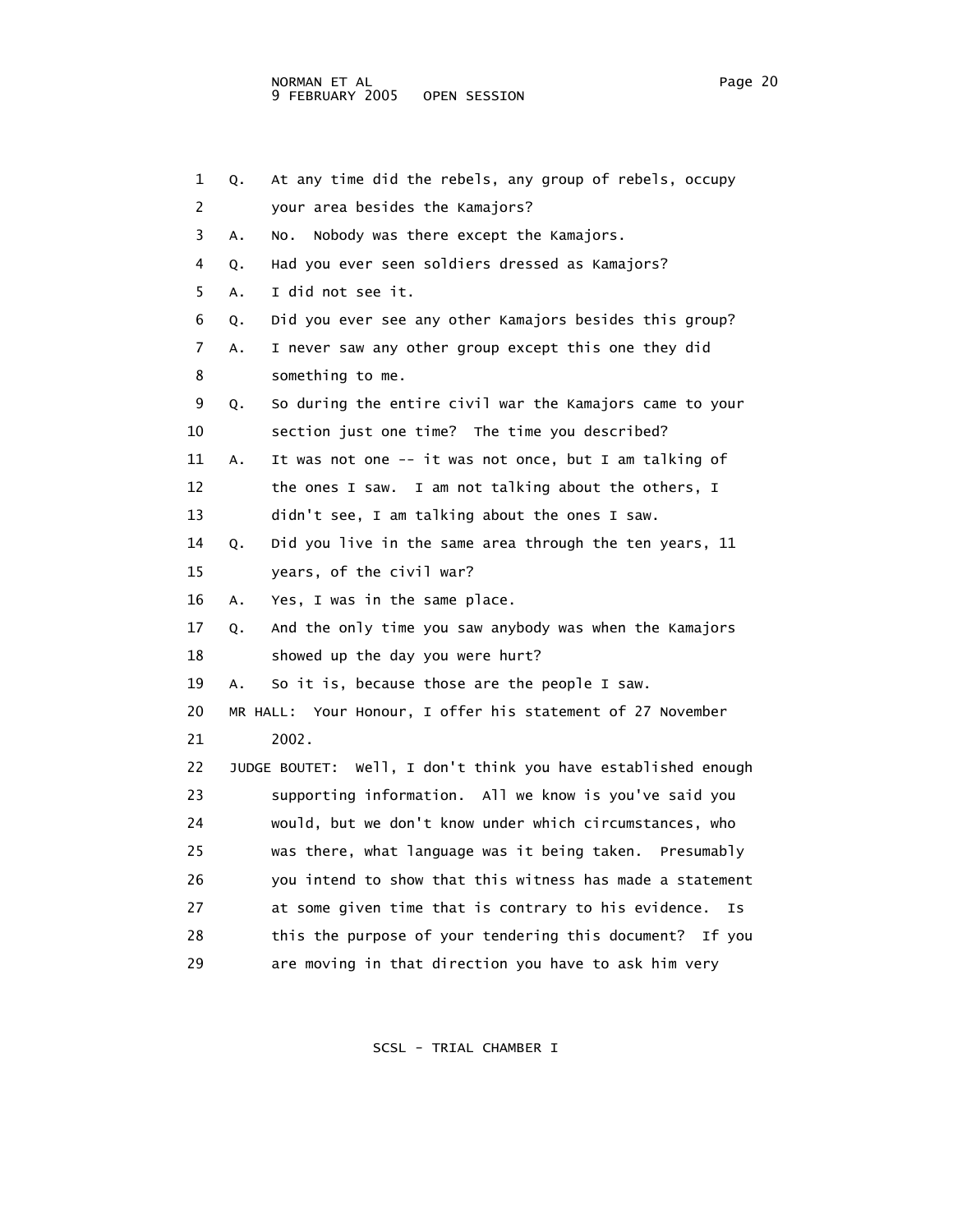1 Q. At any time did the rebels, any group of rebels, occupy
2 your area besides the Kamajors?
3 A. No. Nobody was there except the Kamajors.
4 Q. Had you ever seen soldiers dressed as Kamajors?
5 A. I did not see it.
6 Q. Did you ever see any other Kamajors besides this group?
7 A. I never saw any other group except this one they did
8 something to me.
9 Q. So during the entire civil war the Kamajors came to your
10 section just one time? The time you described?
11 A. It was not one -- it was not once, but I am talking of
12 the ones I saw. I am not talking about the others, I
13 didn't see, I am talking about the ones I saw.
14 Q. Did you live in the same area through the ten years, 11
15 years, of the civil war?
16 A. Yes, I was in the same place.
17 Q. And the only time you saw anybody was when the Kamajors
18 showed up the day you were hurt?
19 A. So it is, because those are the people I saw.
20 MR HALL: Your Honour, I offer his statement of 27 November
21 2002.
22 JUDGE BOUTET: Well, I don't think you have established enough
23 supporting information. All we know is you've said you
24 would, but we don't know under which circumstances, who
25 was there, what language was it being taken. Presumably
26 you intend to show that this witness has made a statement
27 at some given time that is contrary to his evidence. Is
28 this the purpose of your tendering this document? If you
29 are moving in that direction you have to ask him very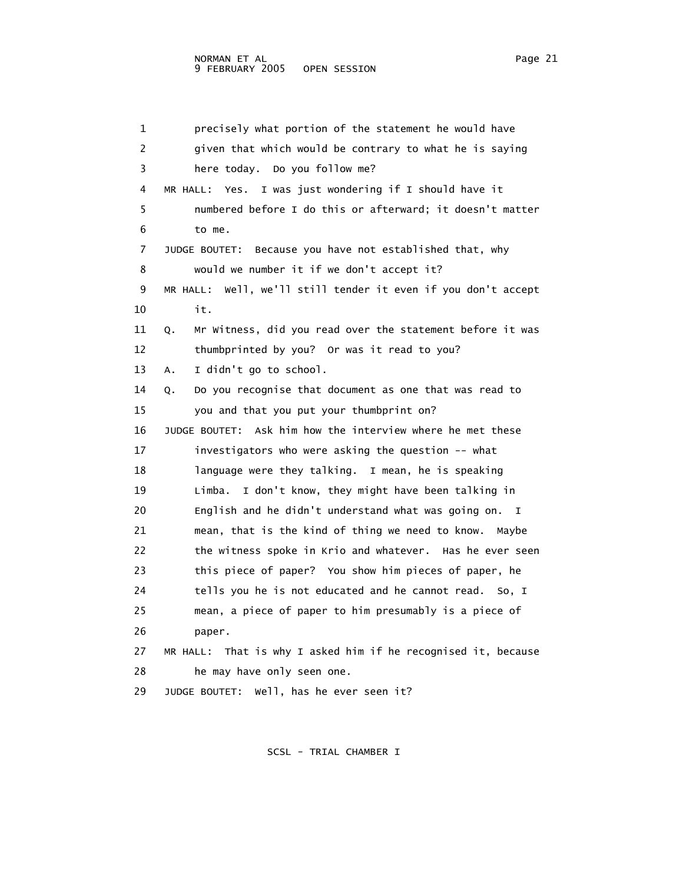1 precisely what portion of the statement he would have
2 given that which would be contrary to what he is saying
3 here today. Do you follow me?
4 MR HALL: Yes. I was just wondering if I should have it
5 numbered before I do this or afterward; it doesn't matter
6 to me.
7 JUDGE BOUTET: Because you have not established that, why
8 would we number it if we don't accept it?
9 MR HALL: Well, we'll still tender it even if you don't accept
10 it.
11 Q. Mr Witness, did you read over the statement before it was
12 thumbprinted by you? Or was it read to you?
13 A. I didn't go to school.
14 Q. Do you recognise that document as one that was read to
15 you and that you put your thumbprint on?
16 JUDGE BOUTET: Ask him how the interview where he met these
17 investigators who were asking the question -- what
18 language were they talking. I mean, he is speaking
19 Limba. I don't know, they might have been talking in
20 English and he didn't understand what was going on. I
21 mean, that is the kind of thing we need to know. Maybe
22 the witness spoke in Krio and whatever. Has he ever seen
23 this piece of paper? You show him pieces of paper, he
24 tells you he is not educated and he cannot read. So, I
25 mean, a piece of paper to him presumably is a piece of
26 paper.
27 MR HALL: That is why I asked him if he recognised it, because
28 he may have only seen one.
29 JUDGE BOUTET: Well, has he ever seen it?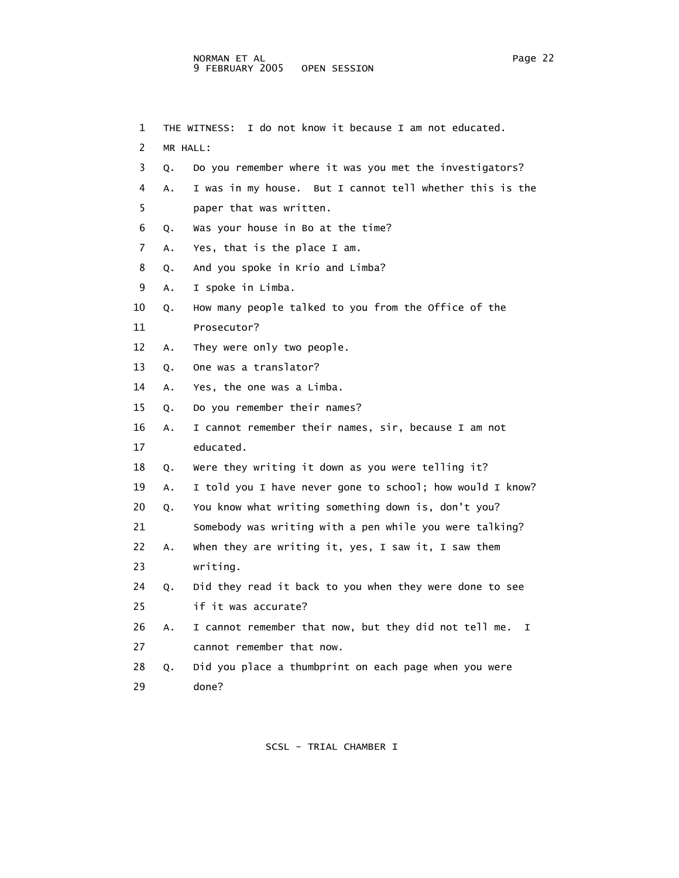1 THE WITNESS: I do not know it because I am not educated.

2 MR HALL:

3 Q. Do you remember where it was you met the investigators?

4 A. I was in my house. But I cannot tell whether this is the

5 paper that was written.

6 Q. Was your house in Bo at the time?

7 A. Yes, that is the place I am.

8 Q. And you spoke in Krio and Limba?

9 A. I spoke in Limba.

10 Q. How many people talked to you from the Office of the

11 Prosecutor?

12 A. They were only two people.

13 Q. One was a translator?

14 A. Yes, the one was a Limba.

15 Q. Do you remember their names?

16 A. I cannot remember their names, sir, because I am not

17 educated.

18 Q. Were they writing it down as you were telling it?

19 A. I told you I have never gone to school; how would I know?

20 Q. You know what writing something down is, don't you?

21 Somebody was writing with a pen while you were talking?

22 A. When they are writing it, yes, I saw it, I saw them

23 writing.

24 Q. Did they read it back to you when they were done to see

25 if it was accurate?

26 A. I cannot remember that now, but they did not tell me. I

27 cannot remember that now.

28 Q. Did you place a thumbprint on each page when you were

29 done?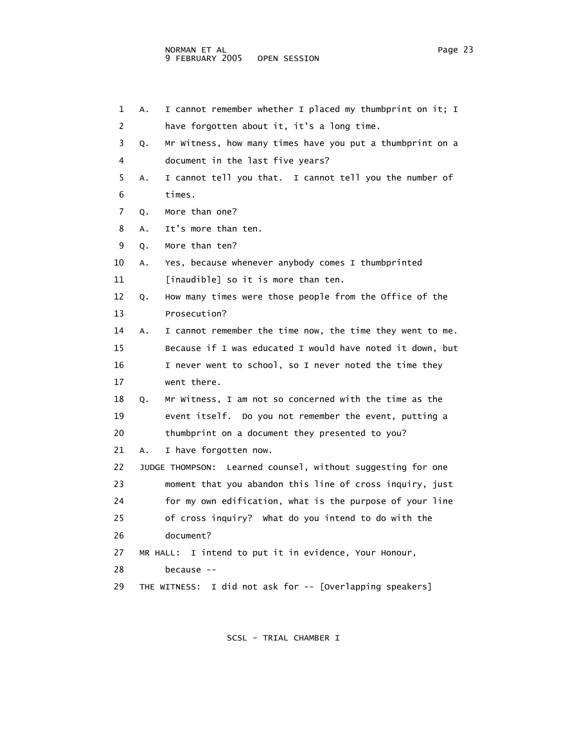1 A. I cannot remember whether I placed my thumbprint on it; I
2 have forgotten about it, it's a long time.
3 Q. Mr Witness, how many times have you put a thumbprint on a
4 document in the last five years?
5 A. I cannot tell you that. I cannot tell you the number of
6 times.
7 Q. More than one?
8 A. It's more than ten.
9 Q. More than ten?
10 A. Yes, because whenever anybody comes I thumbprinted
11 [inaudible] so it is more than ten.
12 Q. How many times were those people from the Office of the
13 Prosecution?
14 A. I cannot remember the time now, the time they went to me.
15 Because if I was educated I would have noted it down, but
16 I never went to school, so I never noted the time they
17 went there.
18 Q. Mr Witness, I am not so concerned with the time as the
19 event itself. Do you not remember the event, putting a
20 thumbprint on a document they presented to you?
21 A. I have forgotten now.
22 JUDGE THOMPSON: Learned counsel, without suggesting for one
23 moment that you abandon this line of cross inquiry, just
24 for my own edification, what is the purpose of your line
25 of cross inquiry? What do you intend to do with the
26 document?
27 MR HALL: I intend to put it in evidence, Your Honour,
28 because --
29 THE WITNESS: I did not ask for -- [Overlapping speakers]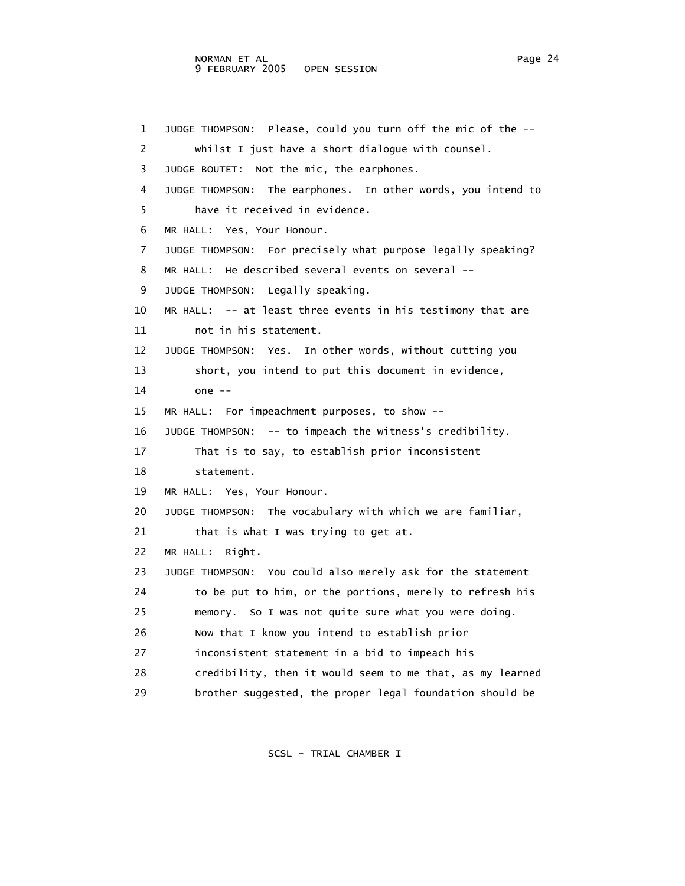JUDGE THOMPSON: Please, could you turn off the mic of the -- whilst I just have a short dialogue with counsel.

JUDGE BOUTET: Not the mic, the earphones.

JUDGE THOMPSON: The earphones. In other words, you intend to have it received in evidence.

MR HALL: Yes, Your Honour.

JUDGE THOMPSON: For precisely what purpose legally speaking?

MR HALL: He described several events on several --

JUDGE THOMPSON: Legally speaking.

MR HALL: -- at least three events in his testimony that are not in his statement.

JUDGE THOMPSON: Yes. In other words, without cutting you short, you intend to put this document in evidence, one --

MR HALL: For impeachment purposes, to show --

JUDGE THOMPSON: -- to impeach the witness's credibility. That is to say, to establish prior inconsistent statement.

MR HALL: Yes, Your Honour.

JUDGE THOMPSON: The vocabulary with which we are familiar, that is what I was trying to get at.

MR HALL: Right.

JUDGE THOMPSON: You could also merely ask for the statement to be put to him, or the portions, merely to refresh his memory. So I was not quite sure what you were doing. Now that I know you intend to establish prior inconsistent statement in a bid to impeach his credibility, then it would seem to me that, as my learned brother suggested, the proper legal foundation should be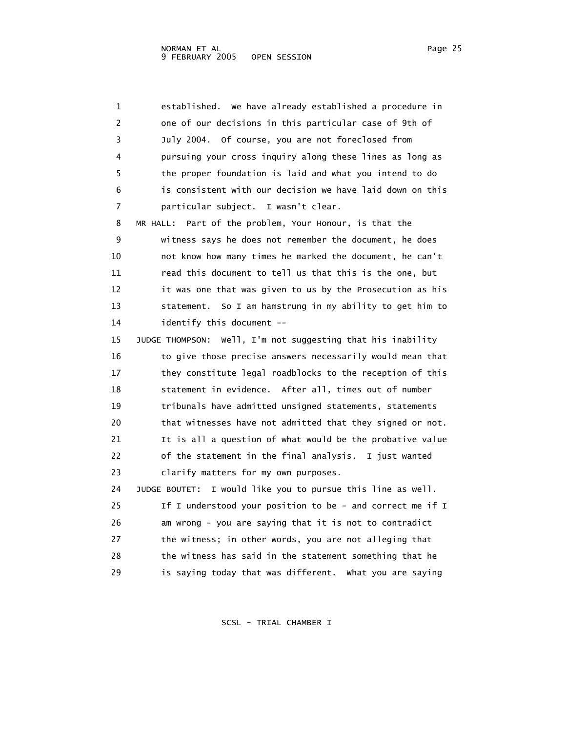1 established. We have already established a procedure in
2 one of our decisions in this particular case of 9th of
3 July 2004. Of course, you are not foreclosed from
4 pursuing your cross inquiry along these lines as long as
5 the proper foundation is laid and what you intend to do
6 is consistent with our decision we have laid down on this
7 particular subject. I wasn't clear.
8 MR HALL: Part of the problem, Your Honour, is that the
9 witness says he does not remember the document, he does
10 not know how many times he marked the document, he can't
11 read this document to tell us that this is the one, but
12 it was one that was given to us by the Prosecution as his
13 statement. So I am hamstrung in my ability to get him to
14 identify this document --
15 JUDGE THOMPSON: Well, I'm not suggesting that his inability
16 to give those precise answers necessarily would mean that
17 they constitute legal roadblocks to the reception of this
18 statement in evidence. After all, times out of number
19 tribunals have admitted unsigned statements, statements
20 that witnesses have not admitted that they signed or not.
21 It is all a question of what would be the probative value
22 of the statement in the final analysis. I just wanted
23 clarify matters for my own purposes.
24 JUDGE BOUTET: I would like you to pursue this line as well.
25 If I understood your position to be - and correct me if I
26 am wrong - you are saying that it is not to contradict
27 the witness; in other words, you are not alleging that
28 the witness has said in the statement something that he
29 is saying today that was different. What you are saying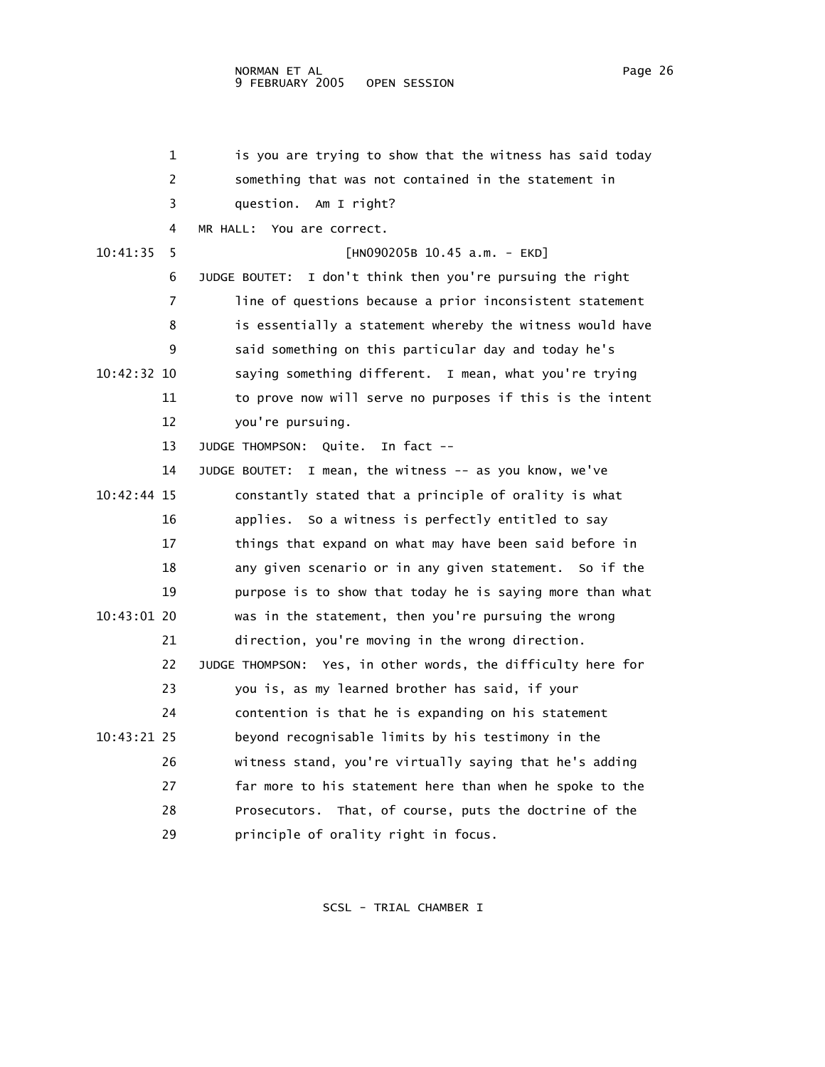is you are trying to show that the witness has said today something that was not contained in the statement in question. Am I right?

MR HALL: You are correct.

[HN090205B 10.45 a.m. - EKD]

JUDGE BOUTET: I don't think then you're pursuing the right line of questions because a prior inconsistent statement is essentially a statement whereby the witness would have said something on this particular day and today he's saying something different. I mean, what you're trying to prove now will serve no purposes if this is the intent you're pursuing.

JUDGE THOMPSON: Quite. In fact --

JUDGE BOUTET: I mean, the witness -- as you know, we've constantly stated that a principle of orality is what applies. So a witness is perfectly entitled to say things that expand on what may have been said before in any given scenario or in any given statement. So if the purpose is to show that today he is saying more than what was in the statement, then you're pursuing the wrong direction, you're moving in the wrong direction.

JUDGE THOMPSON: Yes, in other words, the difficulty here for you is, as my learned brother has said, if your contention is that he is expanding on his statement beyond recognisable limits by his testimony in the witness stand, you're virtually saying that he's adding far more to his statement here than when he spoke to the Prosecutors. That, of course, puts the doctrine of the principle of orality right in focus.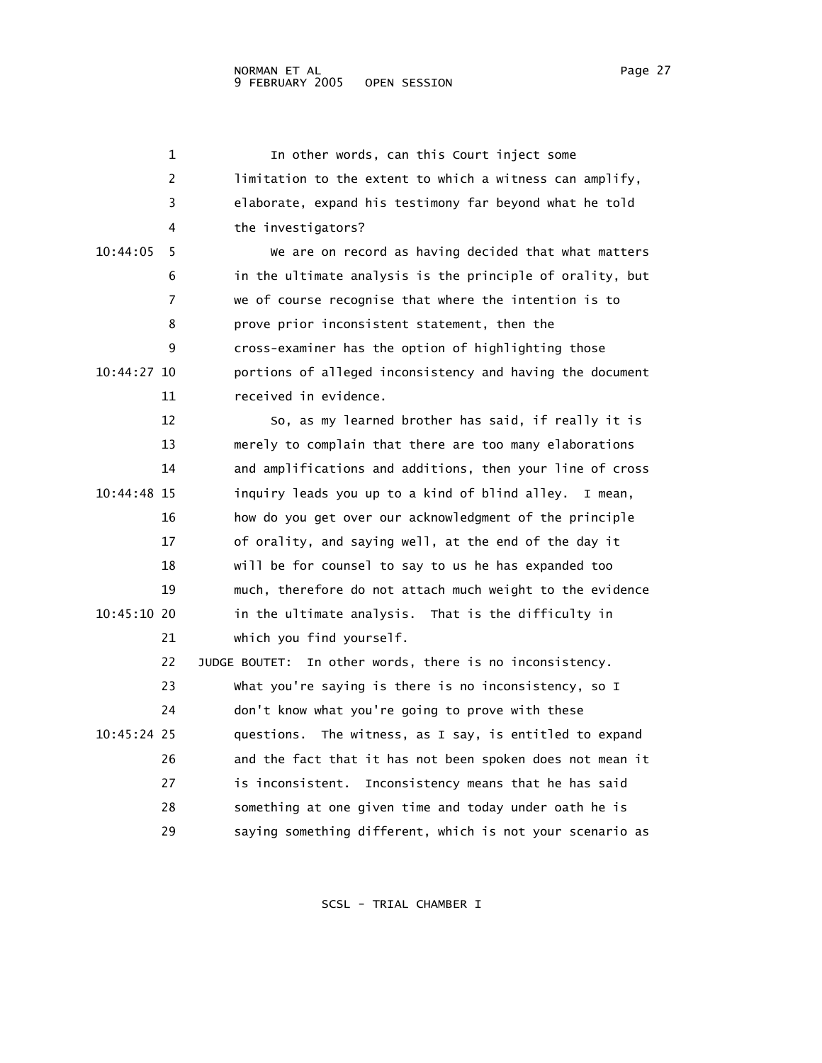In other words, can this Court inject some limitation to the extent to which a witness can amplify, elaborate, expand his testimony far beyond what he told the investigators?

We are on record as having decided that what matters in the ultimate analysis is the principle of orality, but we of course recognise that where the intention is to prove prior inconsistent statement, then the cross-examiner has the option of highlighting those portions of alleged inconsistency and having the document received in evidence.

So, as my learned brother has said, if really it is merely to complain that there are too many elaborations and amplifications and additions, then your line of cross inquiry leads you up to a kind of blind alley. I mean, how do you get over our acknowledgment of the principle of orality, and saying well, at the end of the day it will be for counsel to say to us he has expanded too much, therefore do not attach much weight to the evidence in the ultimate analysis. That is the difficulty in which you find yourself.

JUDGE BOUTET: In other words, there is no inconsistency. What you're saying is there is no inconsistency, so I don't know what you're going to prove with these questions. The witness, as I say, is entitled to expand and the fact that it has not been spoken does not mean it is inconsistent. Inconsistency means that he has said something at one given time and today under oath he is saying something different, which is not your scenario as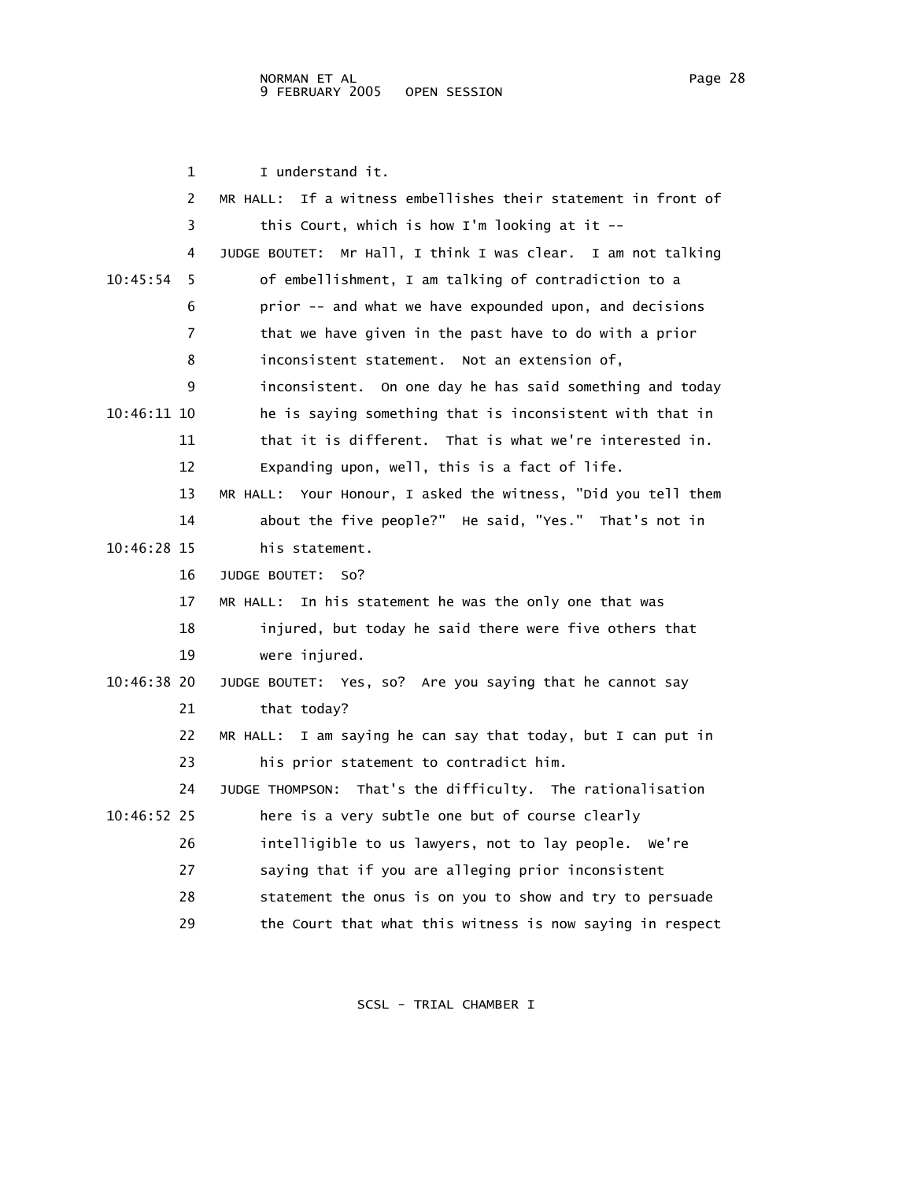1 I understand it.

2 MR HALL: If a witness embellishes their statement in front of

3 this Court, which is how I'm looking at it --

4 JUDGE BOUTET: Mr Hall, I think I was clear. I am not talking

10:45:54 5 of embellishment, I am talking of contradiction to a

6 prior -- and what we have expounded upon, and decisions

7 that we have given in the past have to do with a prior

8 inconsistent statement. Not an extension of,

9 inconsistent. On one day he has said something and today

10:46:11 10 he is saying something that is inconsistent with that in

11 that it is different. That is what we're interested in.

12 Expanding upon, well, this is a fact of life.

13 MR HALL: Your Honour, I asked the witness, "Did you tell them

14 about the five people?" He said, "Yes." That's not in

10:46:28 15 his statement.

16 JUDGE BOUTET: So?

17 MR HALL: In his statement he was the only one that was

18 injured, but today he said there were five others that

19 were injured.

10:46:38 20 JUDGE BOUTET: Yes, so? Are you saying that he cannot say

21 that today?

22 MR HALL: I am saying he can say that today, but I can put in

23 his prior statement to contradict him.

24 JUDGE THOMPSON: That's the difficulty. The rationalisation

10:46:52 25 here is a very subtle one but of course clearly

26 intelligible to us lawyers, not to lay people. We're

27 saying that if you are alleging prior inconsistent

28 statement the onus is on you to show and try to persuade

29 the Court that what this witness is now saying in respect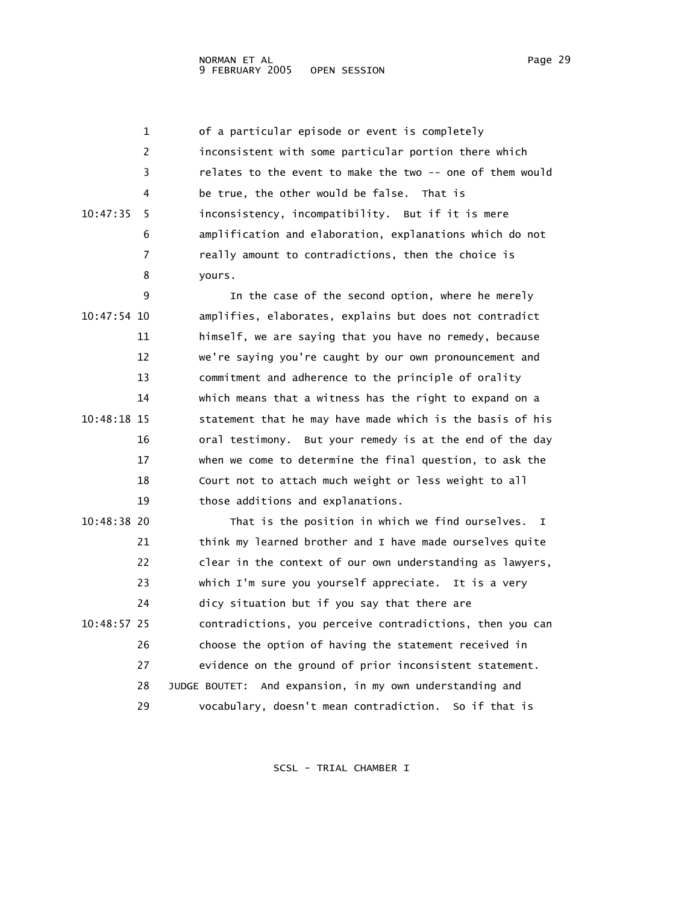of a particular episode or event is completely inconsistent with some particular portion there which relates to the event to make the two -- one of them would be true, the other would be false. That is inconsistency, incompatibility. But if it is mere amplification and elaboration, explanations which do not really amount to contradictions, then the choice is yours.

In the case of the second option, where he merely amplifies, elaborates, explains but does not contradict himself, we are saying that you have no remedy, because we're saying you're caught by our own pronouncement and commitment and adherence to the principle of orality which means that a witness has the right to expand on a statement that he may have made which is the basis of his oral testimony. But your remedy is at the end of the day when we come to determine the final question, to ask the Court not to attach much weight or less weight to all those additions and explanations.

That is the position in which we find ourselves. I think my learned brother and I have made ourselves quite clear in the context of our own understanding as lawyers, which I'm sure you yourself appreciate. It is a very dicy situation but if you say that there are contradictions, you perceive contradictions, then you can choose the option of having the statement received in evidence on the ground of prior inconsistent statement.

JUDGE BOUTET: And expansion, in my own understanding and vocabulary, doesn't mean contradiction. So if that is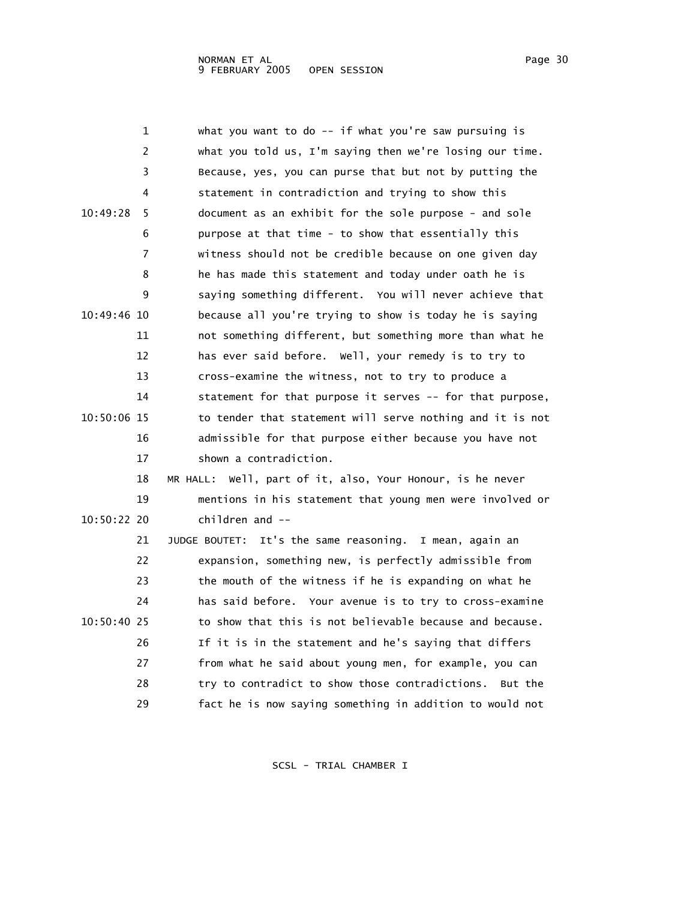what you want to do -- if what you're saw pursuing is what you told us, I'm saying then we're losing our time. Because, yes, you can purse that but not by putting the statement in contradiction and trying to show this document as an exhibit for the sole purpose - and sole purpose at that time - to show that essentially this witness should not be credible because on one given day he has made this statement and today under oath he is saying something different. You will never achieve that because all you're trying to show is today he is saying not something different, but something more than what he has ever said before. Well, your remedy is to try to cross-examine the witness, not to try to produce a statement for that purpose it serves -- for that purpose, to tender that statement will serve nothing and it is not admissible for that purpose either because you have not shown a contradiction.

MR HALL: Well, part of it, also, Your Honour, is he never mentions in his statement that young men were involved or children and --

JUDGE BOUTET: It's the same reasoning. I mean, again an expansion, something new, is perfectly admissible from the mouth of the witness if he is expanding on what he has said before. Your avenue is to try to cross-examine to show that this is not believable because and because. If it is in the statement and he's saying that differs from what he said about young men, for example, you can try to contradict to show those contradictions. But the fact he is now saying something in addition to would not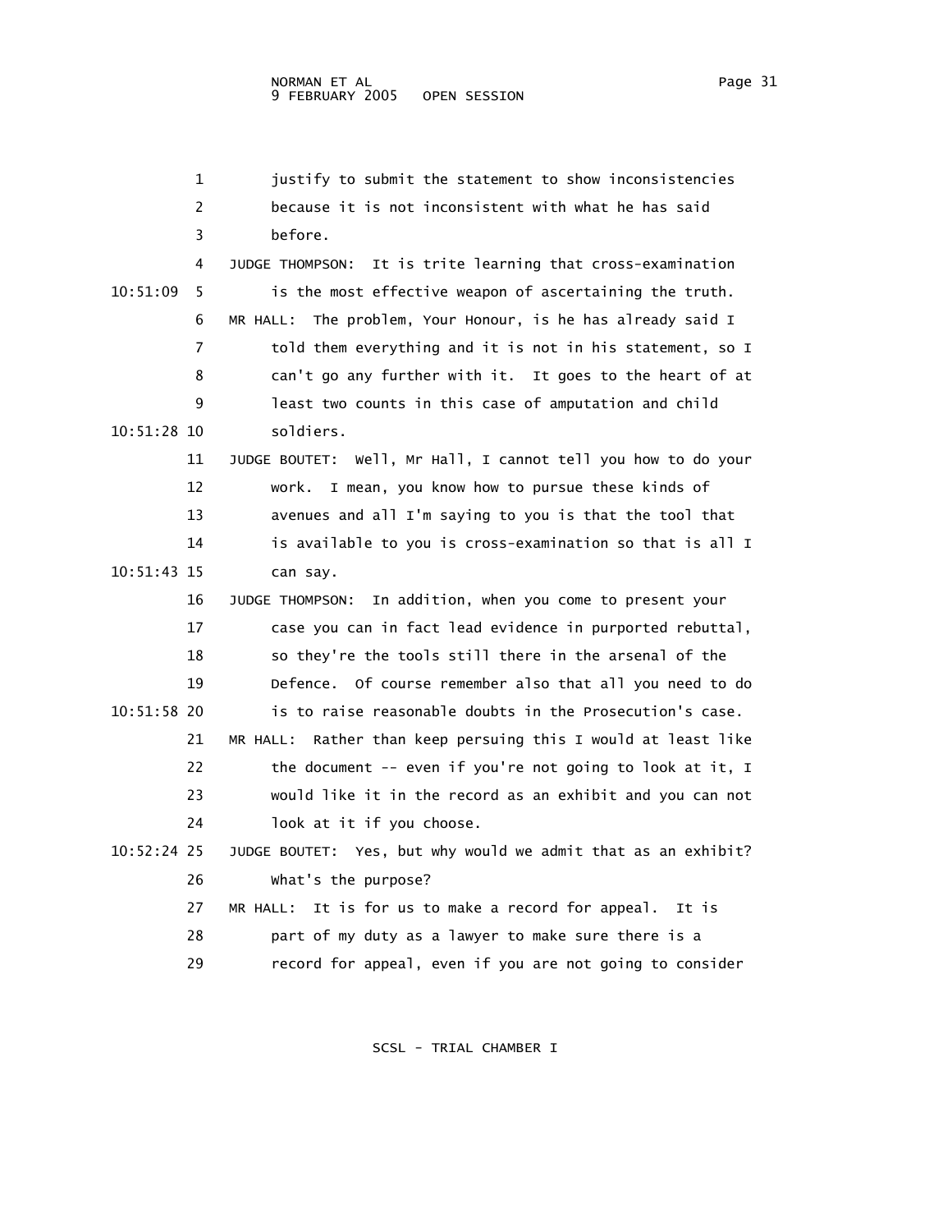1 justify to submit the statement to show inconsistencies
2 because it is not inconsistent with what he has said
3 before.
4 JUDGE THOMPSON: It is trite learning that cross-examination
10:51:09 5 is the most effective weapon of ascertaining the truth.
6 MR HALL: The problem, Your Honour, is he has already said I
7 told them everything and it is not in his statement, so I
8 can't go any further with it. It goes to the heart of at
9 least two counts in this case of amputation and child
10:51:28 10 soldiers.
11 JUDGE BOUTET: Well, Mr Hall, I cannot tell you how to do your
12 work. I mean, you know how to pursue these kinds of
13 avenues and all I'm saying to you is that the tool that
14 is available to you is cross-examination so that is all I
10:51:43 15 can say.
16 JUDGE THOMPSON: In addition, when you come to present your
17 case you can in fact lead evidence in purported rebuttal,
18 so they're the tools still there in the arsenal of the
19 Defence. Of course remember also that all you need to do
10:51:58 20 is to raise reasonable doubts in the Prosecution's case.
21 MR HALL: Rather than keep persuing this I would at least like
22 the document -- even if you're not going to look at it, I
23 would like it in the record as an exhibit and you can not
24 look at it if you choose.
10:52:24 25 JUDGE BOUTET: Yes, but why would we admit that as an exhibit?
26 What's the purpose?
27 MR HALL: It is for us to make a record for appeal. It is
28 part of my duty as a lawyer to make sure there is a
29 record for appeal, even if you are not going to consider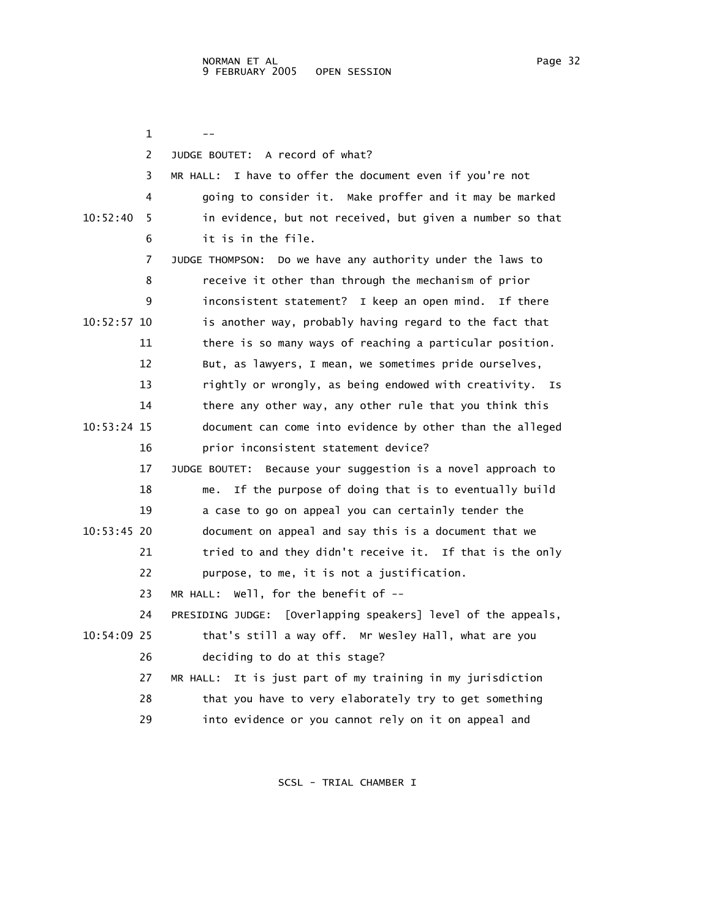1 --

2 JUDGE BOUTET: A record of what?

3 MR HALL: I have to offer the document even if you're not
4 going to consider it. Make proffer and it may be marked
10:52:40 5 in evidence, but not received, but given a number so that
6 it is in the file.

7 JUDGE THOMPSON: Do we have any authority under the laws to
8 receive it other than through the mechanism of prior
9 inconsistent statement? I keep an open mind. If there
10:52:57 10 is another way, probably having regard to the fact that
11 there is so many ways of reaching a particular position.
12 But, as lawyers, I mean, we sometimes pride ourselves,
13 rightly or wrongly, as being endowed with creativity. Is
14 there any other way, any other rule that you think this
10:53:24 15 document can come into evidence by other than the alleged
16 prior inconsistent statement device?

17 JUDGE BOUTET: Because your suggestion is a novel approach to
18 me. If the purpose of doing that is to eventually build
19 a case to go on appeal you can certainly tender the
10:53:45 20 document on appeal and say this is a document that we
21 tried to and they didn't receive it. If that is the only
22 purpose, to me, it is not a justification.

23 MR HALL: Well, for the benefit of --

24 PRESIDING JUDGE: [Overlapping speakers] level of the appeals,
10:54:09 25 that's still a way off. Mr Wesley Hall, what are you
26 deciding to do at this stage?

27 MR HALL: It is just part of my training in my jurisdiction
28 that you have to very elaborately try to get something
29 into evidence or you cannot rely on it on appeal and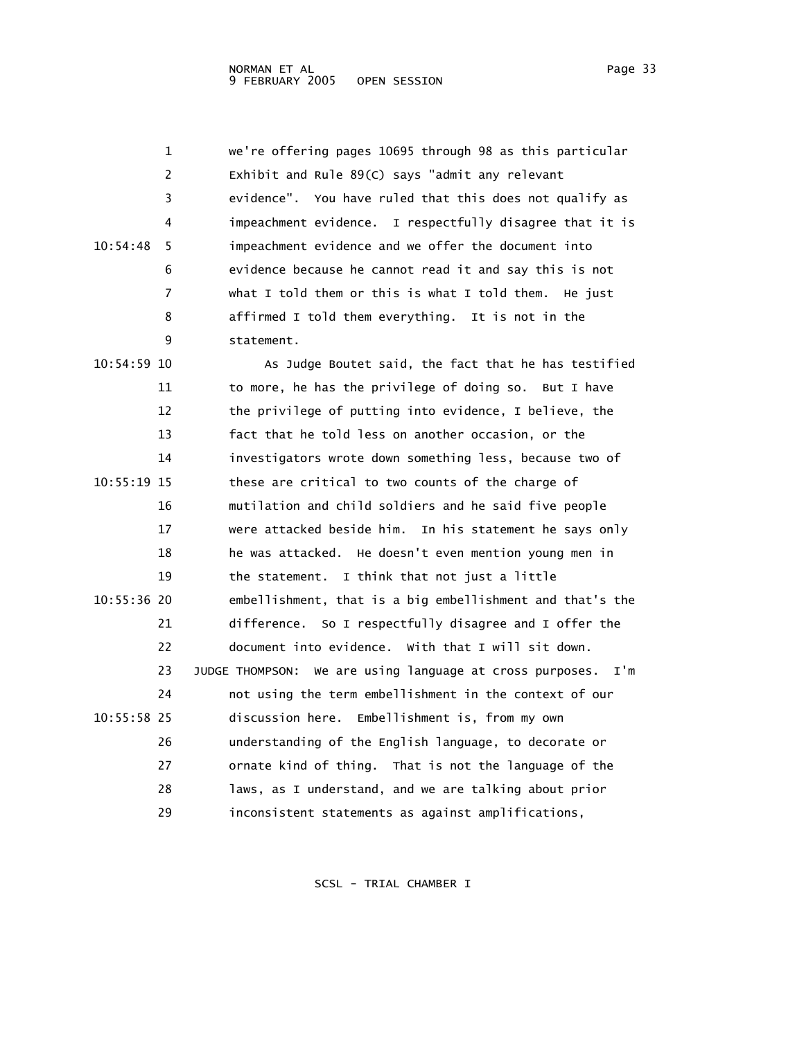we're offering pages 10695 through 98 as this particular Exhibit and Rule 89(C) says "admit any relevant evidence". You have ruled that this does not qualify as impeachment evidence. I respectfully disagree that it is impeachment evidence and we offer the document into evidence because he cannot read it and say this is not what I told them or this is what I told them. He just affirmed I told them everything. It is not in the statement.

As Judge Boutet said, the fact that he has testified to more, he has the privilege of doing so. But I have the privilege of putting into evidence, I believe, the fact that he told less on another occasion, or the investigators wrote down something less, because two of these are critical to two counts of the charge of mutilation and child soldiers and he said five people were attacked beside him. In his statement he says only he was attacked. He doesn't even mention young men in the statement. I think that not just a little embellishment, that is a big embellishment and that's the difference. So I respectfully disagree and I offer the document into evidence. With that I will sit down.

JUDGE THOMPSON: We are using language at cross purposes. I'm not using the term embellishment in the context of our discussion here. Embellishment is, from my own understanding of the English language, to decorate or ornate kind of thing. That is not the language of the laws, as I understand, and we are talking about prior inconsistent statements as against amplifications,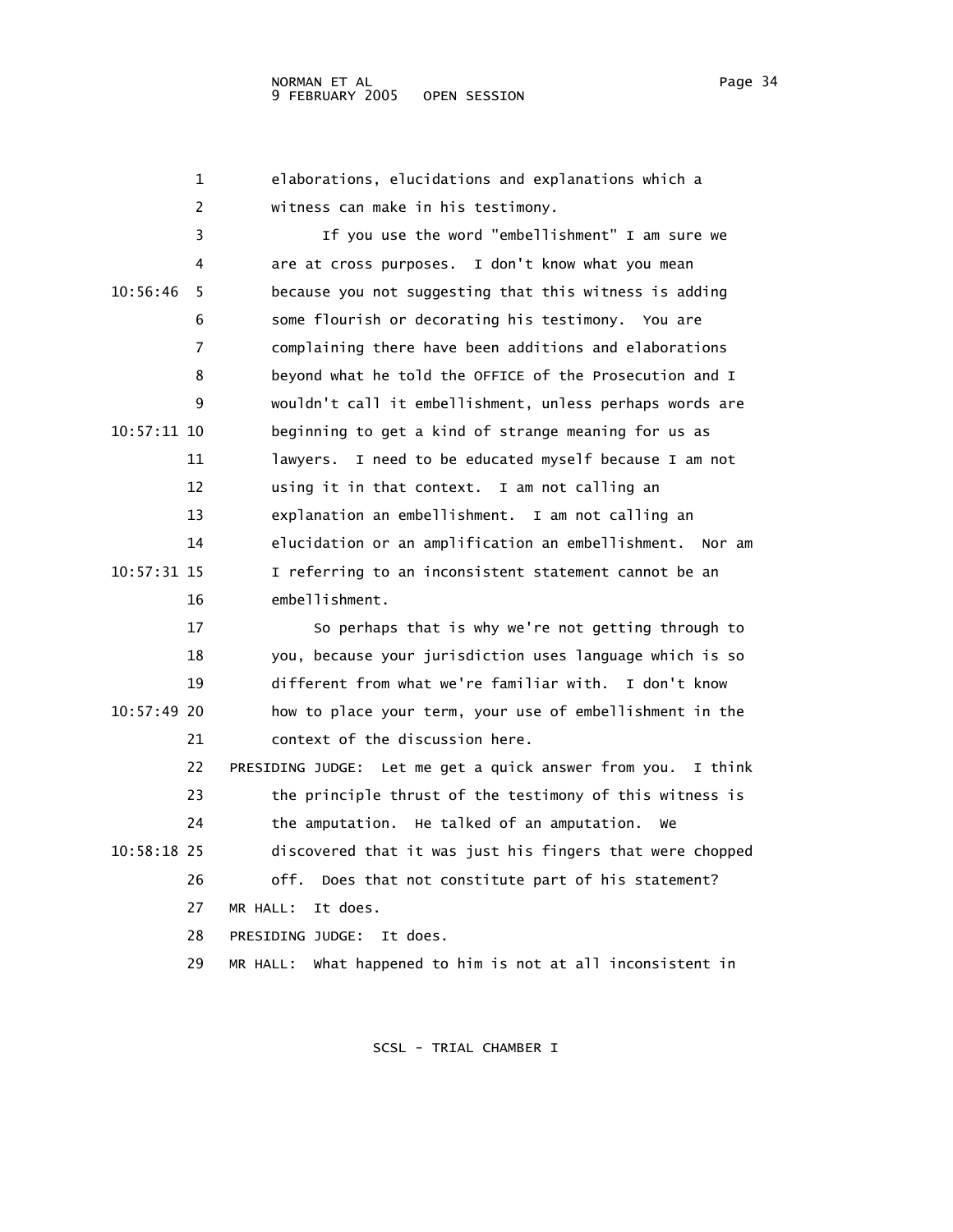elaborations, elucidations and explanations which a witness can make in his testimony.

If you use the word "embellishment" I am sure we are at cross purposes. I don't know what you mean because you not suggesting that this witness is adding some flourish or decorating his testimony. You are complaining there have been additions and elaborations beyond what he told the OFFICE of the Prosecution and I wouldn't call it embellishment, unless perhaps words are beginning to get a kind of strange meaning for us as lawyers. I need to be educated myself because I am not using it in that context. I am not calling an explanation an embellishment. I am not calling an elucidation or an amplification an embellishment. Nor am I referring to an inconsistent statement cannot be an embellishment.

So perhaps that is why we're not getting through to you, because your jurisdiction uses language which is so different from what we're familiar with. I don't know how to place your term, your use of embellishment in the context of the discussion here.

PRESIDING JUDGE: Let me get a quick answer from you. I think the principle thrust of the testimony of this witness is the amputation. He talked of an amputation. We discovered that it was just his fingers that were chopped off. Does that not constitute part of his statement?

MR HALL: It does.

PRESIDING JUDGE: It does.

MR HALL: What happened to him is not at all inconsistent in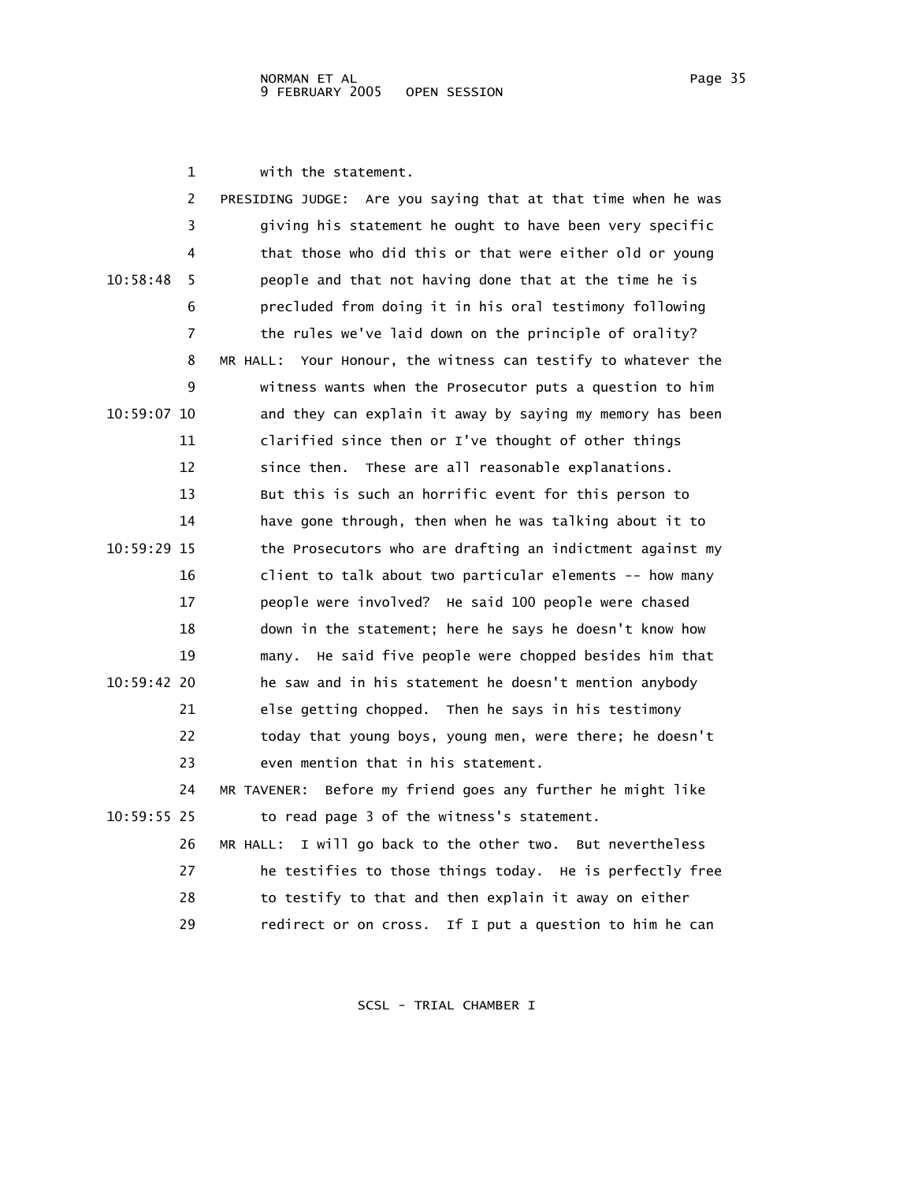with the statement.

PRESIDING JUDGE: Are you saying that at that time when he was giving his statement he ought to have been very specific that those who did this or that were either old or young people and that not having done that at the time he is precluded from doing it in his oral testimony following the rules we've laid down on the principle of orality?

MR HALL: Your Honour, the witness can testify to whatever the witness wants when the Prosecutor puts a question to him and they can explain it away by saying my memory has been clarified since then or I've thought of other things since then. These are all reasonable explanations. But this is such an horrific event for this person to have gone through, then when he was talking about it to the Prosecutors who are drafting an indictment against my client to talk about two particular elements -- how many people were involved? He said 100 people were chased down in the statement; here he says he doesn't know how many. He said five people were chopped besides him that he saw and in his statement he doesn't mention anybody else getting chopped. Then he says in his testimony today that young boys, young men, were there; he doesn't even mention that in his statement.

MR TAVENER: Before my friend goes any further he might like to read page 3 of the witness's statement.

MR HALL: I will go back to the other two. But nevertheless he testifies to those things today. He is perfectly free to testify to that and then explain it away on either redirect or on cross. If I put a question to him he can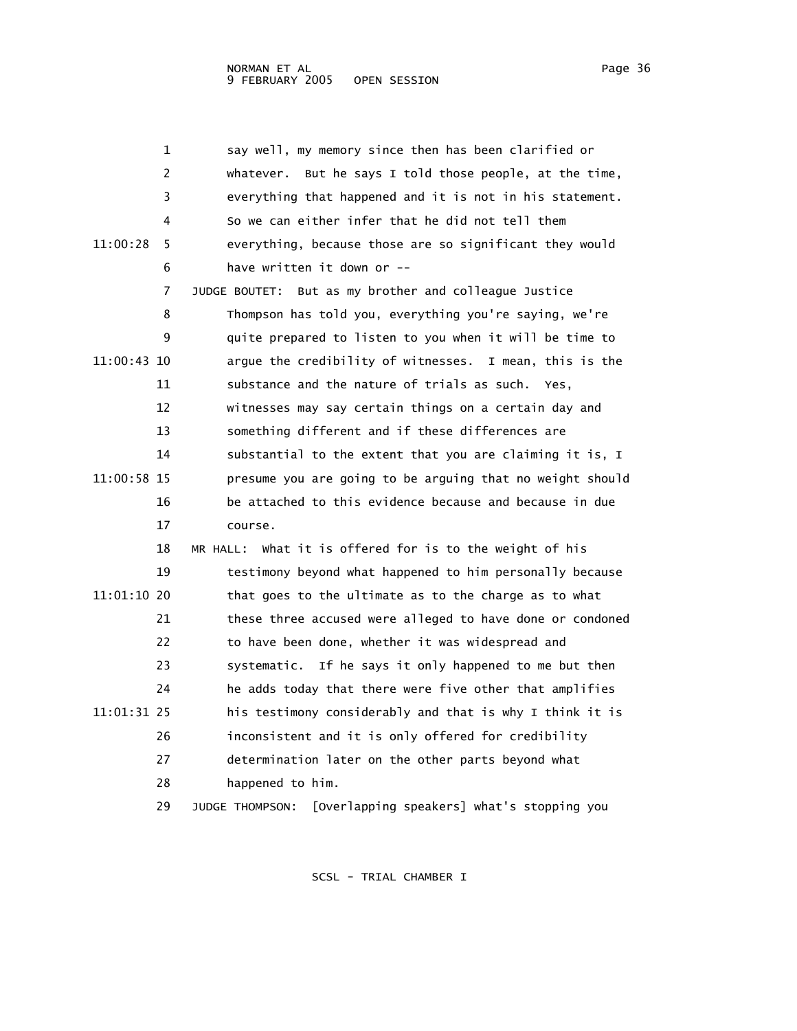say well, my memory since then has been clarified or whatever. But he says I told those people, at the time, everything that happened and it is not in his statement. So we can either infer that he did not tell them everything, because those are so significant they would have written it down or --

JUDGE BOUTET: But as my brother and colleague Justice Thompson has told you, everything you're saying, we're quite prepared to listen to you when it will be time to argue the credibility of witnesses. I mean, this is the substance and the nature of trials as such. Yes, witnesses may say certain things on a certain day and something different and if these differences are substantial to the extent that you are claiming it is, I presume you are going to be arguing that no weight should be attached to this evidence because and because in due course.

MR HALL: What it is offered for is to the weight of his testimony beyond what happened to him personally because that goes to the ultimate as to the charge as to what these three accused were alleged to have done or condoned to have been done, whether it was widespread and systematic. If he says it only happened to me but then he adds today that there were five other that amplifies his testimony considerably and that is why I think it is inconsistent and it is only offered for credibility determination later on the other parts beyond what happened to him.

JUDGE THOMPSON: [Overlapping speakers] what's stopping you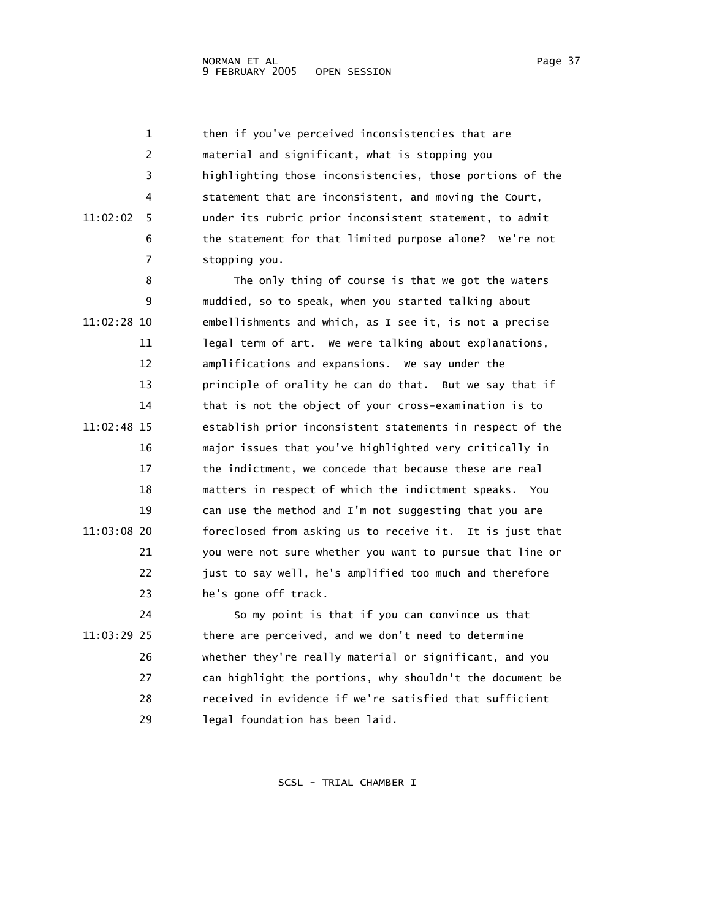then if you've perceived inconsistencies that are material and significant, what is stopping you highlighting those inconsistencies, those portions of the statement that are inconsistent, and moving the Court, under its rubric prior inconsistent statement, to admit the statement for that limited purpose alone? We're not stopping you.

The only thing of course is that we got the waters muddied, so to speak, when you started talking about embellishments and which, as I see it, is not a precise legal term of art. We were talking about explanations, amplifications and expansions. We say under the principle of orality he can do that. But we say that if that is not the object of your cross-examination is to establish prior inconsistent statements in respect of the major issues that you've highlighted very critically in the indictment, we concede that because these are real matters in respect of which the indictment speaks. You can use the method and I'm not suggesting that you are foreclosed from asking us to receive it. It is just that you were not sure whether you want to pursue that line or just to say well, he's amplified too much and therefore he's gone off track.

So my point is that if you can convince us that there are perceived, and we don't need to determine whether they're really material or significant, and you can highlight the portions, why shouldn't the document be received in evidence if we're satisfied that sufficient legal foundation has been laid.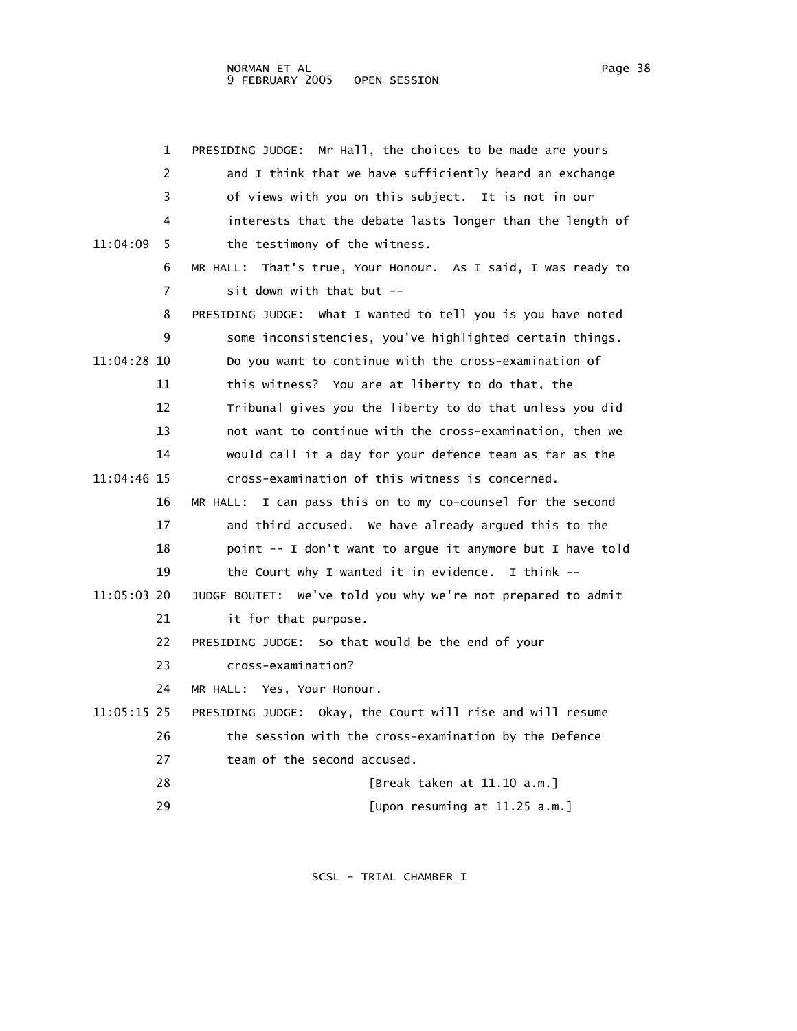1 PRESIDING JUDGE: Mr Hall, the choices to be made are yours
2 and I think that we have sufficiently heard an exchange
3 of views with you on this subject. It is not in our
4 interests that the debate lasts longer than the length of
11:04:09 5 the testimony of the witness.
6 MR HALL: That's true, Your Honour. As I said, I was ready to
7 sit down with that but --
8 PRESIDING JUDGE: What I wanted to tell you is you have noted
9 some inconsistencies, you've highlighted certain things.
11:04:28 10 Do you want to continue with the cross-examination of
11 this witness? You are at liberty to do that, the
12 Tribunal gives you the liberty to do that unless you did
13 not want to continue with the cross-examination, then we
14 would call it a day for your defence team as far as the
11:04:46 15 cross-examination of this witness is concerned.
16 MR HALL: I can pass this on to my co-counsel for the second
17 and third accused. We have already argued this to the
18 point -- I don't want to argue it anymore but I have told
19 the Court why I wanted it in evidence. I think --
11:05:03 20 JUDGE BOUTET: We've told you why we're not prepared to admit
21 it for that purpose.
22 PRESIDING JUDGE: So that would be the end of your
23 cross-examination?
24 MR HALL: Yes, Your Honour.
11:05:15 25 PRESIDING JUDGE: Okay, the Court will rise and will resume
26 the session with the cross-examination by the Defence
27 team of the second accused.
28 [Break taken at 11.10 a.m.]
29 [Upon resuming at 11.25 a.m.]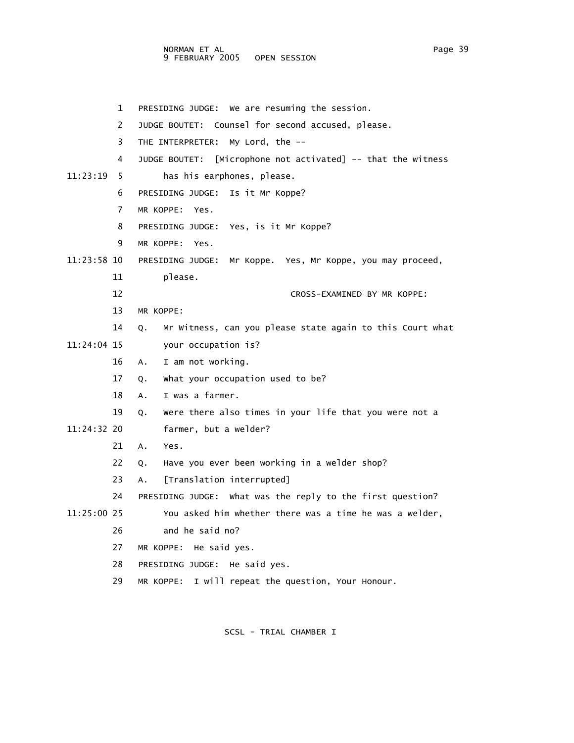1 PRESIDING JUDGE: We are resuming the session.

2 JUDGE BOUTET: Counsel for second accused, please.

3 THE INTERPRETER: My Lord, the --

4 JUDGE BOUTET: [Microphone not activated] -- that the witness

11:23:19 5 has his earphones, please.

6 PRESIDING JUDGE: Is it Mr Koppe?

7 MR KOPPE: Yes.

8 PRESIDING JUDGE: Yes, is it Mr Koppe?

9 MR KOPPE: Yes.

11:23:58 10 PRESIDING JUDGE: Mr Koppe. Yes, Mr Koppe, you may proceed,

11 please.

12 CROSS-EXAMINED BY MR KOPPE:

13 MR KOPPE:

14 Q. Mr Witness, can you please state again to this Court what

11:24:04 15 your occupation is?

16 A. I am not working.

17 Q. What your occupation used to be?

18 A. I was a farmer.

19 Q. Were there also times in your life that you were not a

11:24:32 20 farmer, but a welder?

21 A. Yes.

22 Q. Have you ever been working in a welder shop?

23 A. [Translation interrupted]

24 PRESIDING JUDGE: What was the reply to the first question?

11:25:00 25 You asked him whether there was a time he was a welder,

26 and he said no?

27 MR KOPPE: He said yes.

28 PRESIDING JUDGE: He said yes.

29 MR KOPPE: I will repeat the question, Your Honour.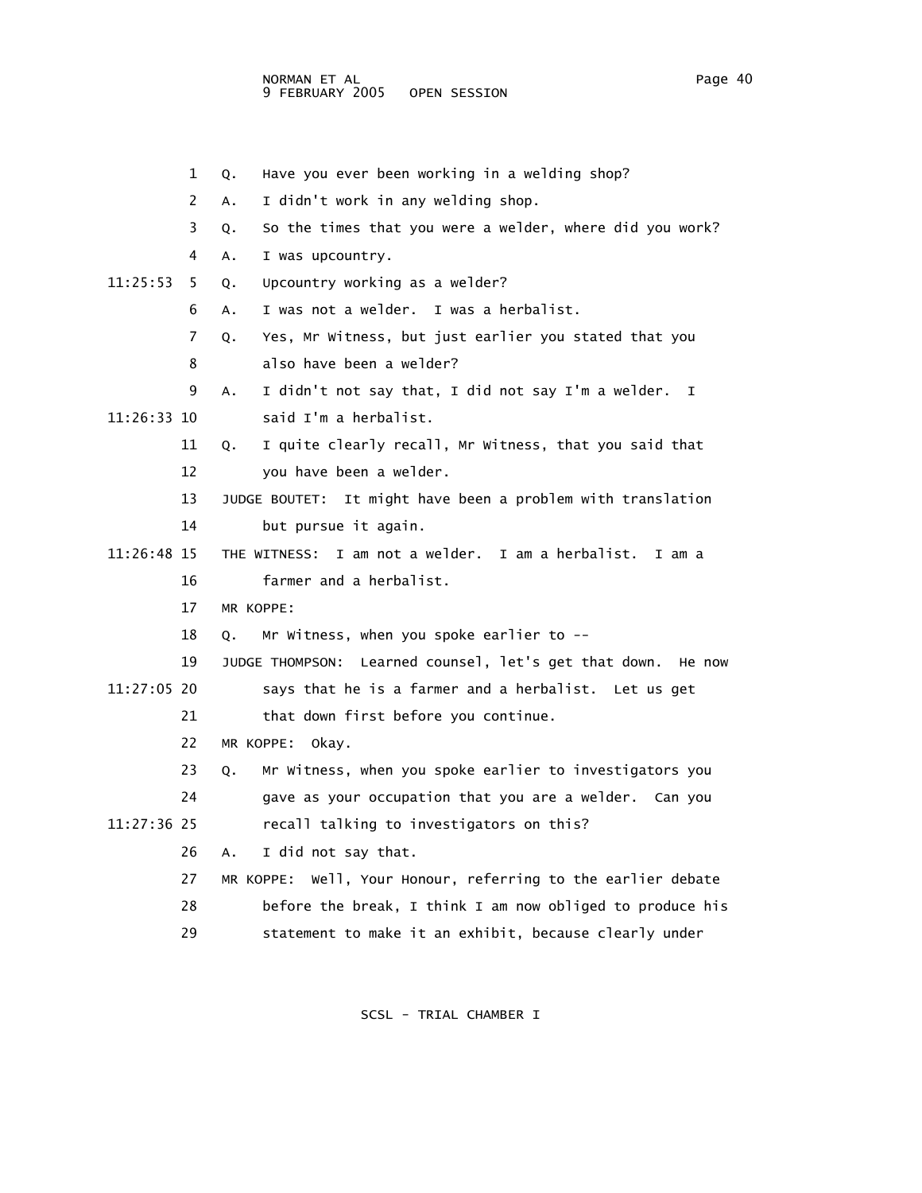1 Q. Have you ever been working in a welding shop?

2 A. I didn't work in any welding shop.

3 Q. So the times that you were a welder, where did you work?

4 A. I was upcountry.

11:25:53 5 Q. Upcountry working as a welder?

6 A. I was not a welder. I was a herbalist.

7 Q. Yes, Mr Witness, but just earlier you stated that you

8 also have been a welder?

9 A. I didn't not say that, I did not say I'm a welder. I

11:26:33 10 said I'm a herbalist.

11 Q. I quite clearly recall, Mr Witness, that you said that

12 you have been a welder.

13 JUDGE BOUTET: It might have been a problem with translation

14 but pursue it again.

11:26:48 15 THE WITNESS: I am not a welder. I am a herbalist. I am a

16 farmer and a herbalist.

17 MR KOPPE:

18 Q. Mr Witness, when you spoke earlier to --

19 JUDGE THOMPSON: Learned counsel, let's get that down. He now

11:27:05 20 says that he is a farmer and a herbalist. Let us get

21 that down first before you continue.

22 MR KOPPE: Okay.

23 Q. Mr Witness, when you spoke earlier to investigators you

24 gave as your occupation that you are a welder. Can you

11:27:36 25 recall talking to investigators on this?

26 A. I did not say that.

27 MR KOPPE: Well, Your Honour, referring to the earlier debate

28 before the break, I think I am now obliged to produce his

29 statement to make it an exhibit, because clearly under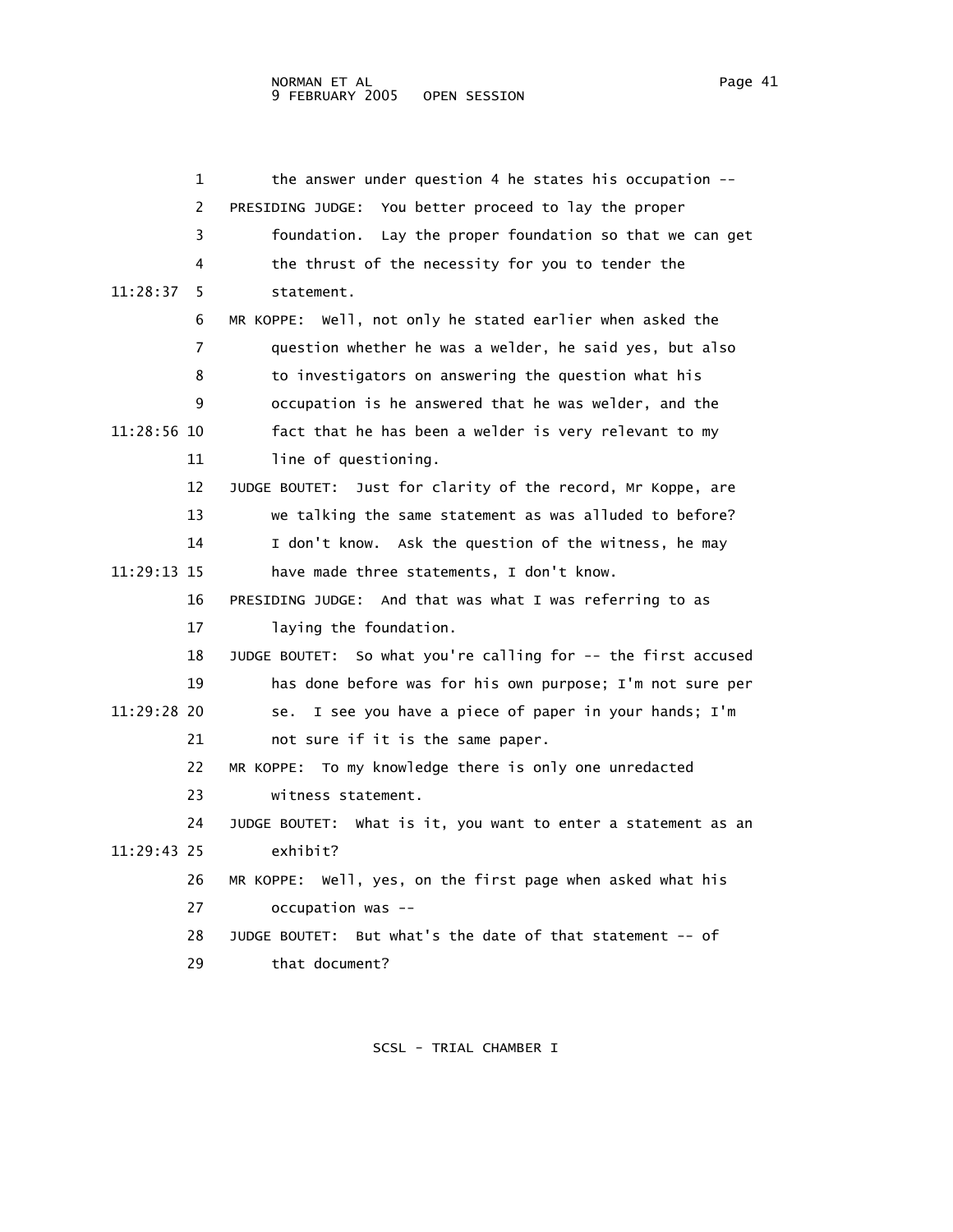1 the answer under question 4 he states his occupation --

2 PRESIDING JUDGE: You better proceed to lay the proper

3 foundation. Lay the proper foundation so that we can get

4 the thrust of the necessity for you to tender the

11:28:37 5 statement.

6 MR KOPPE: Well, not only he stated earlier when asked the

7 question whether he was a welder, he said yes, but also

8 to investigators on answering the question what his

9 occupation is he answered that he was welder, and the

11:28:56 10 fact that he has been a welder is very relevant to my

11 line of questioning.

12 JUDGE BOUTET: Just for clarity of the record, Mr Koppe, are

13 we talking the same statement as was alluded to before?

14 I don't know. Ask the question of the witness, he may

11:29:13 15 have made three statements, I don't know.

16 PRESIDING JUDGE: And that was what I was referring to as

17 laying the foundation.

18 JUDGE BOUTET: So what you're calling for -- the first accused

19 has done before was for his own purpose; I'm not sure per

11:29:28 20 se. I see you have a piece of paper in your hands; I'm

21 not sure if it is the same paper.

22 MR KOPPE: To my knowledge there is only one unredacted

23 witness statement.

24 JUDGE BOUTET: What is it, you want to enter a statement as an

11:29:43 25 exhibit?

26 MR KOPPE: Well, yes, on the first page when asked what his

27 occupation was --

28 JUDGE BOUTET: But what's the date of that statement -- of

29 that document?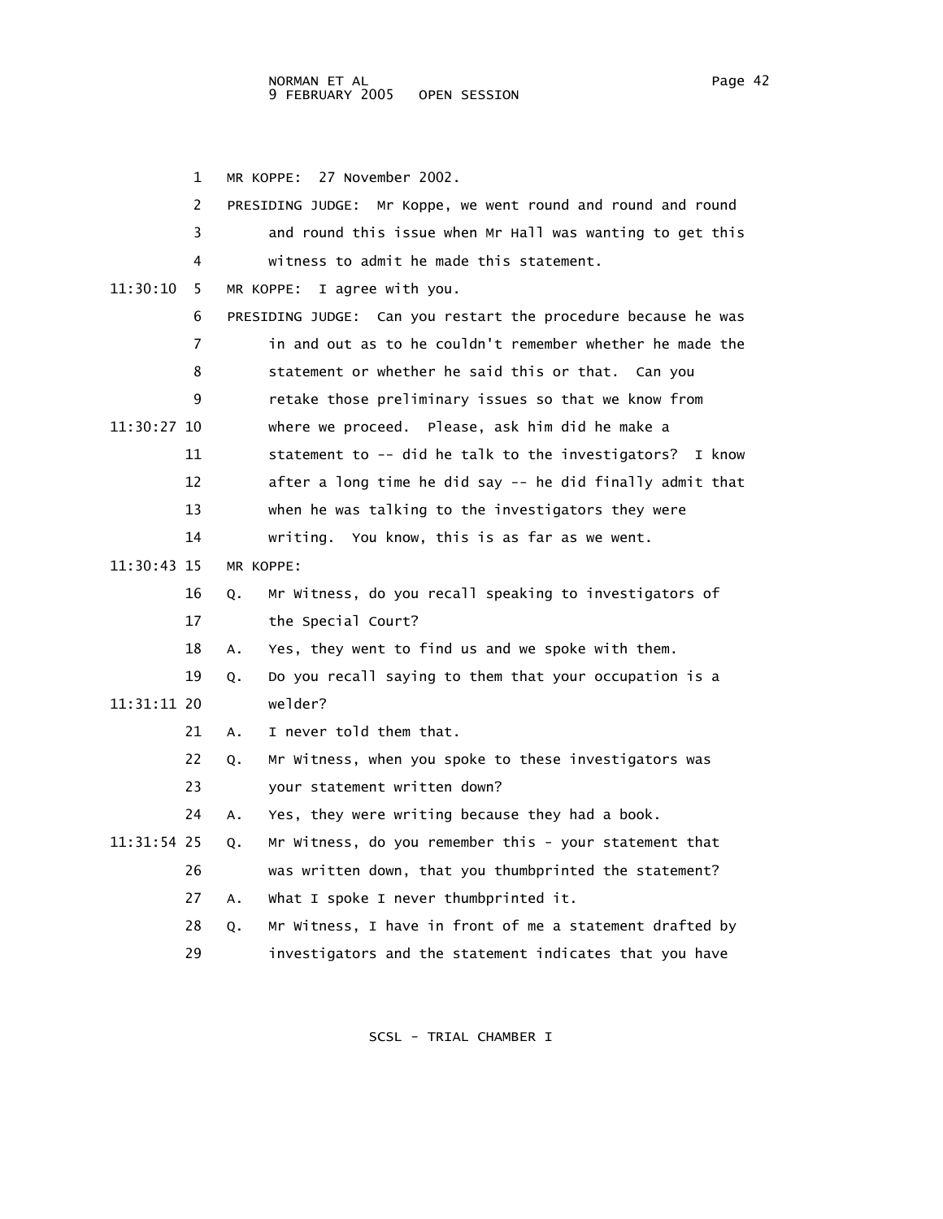1 MR KOPPE: 27 November 2002.

2 PRESIDING JUDGE: Mr Koppe, we went round and round and round

3 and round this issue when Mr Hall was wanting to get this

4 witness to admit he made this statement.

11:30:10 5 MR KOPPE: I agree with you.

6 PRESIDING JUDGE: Can you restart the procedure because he was

7 in and out as to he couldn't remember whether he made the

8 statement or whether he said this or that. Can you

9 retake those preliminary issues so that we know from

11:30:27 10 where we proceed. Please, ask him did he make a

11 statement to -- did he talk to the investigators? I know

12 after a long time he did say -- he did finally admit that

13 when he was talking to the investigators they were

14 writing. You know, this is as far as we went.

11:30:43 15 MR KOPPE:

16 Q. Mr Witness, do you recall speaking to investigators of

17 the Special Court?

18 A. Yes, they went to find us and we spoke with them.

19 Q. Do you recall saying to them that your occupation is a

11:31:11 20 welder?

21 A. I never told them that.

22 Q. Mr Witness, when you spoke to these investigators was

23 your statement written down?

24 A. Yes, they were writing because they had a book.

11:31:54 25 Q. Mr Witness, do you remember this - your statement that

26 was written down, that you thumbprinted the statement?

27 A. What I spoke I never thumbprinted it.

28 Q. Mr Witness, I have in front of me a statement drafted by

29 investigators and the statement indicates that you have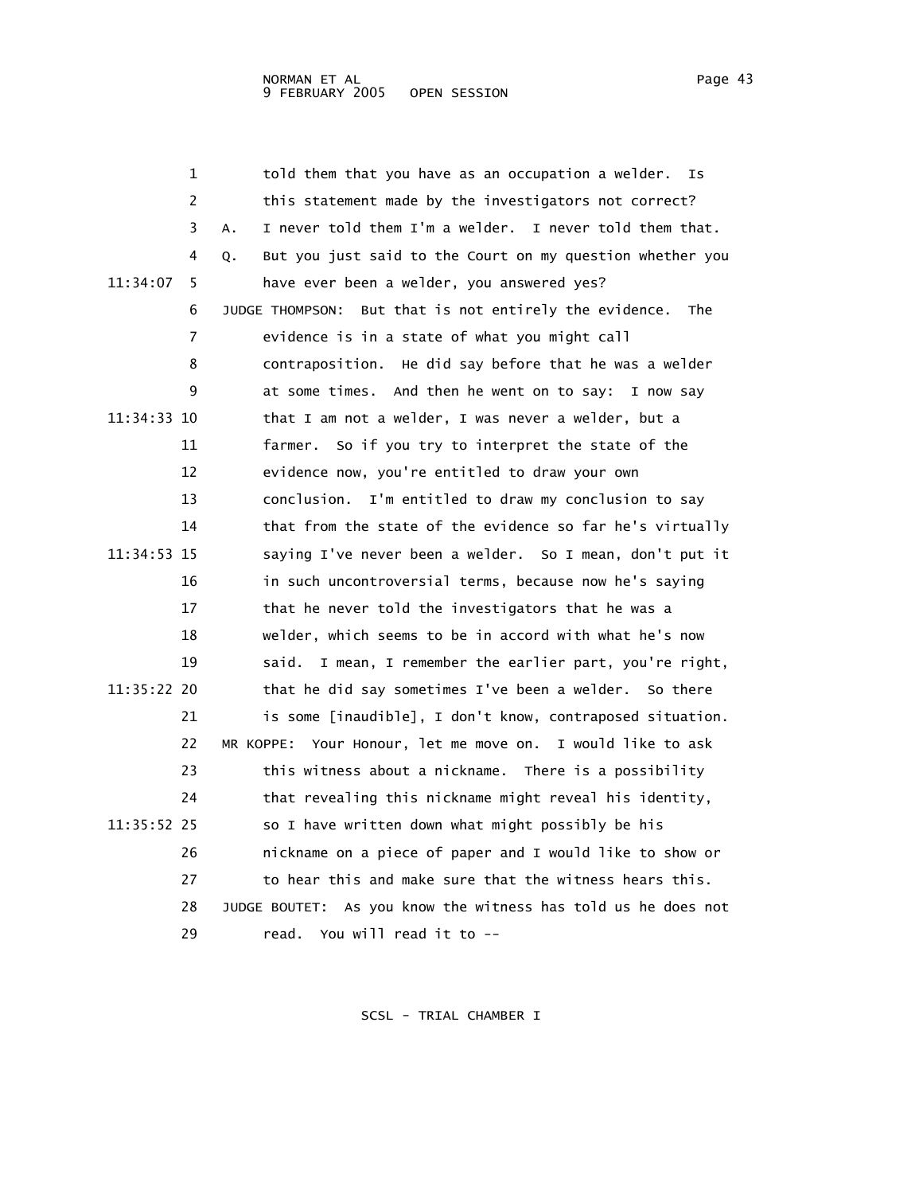1 told them that you have as an occupation a welder. Is
2 this statement made by the investigators not correct?
3 A. I never told them I'm a welder. I never told them that.
4 Q. But you just said to the Court on my question whether you
11:34:07 5 have ever been a welder, you answered yes?
6 JUDGE THOMPSON: But that is not entirely the evidence. The
7 evidence is in a state of what you might call
8 contraposition. He did say before that he was a welder
9 at some times. And then he went on to say: I now say
11:34:33 10 that I am not a welder, I was never a welder, but a
11 farmer. So if you try to interpret the state of the
12 evidence now, you're entitled to draw your own
13 conclusion. I'm entitled to draw my conclusion to say
14 that from the state of the evidence so far he's virtually
11:34:53 15 saying I've never been a welder. So I mean, don't put it
16 in such uncontroversial terms, because now he's saying
17 that he never told the investigators that he was a
18 welder, which seems to be in accord with what he's now
19 said. I mean, I remember the earlier part, you're right,
11:35:22 20 that he did say sometimes I've been a welder. So there
21 is some [inaudible], I don't know, contraposed situation.
22 MR KOPPE: Your Honour, let me move on. I would like to ask
23 this witness about a nickname. There is a possibility
24 that revealing this nickname might reveal his identity,
11:35:52 25 so I have written down what might possibly be his
26 nickname on a piece of paper and I would like to show or
27 to hear this and make sure that the witness hears this.
28 JUDGE BOUTET: As you know the witness has told us he does not
29 read. You will read it to --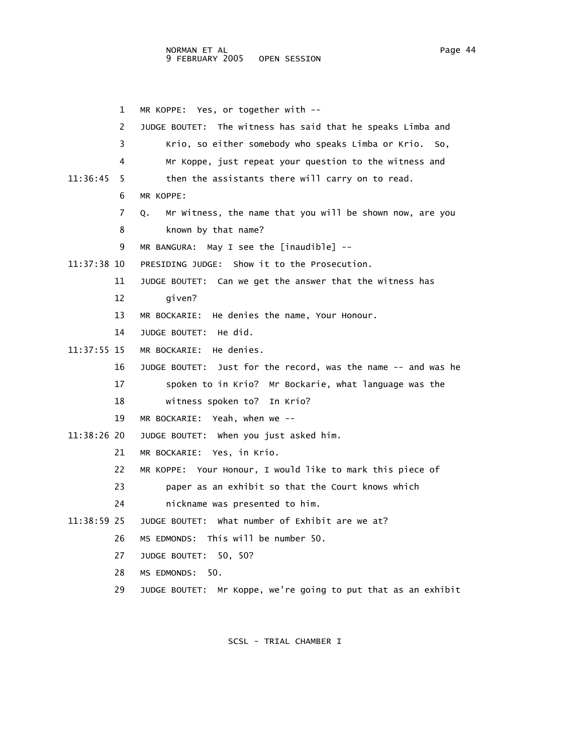1 MR KOPPE: Yes, or together with --

2 JUDGE BOUTET: The witness has said that he speaks Limba and

3 Krio, so either somebody who speaks Limba or Krio. So,

4 Mr Koppe, just repeat your question to the witness and

11:36:45 5 then the assistants there will carry on to read.

6 MR KOPPE:

7 Q. Mr Witness, the name that you will be shown now, are you

8 known by that name?

9 MR BANGURA: May I see the [inaudible] --

11:37:38 10 PRESIDING JUDGE: Show it to the Prosecution.

11 JUDGE BOUTET: Can we get the answer that the witness has

12 given?

13 MR BOCKARIE: He denies the name, Your Honour.

14 JUDGE BOUTET: He did.

11:37:55 15 MR BOCKARIE: He denies.

16 JUDGE BOUTET: Just for the record, was the name -- and was he

17 spoken to in Krio? Mr Bockarie, what language was the

18 witness spoken to? In Krio?

19 MR BOCKARIE: Yeah, when we --

11:38:26 20 JUDGE BOUTET: When you just asked him.

21 MR BOCKARIE: Yes, in Krio.

22 MR KOPPE: Your Honour, I would like to mark this piece of

23 paper as an exhibit so that the Court knows which

24 nickname was presented to him.

11:38:59 25 JUDGE BOUTET: What number of Exhibit are we at?

26 MS EDMONDS: This will be number 50.

27 JUDGE BOUTET: 50, 50?

28 MS EDMONDS: 50.

29 JUDGE BOUTET: Mr Koppe, we're going to put that as an exhibit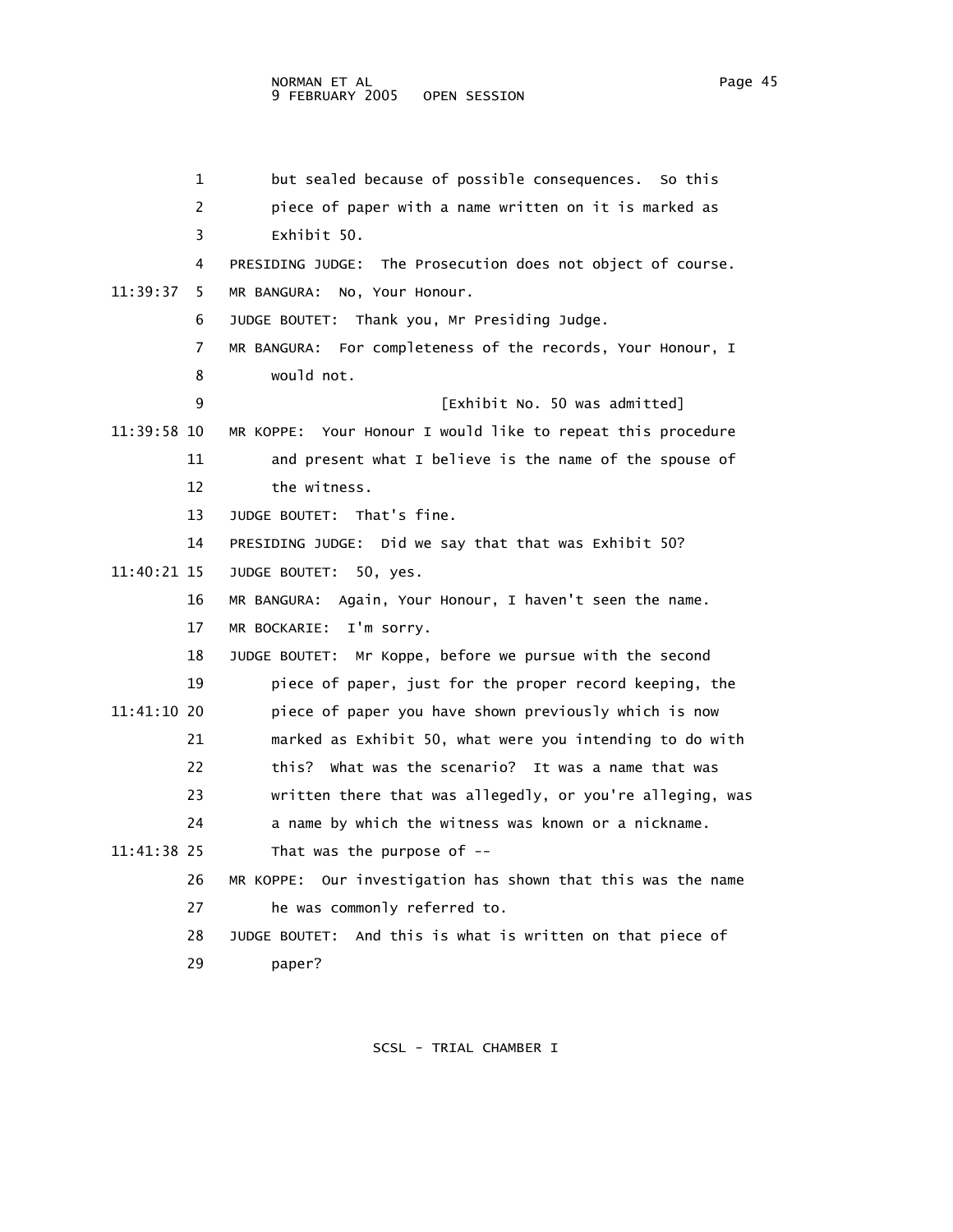1 but sealed because of possible consequences. So this
2 piece of paper with a name written on it is marked as
3 Exhibit 50.
4 PRESIDING JUDGE: The Prosecution does not object of course.
11:39:37 5 MR BANGURA: No, Your Honour.
6 JUDGE BOUTET: Thank you, Mr Presiding Judge.
7 MR BANGURA: For completeness of the records, Your Honour, I
8 would not.
9 [Exhibit No. 50 was admitted]
11:39:58 10 MR KOPPE: Your Honour I would like to repeat this procedure
11 and present what I believe is the name of the spouse of
12 the witness.
13 JUDGE BOUTET: That's fine.
14 PRESIDING JUDGE: Did we say that that was Exhibit 50?
11:40:21 15 JUDGE BOUTET: 50, yes.
16 MR BANGURA: Again, Your Honour, I haven't seen the name.
17 MR BOCKARIE: I'm sorry.
18 JUDGE BOUTET: Mr Koppe, before we pursue with the second
19 piece of paper, just for the proper record keeping, the
11:41:10 20 piece of paper you have shown previously which is now
21 marked as Exhibit 50, what were you intending to do with
22 this? What was the scenario? It was a name that was
23 written there that was allegedly, or you're alleging, was
24 a name by which the witness was known or a nickname.
11:41:38 25 That was the purpose of --
26 MR KOPPE: Our investigation has shown that this was the name
27 he was commonly referred to.
28 JUDGE BOUTET: And this is what is written on that piece of
29 paper?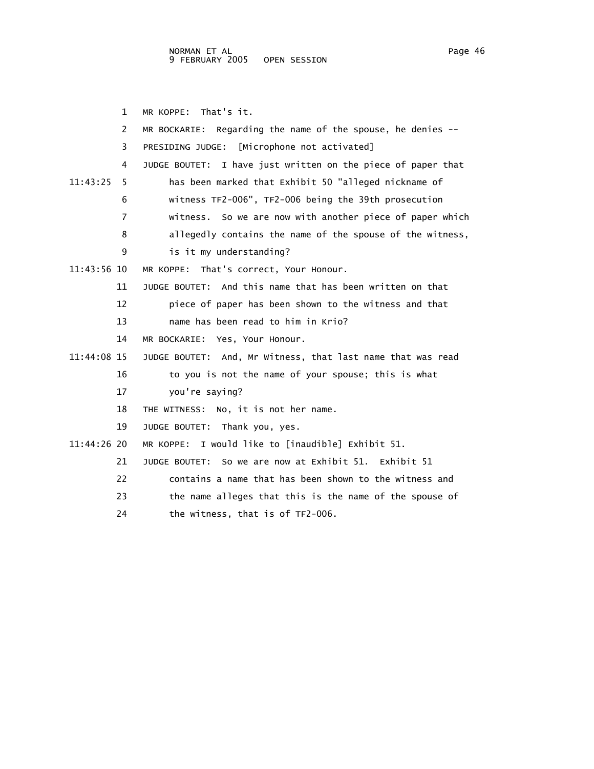1 MR KOPPE: That's it.

2 MR BOCKARIE: Regarding the name of the spouse, he denies --

3 PRESIDING JUDGE: [Microphone not activated]

4 JUDGE BOUTET: I have just written on the piece of paper that

11:43:25 5 has been marked that Exhibit 50 "alleged nickname of

6 witness TF2-006", TF2-006 being the 39th prosecution

7 witness. So we are now with another piece of paper which

8 allegedly contains the name of the spouse of the witness,

9 is it my understanding?

11:43:56 10 MR KOPPE: That's correct, Your Honour.

11 JUDGE BOUTET: And this name that has been written on that

12 piece of paper has been shown to the witness and that

13 name has been read to him in Krio?

14 MR BOCKARIE: Yes, Your Honour.

11:44:08 15 JUDGE BOUTET: And, Mr Witness, that last name that was read

16 to you is not the name of your spouse; this is what

17 you're saying?

18 THE WITNESS: No, it is not her name.

19 JUDGE BOUTET: Thank you, yes.

11:44:26 20 MR KOPPE: I would like to [inaudible] Exhibit 51.

21 JUDGE BOUTET: So we are now at Exhibit 51. Exhibit 51

22 contains a name that has been shown to the witness and

23 the name alleges that this is the name of the spouse of

24 the witness, that is of TF2-006.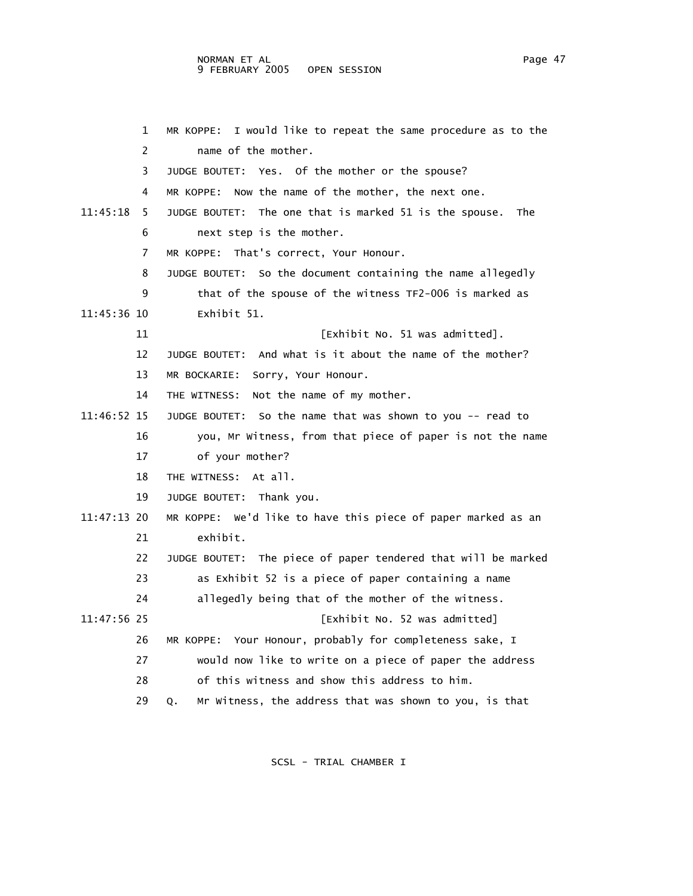1 MR KOPPE: I would like to repeat the same procedure as to the
2 name of the mother.
3 JUDGE BOUTET: Yes. Of the mother or the spouse?
4 MR KOPPE: Now the name of the mother, the next one.
11:45:18 5 JUDGE BOUTET: The one that is marked 51 is the spouse. The
6 next step is the mother.
7 MR KOPPE: That's correct, Your Honour.
8 JUDGE BOUTET: So the document containing the name allegedly
9 that of the spouse of the witness TF2-006 is marked as
11:45:36 10 Exhibit 51.
11 [Exhibit No. 51 was admitted].
12 JUDGE BOUTET: And what is it about the name of the mother?
13 MR BOCKARIE: Sorry, Your Honour.
14 THE WITNESS: Not the name of my mother.
11:46:52 15 JUDGE BOUTET: So the name that was shown to you -- read to
16 you, Mr Witness, from that piece of paper is not the name
17 of your mother?
18 THE WITNESS: At all.
19 JUDGE BOUTET: Thank you.
11:47:13 20 MR KOPPE: We'd like to have this piece of paper marked as an
21 exhibit.
22 JUDGE BOUTET: The piece of paper tendered that will be marked
23 as Exhibit 52 is a piece of paper containing a name
24 allegedly being that of the mother of the witness.
11:47:56 25 [Exhibit No. 52 was admitted]
26 MR KOPPE: Your Honour, probably for completeness sake, I
27 would now like to write on a piece of paper the address
28 of this witness and show this address to him.
29 Q. Mr Witness, the address that was shown to you, is that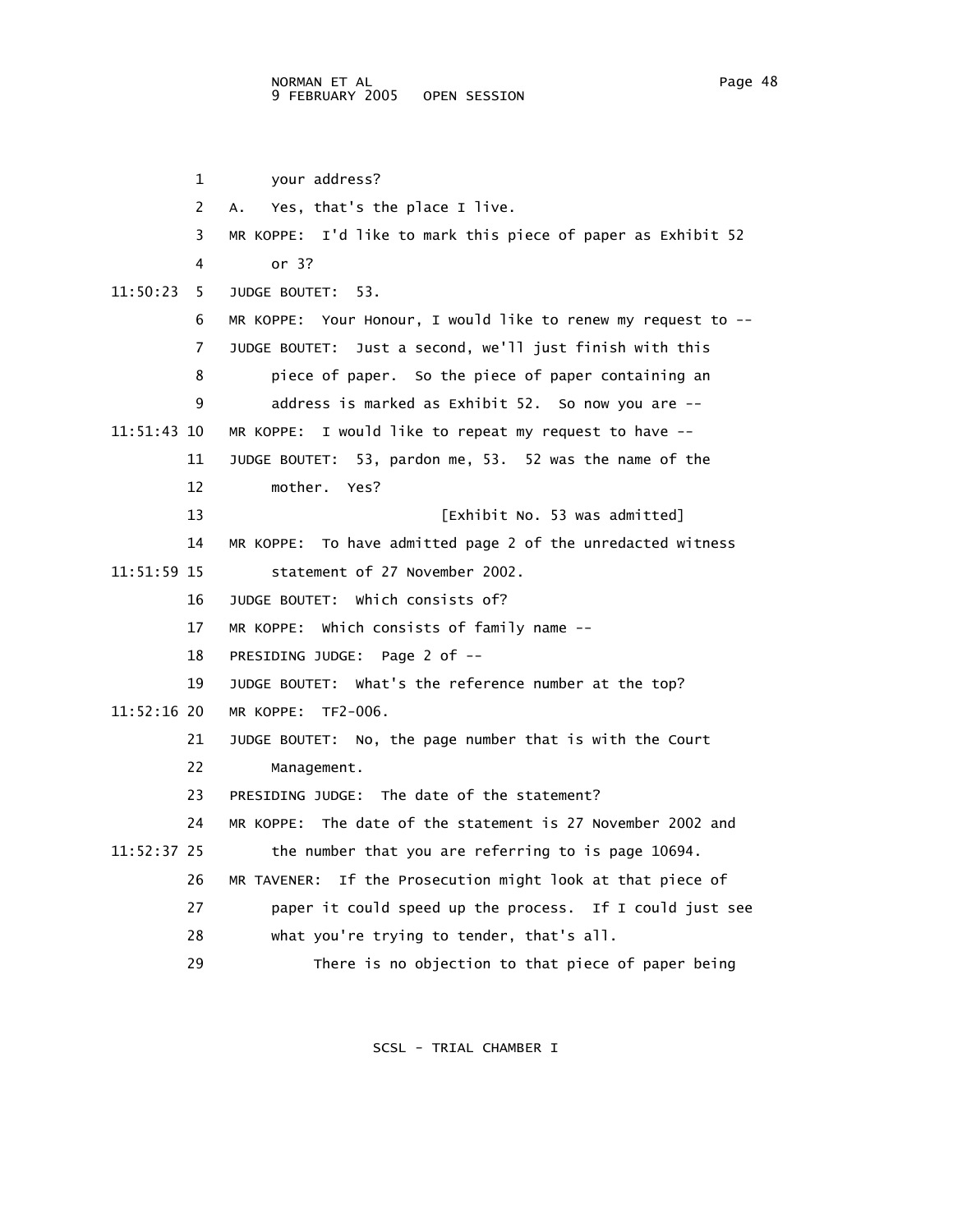1 your address?

2 A. Yes, that's the place I live.

3 MR KOPPE: I'd like to mark this piece of paper as Exhibit 52

4 or 3?

11:50:23 5 JUDGE BOUTET: 53.

6 MR KOPPE: Your Honour, I would like to renew my request to --

7 JUDGE BOUTET: Just a second, we'll just finish with this

8 piece of paper. So the piece of paper containing an

9 address is marked as Exhibit 52. So now you are --

11:51:43 10 MR KOPPE: I would like to repeat my request to have --

11 JUDGE BOUTET: 53, pardon me, 53. 52 was the name of the

12 mother. Yes?

13 [Exhibit No. 53 was admitted]

14 MR KOPPE: To have admitted page 2 of the unredacted witness

11:51:59 15 statement of 27 November 2002.

16 JUDGE BOUTET: Which consists of?

17 MR KOPPE: Which consists of family name --

18 PRESIDING JUDGE: Page 2 of --

19 JUDGE BOUTET: What's the reference number at the top?

11:52:16 20 MR KOPPE: TF2-006.

21 JUDGE BOUTET: No, the page number that is with the Court

22 Management.

23 PRESIDING JUDGE: The date of the statement?

24 MR KOPPE: The date of the statement is 27 November 2002 and

11:52:37 25 the number that you are referring to is page 10694.

26 MR TAVENER: If the Prosecution might look at that piece of

27 paper it could speed up the process. If I could just see

28 what you're trying to tender, that's all.

29 There is no objection to that piece of paper being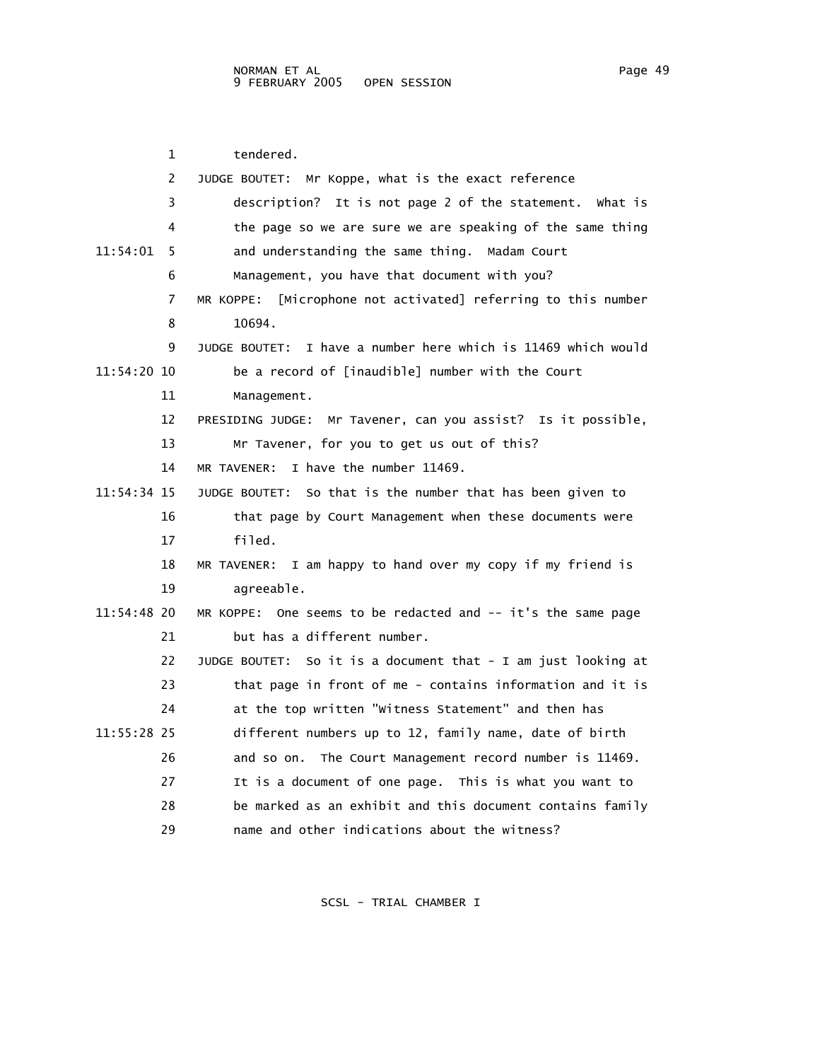1 tendered.

2 JUDGE BOUTET: Mr Koppe, what is the exact reference

3 description? It is not page 2 of the statement. What is

4 the page so we are sure we are speaking of the same thing

11:54:01 5 and understanding the same thing. Madam Court

6 Management, you have that document with you?

7 MR KOPPE: [Microphone not activated] referring to this number

8 10694.

9 JUDGE BOUTET: I have a number here which is 11469 which would

11:54:20 10 be a record of [inaudible] number with the Court

11 Management.

12 PRESIDING JUDGE: Mr Tavener, can you assist? Is it possible,

13 Mr Tavener, for you to get us out of this?

14 MR TAVENER: I have the number 11469.

11:54:34 15 JUDGE BOUTET: So that is the number that has been given to

16 that page by Court Management when these documents were

17 filed.

18 MR TAVENER: I am happy to hand over my copy if my friend is

19 agreeable.

11:54:48 20 MR KOPPE: One seems to be redacted and -- it's the same page

21 but has a different number.

22 JUDGE BOUTET: So it is a document that - I am just looking at

23 that page in front of me - contains information and it is

24 at the top written "Witness Statement" and then has

11:55:28 25 different numbers up to 12, family name, date of birth

26 and so on. The Court Management record number is 11469.

27 It is a document of one page. This is what you want to

28 be marked as an exhibit and this document contains family

29 name and other indications about the witness?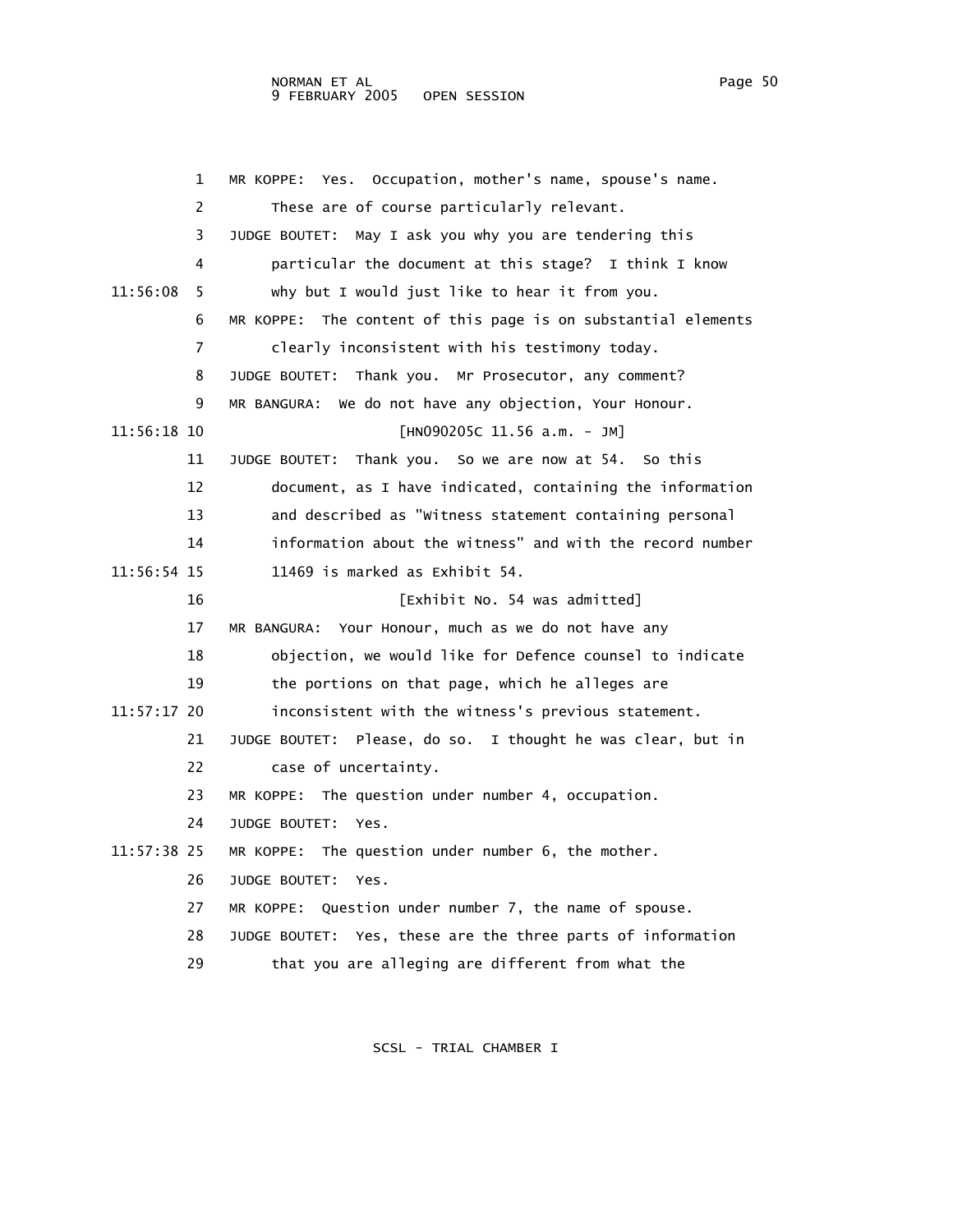1 MR KOPPE: Yes. Occupation, mother's name, spouse's name.

2 These are of course particularly relevant.

3 JUDGE BOUTET: May I ask you why you are tendering this

4 particular the document at this stage? I think I know

11:56:08 5 why but I would just like to hear it from you.

6 MR KOPPE: The content of this page is on substantial elements

7 clearly inconsistent with his testimony today.

8 JUDGE BOUTET: Thank you. Mr Prosecutor, any comment?

9 MR BANGURA: We do not have any objection, Your Honour.

11:56:18 10 [HN090205C 11.56 a.m. - JM]

11 JUDGE BOUTET: Thank you. So we are now at 54. So this

12 document, as I have indicated, containing the information

13 and described as "Witness statement containing personal

14 information about the witness" and with the record number

11:56:54 15 11469 is marked as Exhibit 54.

16 [Exhibit No. 54 was admitted]

17 MR BANGURA: Your Honour, much as we do not have any

18 objection, we would like for Defence counsel to indicate

19 the portions on that page, which he alleges are

11:57:17 20 inconsistent with the witness's previous statement.

21 JUDGE BOUTET: Please, do so. I thought he was clear, but in

22 case of uncertainty.

23 MR KOPPE: The question under number 4, occupation.

24 JUDGE BOUTET: Yes.

11:57:38 25 MR KOPPE: The question under number 6, the mother.

26 JUDGE BOUTET: Yes.

27 MR KOPPE: Question under number 7, the name of spouse.

28 JUDGE BOUTET: Yes, these are the three parts of information

29 that you are alleging are different from what the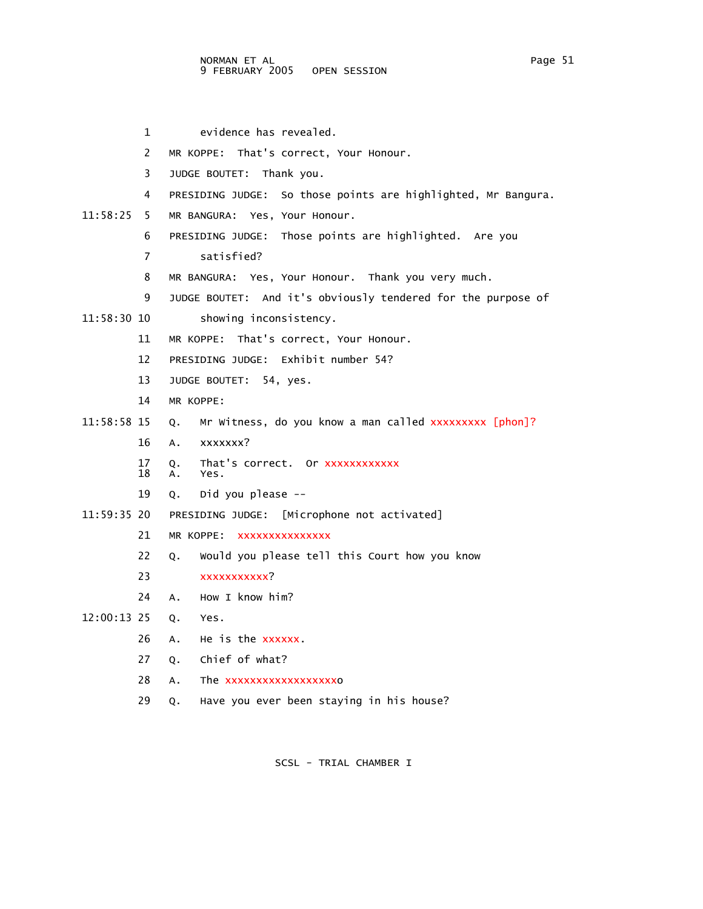1 evidence has revealed.

2 MR KOPPE: That's correct, Your Honour.

3 JUDGE BOUTET: Thank you.

4 PRESIDING JUDGE: So those points are highlighted, Mr Bangura.

11:58:25 5 MR BANGURA: Yes, Your Honour.

6 PRESIDING JUDGE: Those points are highlighted. Are you

7 satisfied?

8 MR BANGURA: Yes, Your Honour. Thank you very much.

9 JUDGE BOUTET: And it's obviously tendered for the purpose of

11:58:30 10 showing inconsistency.

11 MR KOPPE: That's correct, Your Honour.

12 PRESIDING JUDGE: Exhibit number 54?

13 JUDGE BOUTET: 54, yes.

14 MR KOPPE:

11:58:58 15 Q. Mr Witness, do you know a man called xxxxxxxxx [phon]?

16 A. xxxxxxx?

17 Q. That's correct. Or xxxxxxxxxxxx

18 A. Yes.

19 Q. Did you please --

11:59:35 20 PRESIDING JUDGE: [Microphone not activated]

21 MR KOPPE: xxxxxxxxxxxxxxx

22 Q. Would you please tell this Court how you know

23 xxxxxxxxxxx?

24 A. How I know him?

12:00:13 25 Q. Yes.

26 A. He is the xxxxxx.

27 Q. Chief of what?

28 A. The xxxxxxxxxxxxxxxxxxo

29 Q. Have you ever been staying in his house?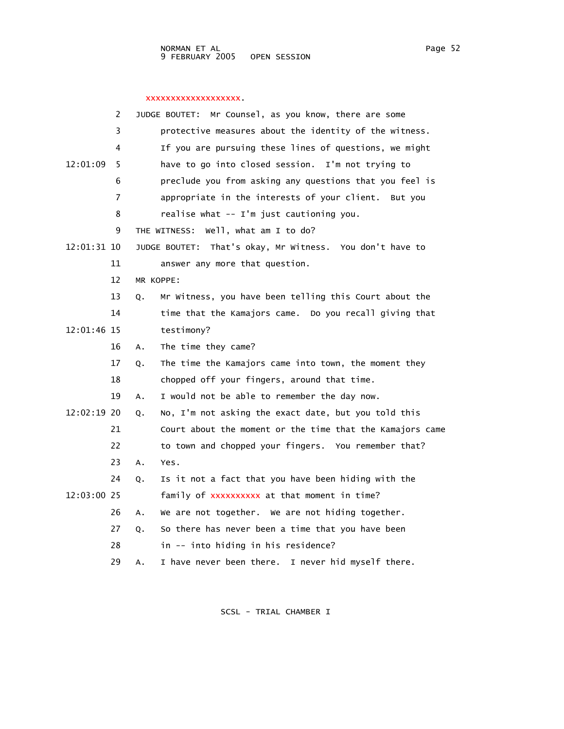xxxxxxxxxxxxxxxxxxx.

2 JUDGE BOUTET: Mr Counsel, as you know, there are some
3 protective measures about the identity of the witness.
4 If you are pursuing these lines of questions, we might
12:01:09 5 have to go into closed session. I'm not trying to
6 preclude you from asking any questions that you feel is
7 appropriate in the interests of your client. But you
8 realise what -- I'm just cautioning you.
9 THE WITNESS: Well, what am I to do?
12:01:31 10 JUDGE BOUTET: That's okay, Mr Witness. You don't have to
11 answer any more that question.
12 MR KOPPE:
13 Q. Mr Witness, you have been telling this Court about the
14 time that the Kamajors came. Do you recall giving that
12:01:46 15 testimony?
16 A. The time they came?
17 Q. The time the Kamajors came into town, the moment they
18 chopped off your fingers, around that time.
19 A. I would not be able to remember the day now.
12:02:19 20 Q. No, I'm not asking the exact date, but you told this
21 Court about the moment or the time that the Kamajors came
22 to town and chopped your fingers. You remember that?
23 A. Yes.
24 Q. Is it not a fact that you have been hiding with the
12:03:00 25 family of xxxxxxxxxx at that moment in time?
26 A. We are not together. We are not hiding together.
27 Q. So there has never been a time that you have been
28 in -- into hiding in his residence?
29 A. I have never been there. I never hid myself there.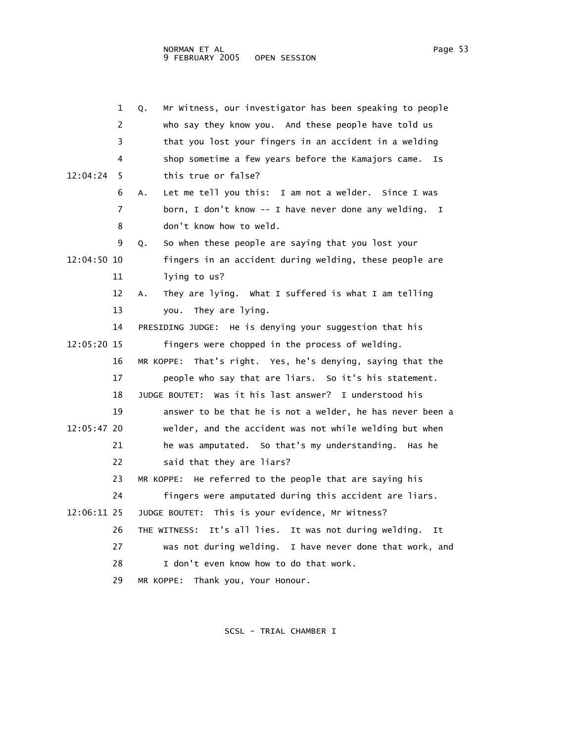Q. Mr Witness, our investigator has been speaking to people who say they know you. And these people have told us that you lost your fingers in an accident in a welding shop sometime a few years before the Kamajors came. Is this true or false?

A. Let me tell you this: I am not a welder. Since I was born, I don't know -- I have never done any welding. I don't know how to weld.

Q. So when these people are saying that you lost your fingers in an accident during welding, these people are lying to us?

A. They are lying. What I suffered is what I am telling you. They are lying.

PRESIDING JUDGE: He is denying your suggestion that his fingers were chopped in the process of welding.

MR KOPPE: That's right. Yes, he's denying, saying that the people who say that are liars. So it's his statement.

JUDGE BOUTET: Was it his last answer? I understood his answer to be that he is not a welder, he has never been a welder, and the accident was not while welding but when he was amputated. So that's my understanding. Has he said that they are liars?

MR KOPPE: He referred to the people that are saying his fingers were amputated during this accident are liars.

JUDGE BOUTET: This is your evidence, Mr Witness?

THE WITNESS: It's all lies. It was not during welding. It was not during welding. I have never done that work, and I don't even know how to do that work.

MR KOPPE: Thank you, Your Honour.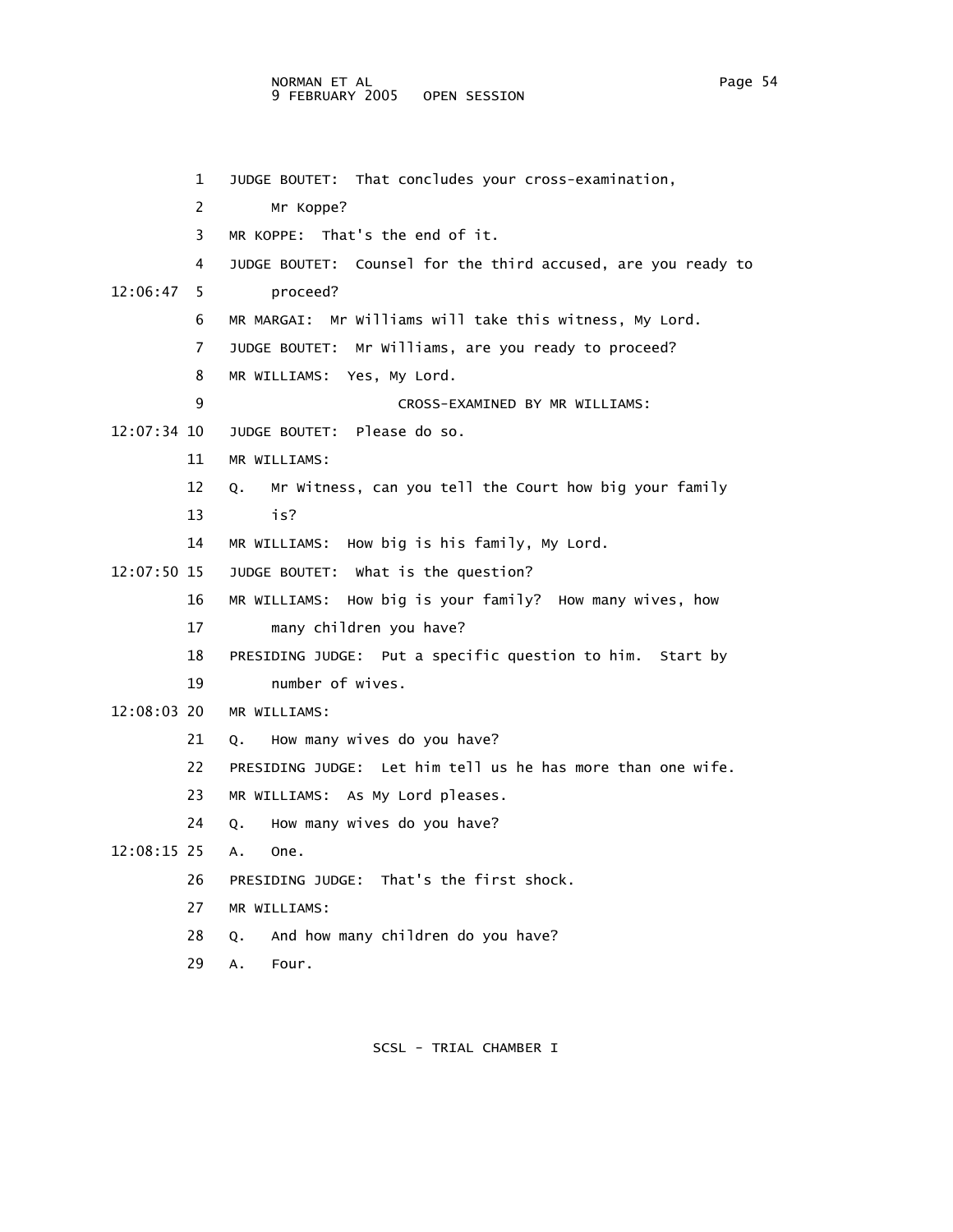1 JUDGE BOUTET: That concludes your cross-examination,
2 Mr Koppe?
3 MR KOPPE: That's the end of it.
4 JUDGE BOUTET: Counsel for the third accused, are you ready to
12:06:47 5 proceed?
6 MR MARGAI: Mr Williams will take this witness, My Lord.
7 JUDGE BOUTET: Mr Williams, are you ready to proceed?
8 MR WILLIAMS: Yes, My Lord.
9 CROSS-EXAMINED BY MR WILLIAMS:
12:07:34 10 JUDGE BOUTET: Please do so.
11 MR WILLIAMS:
12 Q. Mr Witness, can you tell the Court how big your family
13 is?
14 MR WILLIAMS: How big is his family, My Lord.
12:07:50 15 JUDGE BOUTET: What is the question?
16 MR WILLIAMS: How big is your family? How many wives, how
17 many children you have?
18 PRESIDING JUDGE: Put a specific question to him. Start by
19 number of wives.
12:08:03 20 MR WILLIAMS:
21 Q. How many wives do you have?
22 PRESIDING JUDGE: Let him tell us he has more than one wife.
23 MR WILLIAMS: As My Lord pleases.
24 Q. How many wives do you have?
12:08:15 25 A. One.
26 PRESIDING JUDGE: That's the first shock.
27 MR WILLIAMS:
28 Q. And how many children do you have?
29 A. Four.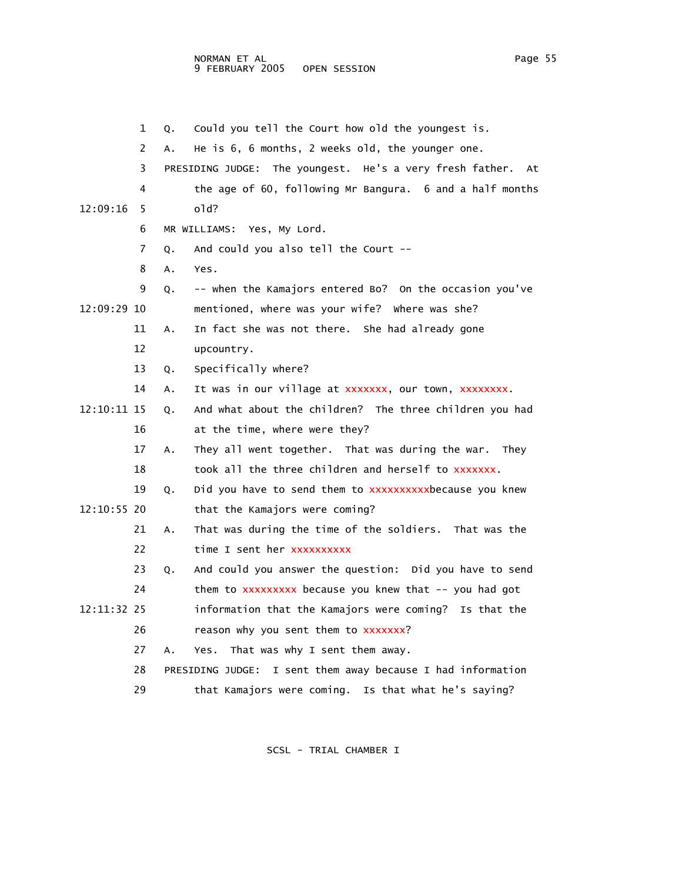1 Q. Could you tell the Court how old the youngest is.

2 A. He is 6, 6 months, 2 weeks old, the younger one.

3 PRESIDING JUDGE: The youngest. He's a very fresh father. At

4 the age of 60, following Mr Bangura. 6 and a half months

12:09:16 5 old?

6 MR WILLIAMS: Yes, My Lord.

7 Q. And could you also tell the Court --

8 A. Yes.

9 Q. -- when the Kamajors entered Bo? On the occasion you've

12:09:29 10 mentioned, where was your wife? Where was she?

11 A. In fact she was not there. She had already gone

12 upcountry.

13 Q. Specifically where?

14 A. It was in our village at xxxxxxx, our town, xxxxxxxx.

12:10:11 15 Q. And what about the children? The three children you had

16 at the time, where were they?

17 A. They all went together. That was during the war. They

18 took all the three children and herself to xxxxxxx.

19 Q. Did you have to send them to xxxxxxxxxxbecause you knew

12:10:55 20 that the Kamajors were coming?

21 A. That was during the time of the soldiers. That was the

22 time I sent her xxxxxxxxxx

23 Q. And could you answer the question: Did you have to send

24 them to xxxxxxxxx because you knew that -- you had got

12:11:32 25 information that the Kamajors were coming? Is that the

26 reason why you sent them to xxxxxxx?

27 A. Yes. That was why I sent them away.

28 PRESIDING JUDGE: I sent them away because I had information

29 that Kamajors were coming. Is that what he's saying?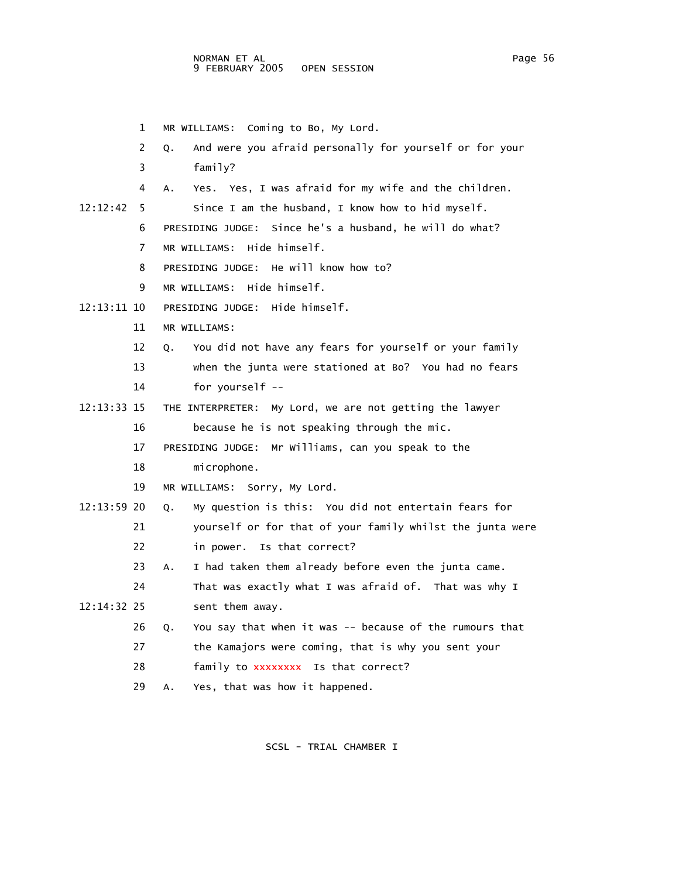1 MR WILLIAMS: Coming to Bo, My Lord.

2 Q. And were you afraid personally for yourself or for your

3 family?

4 A. Yes. Yes, I was afraid for my wife and the children.

12:12:42 5 Since I am the husband, I know how to hid myself.

6 PRESIDING JUDGE: Since he's a husband, he will do what?

7 MR WILLIAMS: Hide himself.

8 PRESIDING JUDGE: He will know how to?

9 MR WILLIAMS: Hide himself.

12:13:11 10 PRESIDING JUDGE: Hide himself.

11 MR WILLIAMS:

12 Q. You did not have any fears for yourself or your family

13 when the junta were stationed at Bo? You had no fears

14 for yourself --

12:13:33 15 THE INTERPRETER: My Lord, we are not getting the lawyer

16 because he is not speaking through the mic.

17 PRESIDING JUDGE: Mr Williams, can you speak to the

18 microphone.

19 MR WILLIAMS: Sorry, My Lord.

12:13:59 20 Q. My question is this: You did not entertain fears for

21 yourself or for that of your family whilst the junta were

22 in power. Is that correct?

23 A. I had taken them already before even the junta came.

24 That was exactly what I was afraid of. That was why I

12:14:32 25 sent them away.

26 Q. You say that when it was -- because of the rumours that

27 the Kamajors were coming, that is why you sent your

28 family to xxxxxxxx Is that correct?

29 A. Yes, that was how it happened.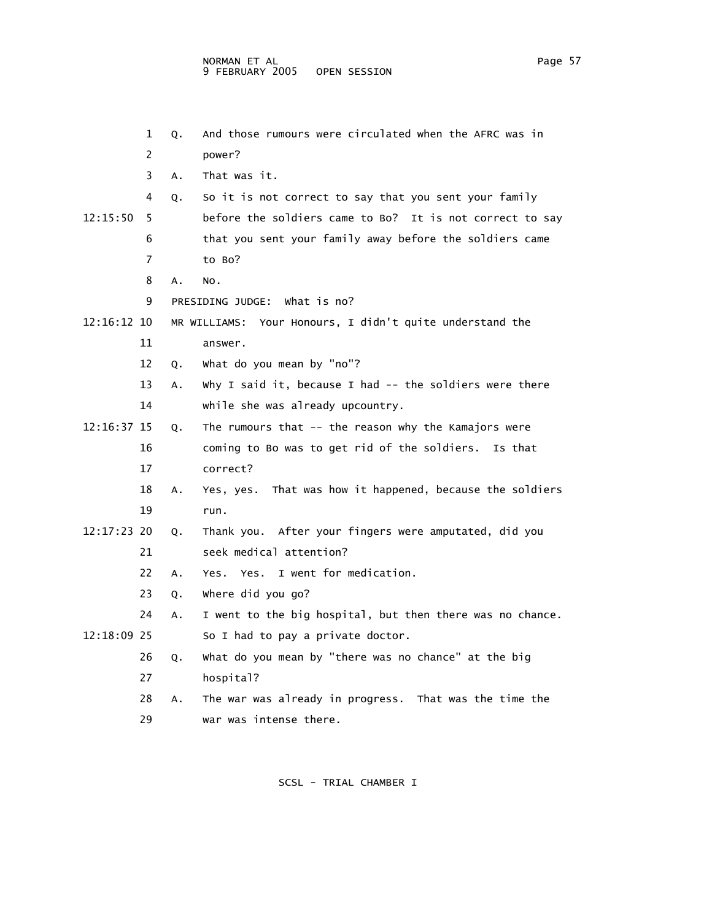1 Q. And those rumours were circulated when the AFRC was in power?

3 A. That was it.

4 Q. So it is not correct to say that you sent your family

12:15:50 5 before the soldiers came to Bo? It is not correct to say that you sent your family away before the soldiers came to Bo?

8 A. No.

9 PRESIDING JUDGE: What is no?

12:16:12 10 MR WILLIAMS: Your Honours, I didn't quite understand the answer.

12 Q. What do you mean by "no"?

13 A. Why I said it, because I had -- the soldiers were there while she was already upcountry.

12:16:37 15 Q. The rumours that -- the reason why the Kamajors were coming to Bo was to get rid of the soldiers. Is that correct?

18 A. Yes, yes. That was how it happened, because the soldiers run.

12:17:23 20 Q. Thank you. After your fingers were amputated, did you seek medical attention?

22 A. Yes. Yes. I went for medication.

23 Q. Where did you go?

24 A. I went to the big hospital, but then there was no chance.

12:18:09 25 So I had to pay a private doctor.

26 Q. What do you mean by "there was no chance" at the big hospital?

28 A. The war was already in progress. That was the time the war was intense there.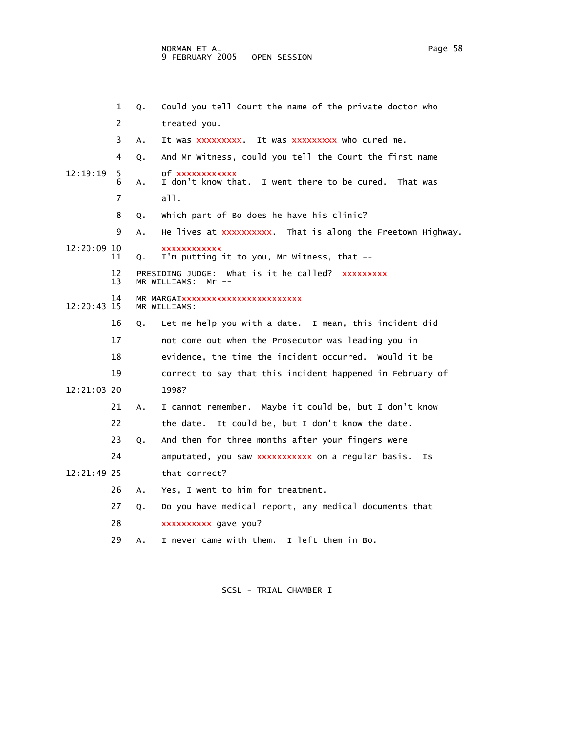1 Q. Could you tell Court the name of the private doctor who

2 treated you.

3 A. It was xxxxxxxxx. It was xxxxxxxxx who cured me.

4 Q. And Mr Witness, could you tell the Court the first name

12:19:19 5 of xxxxxxxxxxxx

6 A. I don't know that. I went there to be cured. That was

7 all.

8 Q. Which part of Bo does he have his clinic?

9 A. He lives at xxxxxxxxxx. That is along the Freetown Highway.

12:20:09 10 xxxxxxxxxxxx

11 Q. I'm putting it to you, Mr Witness, that --

12 PRESIDING JUDGE: What is it he called? xxxxxxxxx

13 MR WILLIAMS: Mr --

14 MR MARGAIxxxxxxxxxxxxxxxxxxxxxxxx

12:20:43 15 MR WILLIAMS:

16 Q. Let me help you with a date. I mean, this incident did

17 not come out when the Prosecutor was leading you in

18 evidence, the time the incident occurred. Would it be

19 correct to say that this incident happened in February of

12:21:03 20 1998?

21 A. I cannot remember. Maybe it could be, but I don't know

22 the date. It could be, but I don't know the date.

23 Q. And then for three months after your fingers were

24 amputated, you saw xxxxxxxxxxx on a regular basis. Is

12:21:49 25 that correct?

26 A. Yes, I went to him for treatment.

27 Q. Do you have medical report, any medical documents that

28 xxxxxxxxxx gave you?

29 A. I never came with them. I left them in Bo.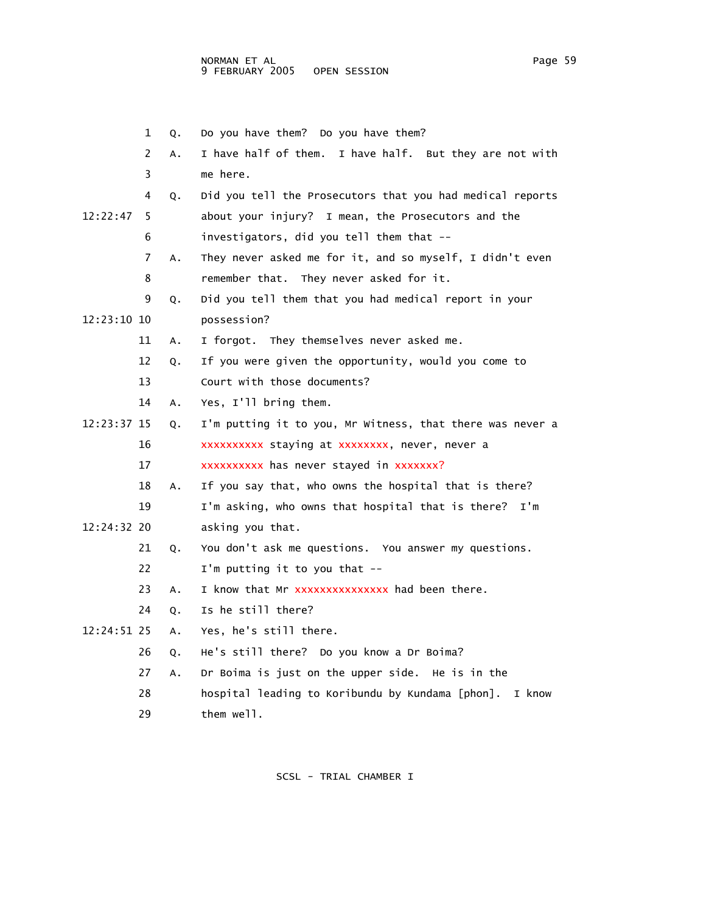1 Q. Do you have them? Do you have them?

2 A. I have half of them. I have half. But they are not with

3 me here.

4 Q. Did you tell the Prosecutors that you had medical reports

12:22:47 5 about your injury? I mean, the Prosecutors and the

6 investigators, did you tell them that --

7 A. They never asked me for it, and so myself, I didn't even

8 remember that. They never asked for it.

9 Q. Did you tell them that you had medical report in your

12:23:10 10 possession?

11 A. I forgot. They themselves never asked me.

12 Q. If you were given the opportunity, would you come to

13 Court with those documents?

14 A. Yes, I'll bring them.

12:23:37 15 Q. I'm putting it to you, Mr Witness, that there was never a

16 xxxxxxxxxx staying at xxxxxxxx, never, never a

17 xxxxxxxxxx has never stayed in xxxxxxx?

18 A. If you say that, who owns the hospital that is there?

19 I'm asking, who owns that hospital that is there? I'm

12:24:32 20 asking you that.

21 Q. You don't ask me questions. You answer my questions.

22 I'm putting it to you that --

23 A. I know that Mr xxxxxxxxxxxxxxx had been there.

24 Q. Is he still there?

12:24:51 25 A. Yes, he's still there.

26 Q. He's still there? Do you know a Dr Boima?

27 A. Dr Boima is just on the upper side. He is in the

28 hospital leading to Koribundu by Kundama [phon]. I know

29 them well.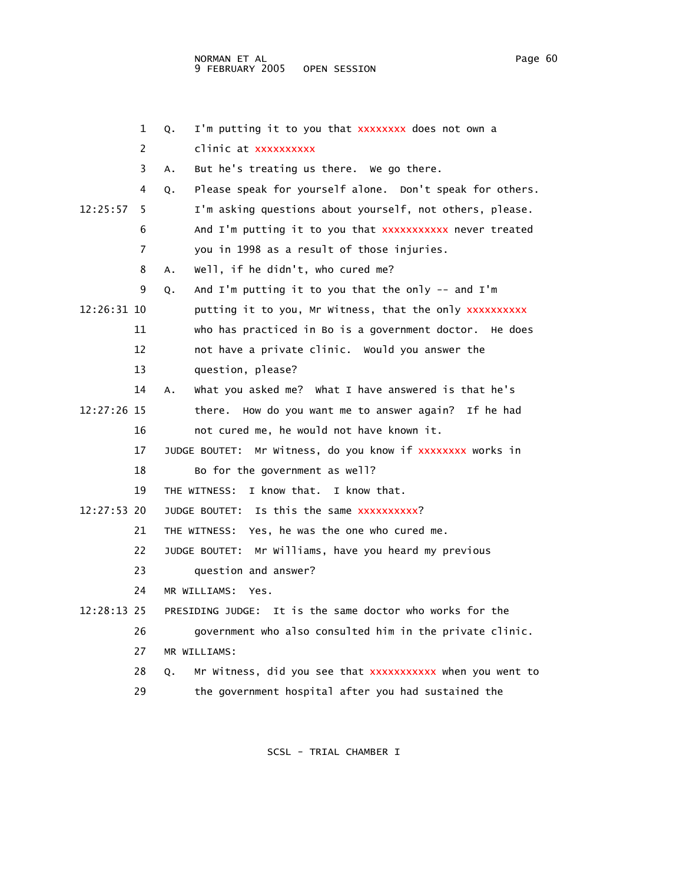1 Q. I'm putting it to you that xxxxxxxx does not own a
2 clinic at xxxxxxxxxx
3 A. But he's treating us there. We go there.
4 Q. Please speak for yourself alone. Don't speak for others.
12:25:57 5 I'm asking questions about yourself, not others, please.
6 And I'm putting it to you that xxxxxxxxxxx never treated
7 you in 1998 as a result of those injuries.
8 A. Well, if he didn't, who cured me?
9 Q. And I'm putting it to you that the only -- and I'm
12:26:31 10 putting it to you, Mr Witness, that the only xxxxxxxxxx
11 who has practiced in Bo is a government doctor. He does
12 not have a private clinic. Would you answer the
13 question, please?
14 A. What you asked me? What I have answered is that he's
12:27:26 15 there. How do you want me to answer again? If he had
16 not cured me, he would not have known it.
17 JUDGE BOUTET: Mr Witness, do you know if xxxxxxxx works in
18 Bo for the government as well?
19 THE WITNESS: I know that. I know that.
12:27:53 20 JUDGE BOUTET: Is this the same xxxxxxxxxx?
21 THE WITNESS: Yes, he was the one who cured me.
22 JUDGE BOUTET: Mr Williams, have you heard my previous
23 question and answer?
24 MR WILLIAMS: Yes.
12:28:13 25 PRESIDING JUDGE: It is the same doctor who works for the
26 government who also consulted him in the private clinic.
27 MR WILLIAMS:
28 Q. Mr Witness, did you see that xxxxxxxxxxx when you went to
29 the government hospital after you had sustained the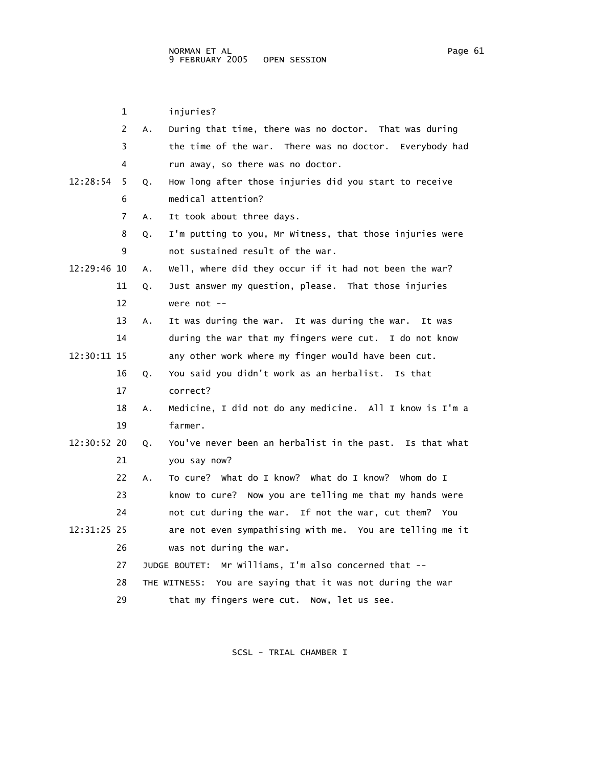1 injuries?

2 A. During that time, there was no doctor. That was during

3 the time of the war. There was no doctor. Everybody had

4 run away, so there was no doctor.

12:28:54 5 Q. How long after those injuries did you start to receive

6 medical attention?

7 A. It took about three days.

8 Q. I'm putting to you, Mr Witness, that those injuries were

9 not sustained result of the war.

12:29:46 10 A. Well, where did they occur if it had not been the war?

11 Q. Just answer my question, please. That those injuries

12 were not --

13 A. It was during the war. It was during the war. It was

14 during the war that my fingers were cut. I do not know

12:30:11 15 any other work where my finger would have been cut.

16 Q. You said you didn't work as an herbalist. Is that

17 correct?

18 A. Medicine, I did not do any medicine. All I know is I'm a

19 farmer.

12:30:52 20 Q. You've never been an herbalist in the past. Is that what

21 you say now?

22 A. To cure? What do I know? What do I know? Whom do I

23 know to cure? Now you are telling me that my hands were

24 not cut during the war. If not the war, cut them? You

12:31:25 25 are not even sympathising with me. You are telling me it

26 was not during the war.

27 JUDGE BOUTET: Mr Williams, I'm also concerned that --

28 THE WITNESS: You are saying that it was not during the war

29 that my fingers were cut. Now, let us see.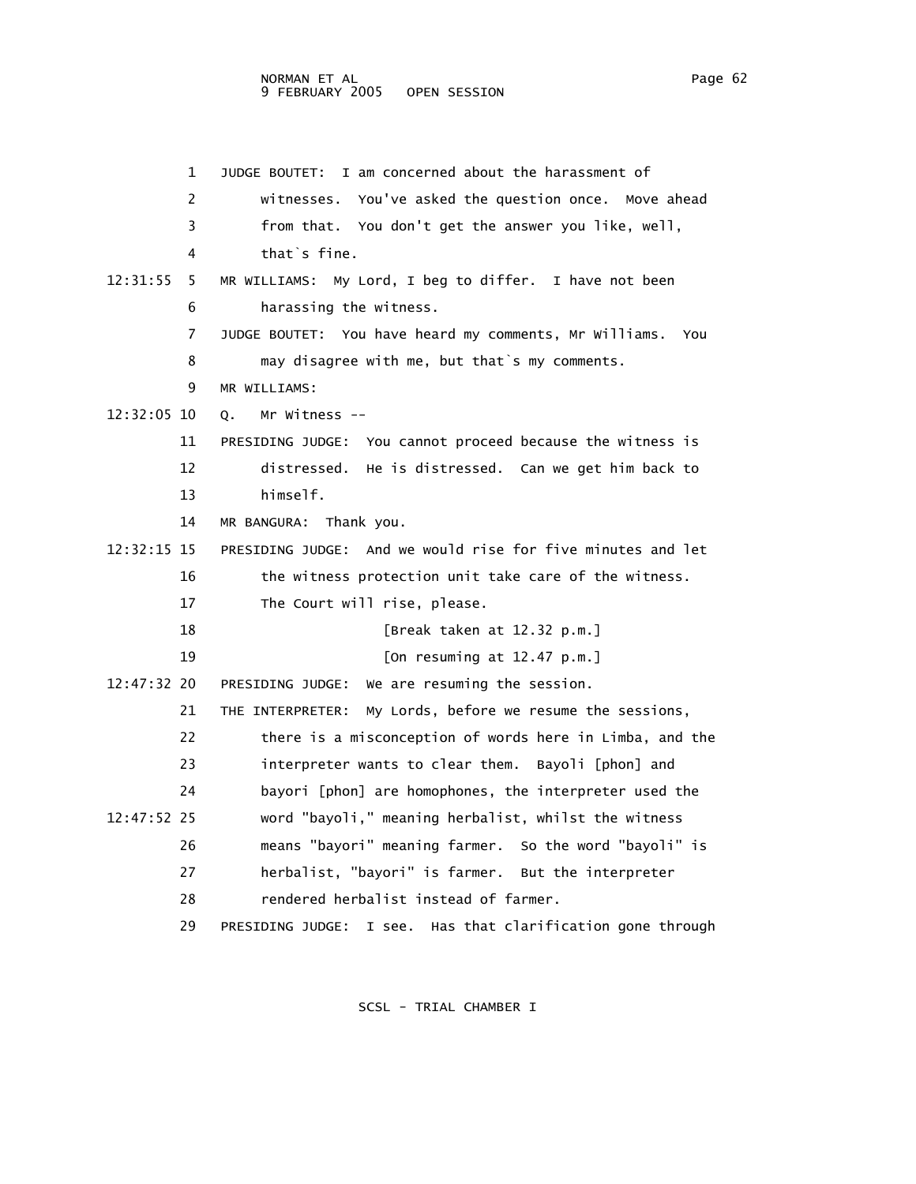1 JUDGE BOUTET: I am concerned about the harassment of
2 witnesses. You've asked the question once. Move ahead
3 from that. You don't get the answer you like, well,
4 that`s fine.

12:31:55 5 MR WILLIAMS: My Lord, I beg to differ. I have not been
6 harassing the witness.

7 JUDGE BOUTET: You have heard my comments, Mr Williams. You
8 may disagree with me, but that`s my comments.

9 MR WILLIAMS:

12:32:05 10 Q. Mr Witness --

11 PRESIDING JUDGE: You cannot proceed because the witness is
12 distressed. He is distressed. Can we get him back to
13 himself.

14 MR BANGURA: Thank you.

12:32:15 15 PRESIDING JUDGE: And we would rise for five minutes and let
16 the witness protection unit take care of the witness.
17 The Court will rise, please.

18 [Break taken at 12.32 p.m.]

19 [On resuming at 12.47 p.m.]

12:47:32 20 PRESIDING JUDGE: We are resuming the session.

21 THE INTERPRETER: My Lords, before we resume the sessions,
22 there is a misconception of words here in Limba, and the
23 interpreter wants to clear them. Bayoli [phon] and
24 bayori [phon] are homophones, the interpreter used the
12:47:52 25 word "bayoli," meaning herbalist, whilst the witness
26 means "bayori" meaning farmer. So the word "bayoli" is
27 herbalist, "bayori" is farmer. But the interpreter
28 rendered herbalist instead of farmer.

29 PRESIDING JUDGE: I see. Has that clarification gone through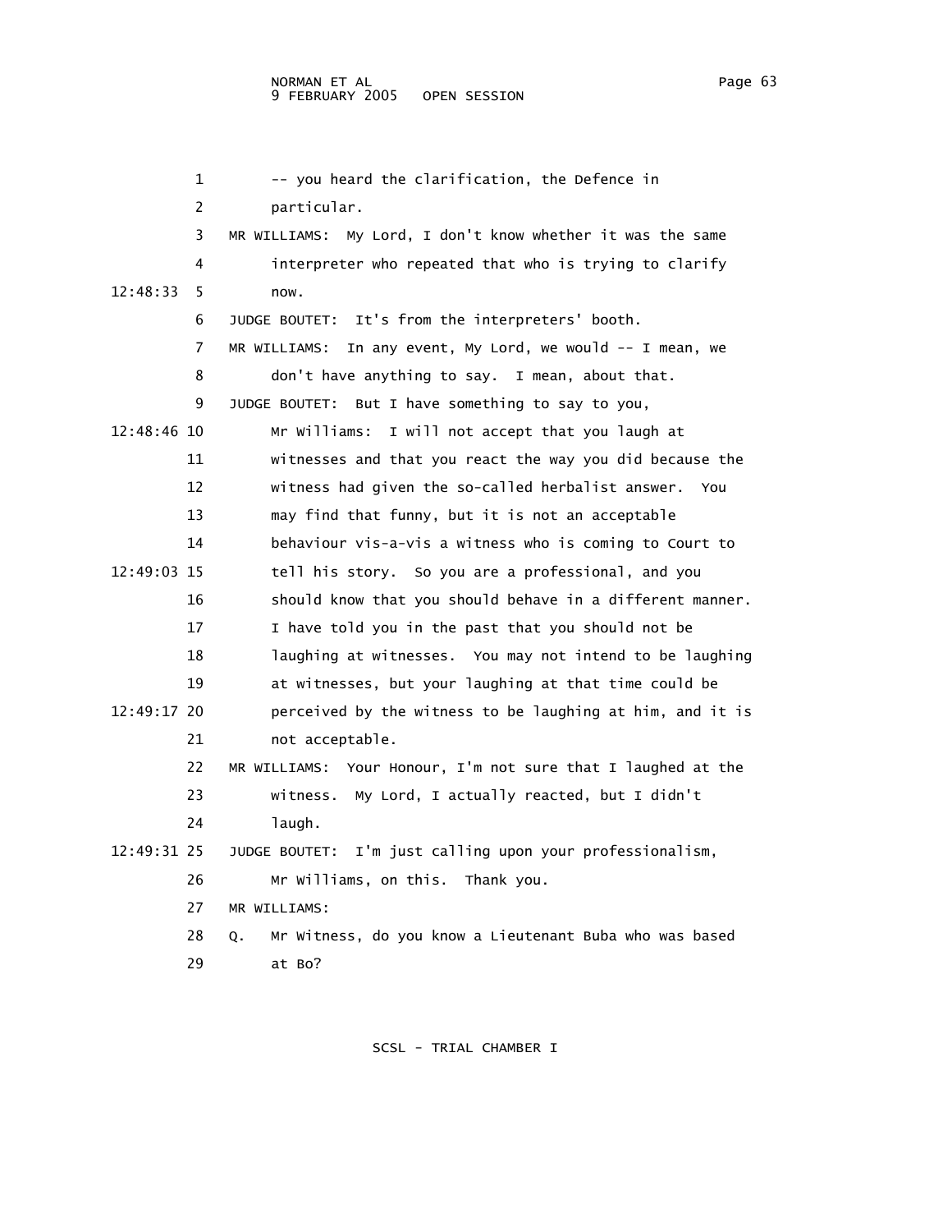1 -- you heard the clarification, the Defence in
2 particular.
3 MR WILLIAMS: My Lord, I don't know whether it was the same
4 interpreter who repeated that who is trying to clarify
12:48:33 5 now.
6 JUDGE BOUTET: It's from the interpreters' booth.
7 MR WILLIAMS: In any event, My Lord, we would -- I mean, we
8 don't have anything to say. I mean, about that.
9 JUDGE BOUTET: But I have something to say to you,
12:48:46 10 Mr Williams: I will not accept that you laugh at
11 witnesses and that you react the way you did because the
12 witness had given the so-called herbalist answer. You
13 may find that funny, but it is not an acceptable
14 behaviour vis-a-vis a witness who is coming to Court to
12:49:03 15 tell his story. So you are a professional, and you
16 should know that you should behave in a different manner.
17 I have told you in the past that you should not be
18 laughing at witnesses. You may not intend to be laughing
19 at witnesses, but your laughing at that time could be
12:49:17 20 perceived by the witness to be laughing at him, and it is
21 not acceptable.
22 MR WILLIAMS: Your Honour, I'm not sure that I laughed at the
23 witness. My Lord, I actually reacted, but I didn't
24 laugh.
12:49:31 25 JUDGE BOUTET: I'm just calling upon your professionalism,
26 Mr Williams, on this. Thank you.
27 MR WILLIAMS:
28 Q. Mr Witness, do you know a Lieutenant Buba who was based
29 at Bo?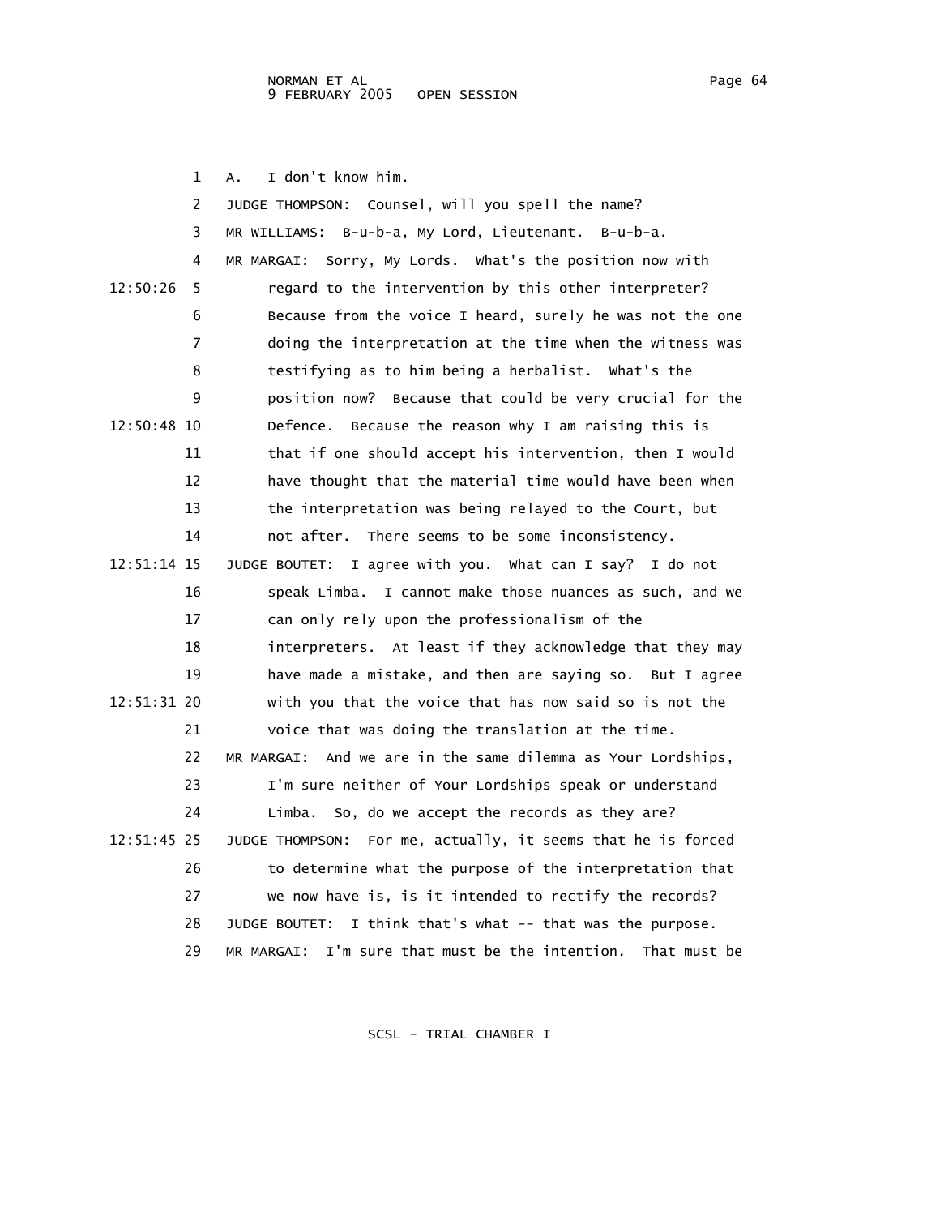1 A. I don't know him.

2 JUDGE THOMPSON: Counsel, will you spell the name?

3 MR WILLIAMS: B-u-b-a, My Lord, Lieutenant. B-u-b-a.

4 MR MARGAI: Sorry, My Lords. What's the position now with

12:50:26 5 regard to the intervention by this other interpreter?

6 Because from the voice I heard, surely he was not the one

7 doing the interpretation at the time when the witness was

8 testifying as to him being a herbalist. What's the

9 position now? Because that could be very crucial for the

12:50:48 10 Defence. Because the reason why I am raising this is

11 that if one should accept his intervention, then I would

12 have thought that the material time would have been when

13 the interpretation was being relayed to the Court, but

14 not after. There seems to be some inconsistency.

12:51:14 15 JUDGE BOUTET: I agree with you. What can I say? I do not

16 speak Limba. I cannot make those nuances as such, and we

17 can only rely upon the professionalism of the

18 interpreters. At least if they acknowledge that they may

19 have made a mistake, and then are saying so. But I agree

12:51:31 20 with you that the voice that has now said so is not the

21 voice that was doing the translation at the time.

22 MR MARGAI: And we are in the same dilemma as Your Lordships,

23 I'm sure neither of Your Lordships speak or understand

24 Limba. So, do we accept the records as they are?

12:51:45 25 JUDGE THOMPSON: For me, actually, it seems that he is forced

26 to determine what the purpose of the interpretation that

27 we now have is, is it intended to rectify the records?

28 JUDGE BOUTET: I think that's what -- that was the purpose.

29 MR MARGAI: I'm sure that must be the intention. That must be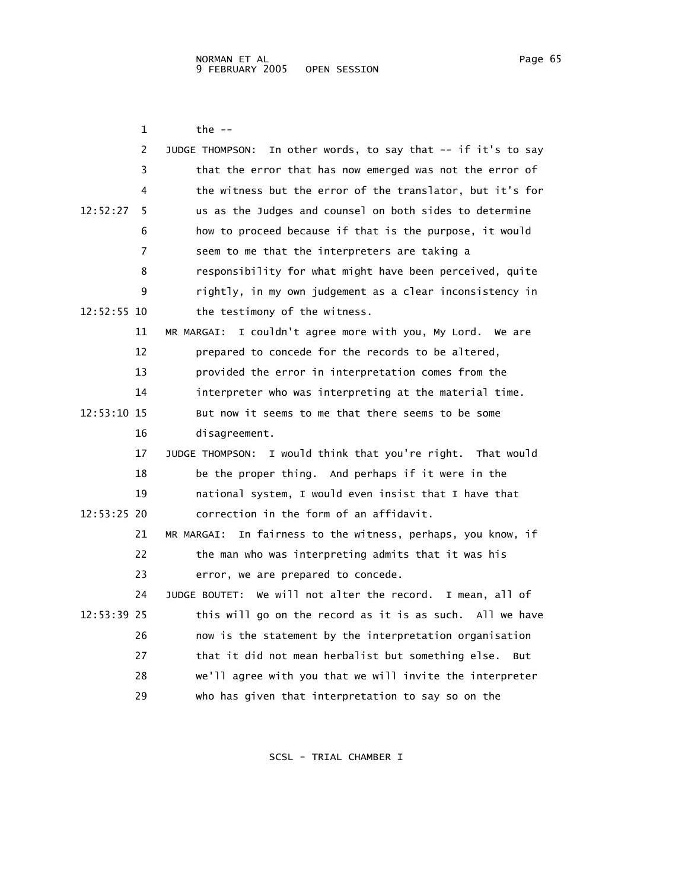1 the --

2 JUDGE THOMPSON: In other words, to say that -- if it's to say

3 that the error that has now emerged was not the error of

4 the witness but the error of the translator, but it's for

12:52:27 5 us as the Judges and counsel on both sides to determine

6 how to proceed because if that is the purpose, it would

7 seem to me that the interpreters are taking a

8 responsibility for what might have been perceived, quite

9 rightly, in my own judgement as a clear inconsistency in

12:52:55 10 the testimony of the witness.

11 MR MARGAI: I couldn't agree more with you, My Lord. We are

12 prepared to concede for the records to be altered,

13 provided the error in interpretation comes from the

14 interpreter who was interpreting at the material time.

12:53:10 15 But now it seems to me that there seems to be some

16 disagreement.

17 JUDGE THOMPSON: I would think that you're right. That would

18 be the proper thing. And perhaps if it were in the

19 national system, I would even insist that I have that

12:53:25 20 correction in the form of an affidavit.

21 MR MARGAI: In fairness to the witness, perhaps, you know, if

22 the man who was interpreting admits that it was his

23 error, we are prepared to concede.

24 JUDGE BOUTET: We will not alter the record. I mean, all of

12:53:39 25 this will go on the record as it is as such. All we have

26 now is the statement by the interpretation organisation

27 that it did not mean herbalist but something else. But

28 we'll agree with you that we will invite the interpreter

29 who has given that interpretation to say so on the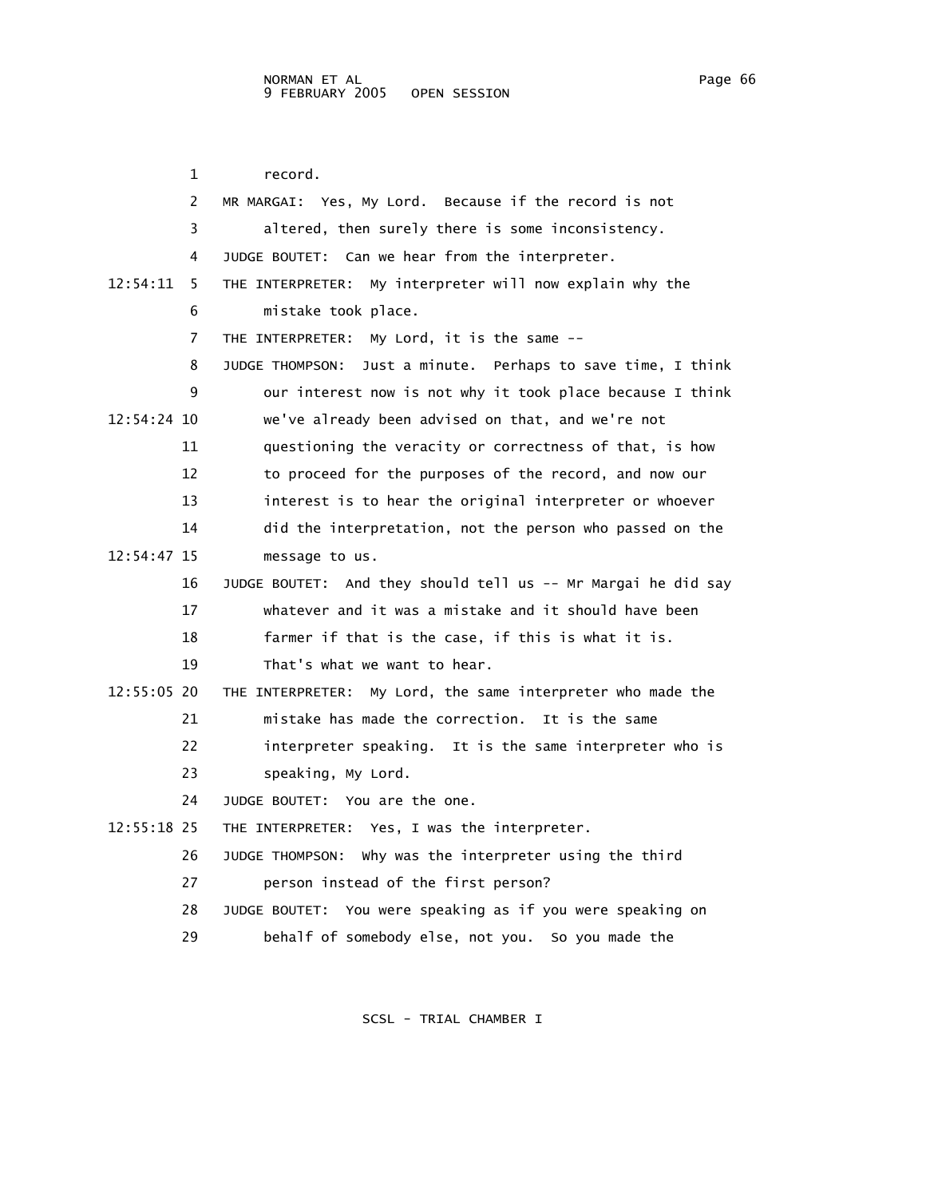1 record.

2 MR MARGAI: Yes, My Lord. Because if the record is not

3 altered, then surely there is some inconsistency.

4 JUDGE BOUTET: Can we hear from the interpreter.

12:54:11 5 THE INTERPRETER: My interpreter will now explain why the

6 mistake took place.

7 THE INTERPRETER: My Lord, it is the same --

8 JUDGE THOMPSON: Just a minute. Perhaps to save time, I think

9 our interest now is not why it took place because I think

12:54:24 10 we've already been advised on that, and we're not

11 questioning the veracity or correctness of that, is how

12 to proceed for the purposes of the record, and now our

13 interest is to hear the original interpreter or whoever

14 did the interpretation, not the person who passed on the

12:54:47 15 message to us.

16 JUDGE BOUTET: And they should tell us -- Mr Margai he did say

17 whatever and it was a mistake and it should have been

18 farmer if that is the case, if this is what it is.

19 That's what we want to hear.

12:55:05 20 THE INTERPRETER: My Lord, the same interpreter who made the

21 mistake has made the correction. It is the same

22 interpreter speaking. It is the same interpreter who is

23 speaking, My Lord.

24 JUDGE BOUTET: You are the one.

12:55:18 25 THE INTERPRETER: Yes, I was the interpreter.

26 JUDGE THOMPSON: Why was the interpreter using the third

27 person instead of the first person?

28 JUDGE BOUTET: You were speaking as if you were speaking on

29 behalf of somebody else, not you. So you made the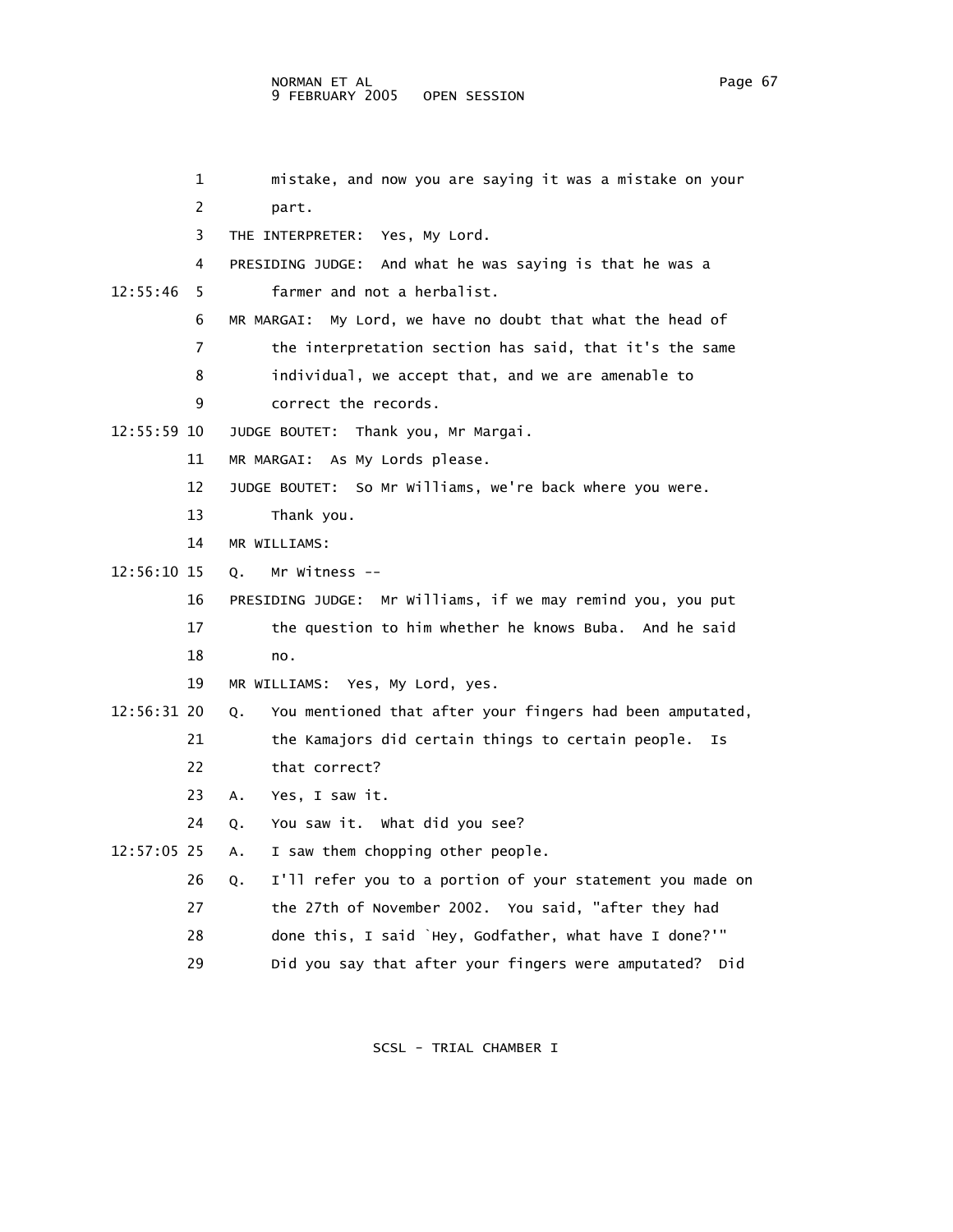1 mistake, and now you are saying it was a mistake on your
2 part.
3 THE INTERPRETER: Yes, My Lord.
4 PRESIDING JUDGE: And what he was saying is that he was a
12:55:46 5 farmer and not a herbalist.
6 MR MARGAI: My Lord, we have no doubt that what the head of
7 the interpretation section has said, that it's the same
8 individual, we accept that, and we are amenable to
9 correct the records.
12:55:59 10 JUDGE BOUTET: Thank you, Mr Margai.
11 MR MARGAI: As My Lords please.
12 JUDGE BOUTET: So Mr Williams, we're back where you were.
13 Thank you.
14 MR WILLIAMS:
12:56:10 15 Q. Mr Witness --
16 PRESIDING JUDGE: Mr Williams, if we may remind you, you put
17 the question to him whether he knows Buba. And he said
18 no.
19 MR WILLIAMS: Yes, My Lord, yes.
12:56:31 20 Q. You mentioned that after your fingers had been amputated,
21 the Kamajors did certain things to certain people. Is
22 that correct?
23 A. Yes, I saw it.
24 Q. You saw it. What did you see?
12:57:05 25 A. I saw them chopping other people.
26 Q. I'll refer you to a portion of your statement you made on
27 the 27th of November 2002. You said, "after they had
28 done this, I said `Hey, Godfather, what have I done?'"
29 Did you say that after your fingers were amputated? Did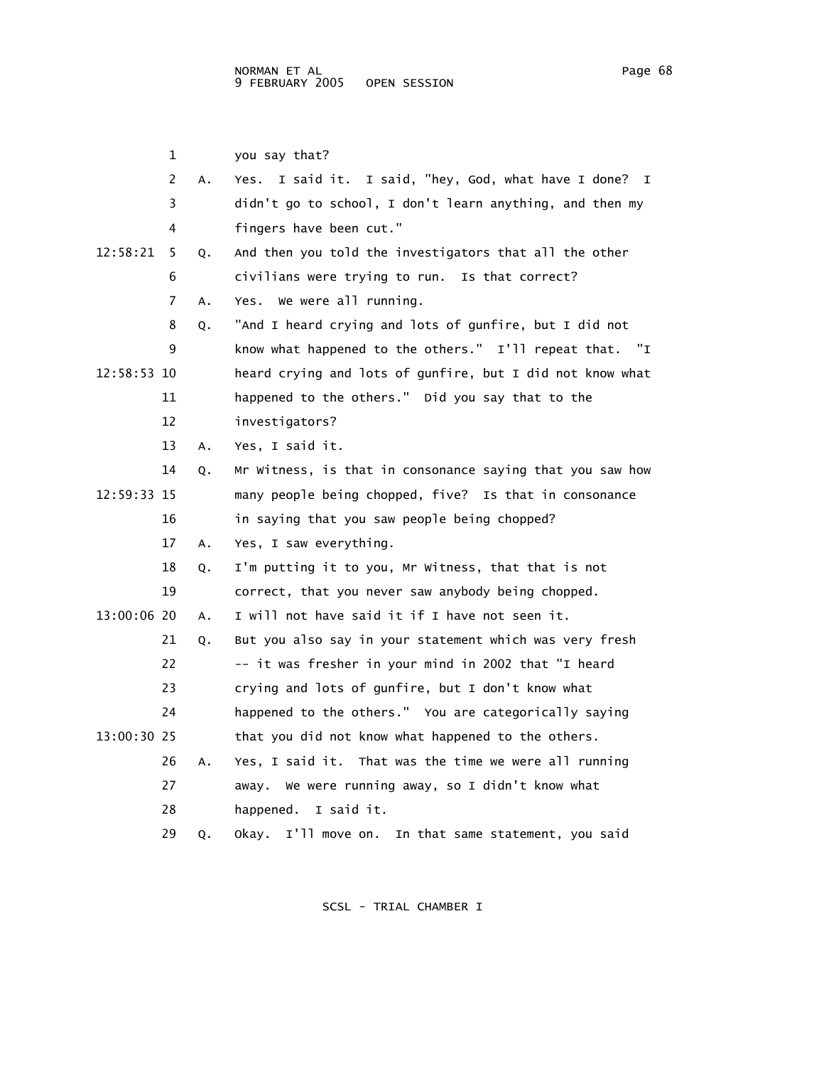1 you say that?

2 A. Yes. I said it. I said, "hey, God, what have I done? I

3 didn't go to school, I don't learn anything, and then my

4 fingers have been cut."

12:58:21 5 Q. And then you told the investigators that all the other

6 civilians were trying to run. Is that correct?

7 A. Yes. We were all running.

8 Q. "And I heard crying and lots of gunfire, but I did not

9 know what happened to the others." I'll repeat that. "I

12:58:53 10 heard crying and lots of gunfire, but I did not know what

11 happened to the others." Did you say that to the

12 investigators?

13 A. Yes, I said it.

14 Q. Mr Witness, is that in consonance saying that you saw how

12:59:33 15 many people being chopped, five? Is that in consonance

16 in saying that you saw people being chopped?

17 A. Yes, I saw everything.

18 Q. I'm putting it to you, Mr Witness, that that is not

19 correct, that you never saw anybody being chopped.

13:00:06 20 A. I will not have said it if I have not seen it.

21 Q. But you also say in your statement which was very fresh

22 -- it was fresher in your mind in 2002 that "I heard

23 crying and lots of gunfire, but I don't know what

24 happened to the others." You are categorically saying

13:00:30 25 that you did not know what happened to the others.

26 A. Yes, I said it. That was the time we were all running

27 away. We were running away, so I didn't know what

28 happened. I said it.

29 Q. Okay. I'll move on. In that same statement, you said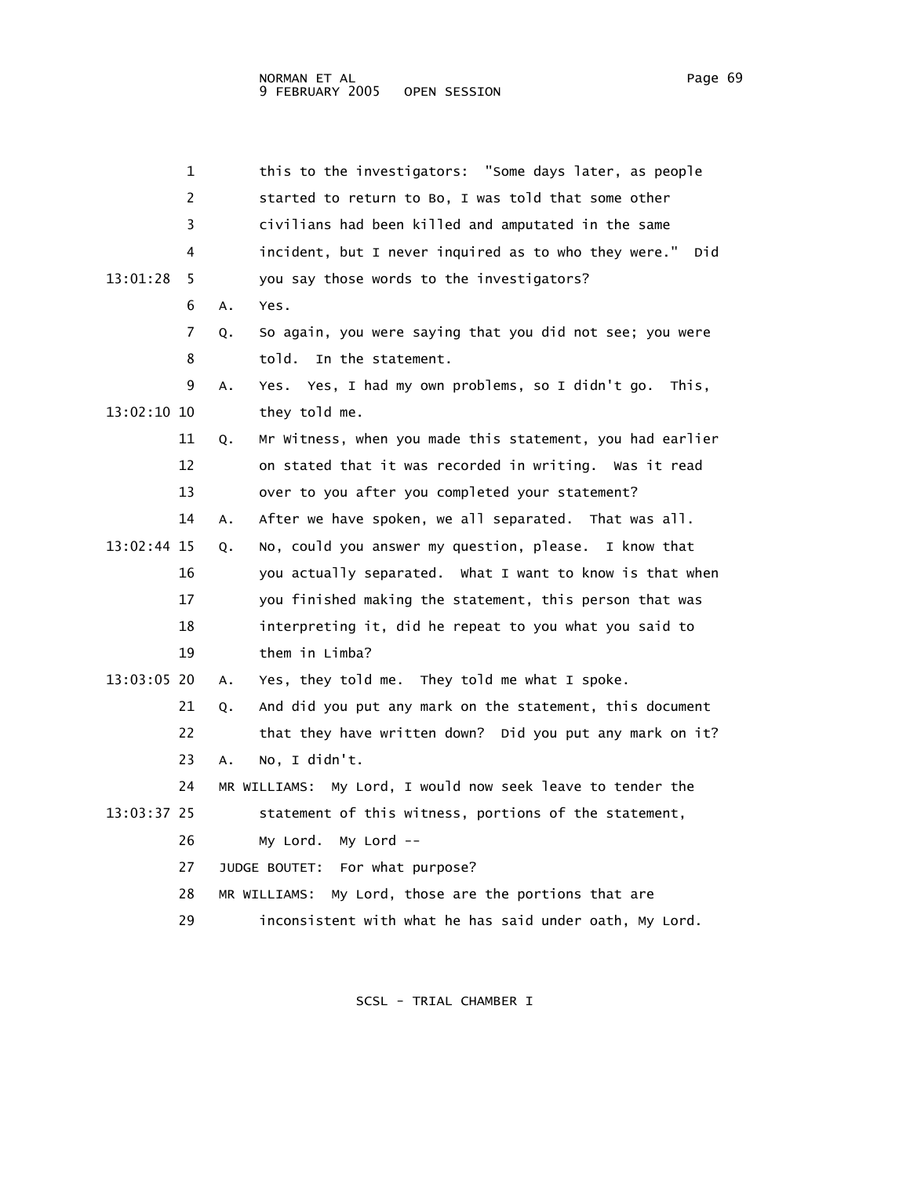1 this to the investigators: "Some days later, as people
2 started to return to Bo, I was told that some other
3 civilians had been killed and amputated in the same
4 incident, but I never inquired as to who they were." Did
13:01:28 5 you say those words to the investigators?
6 A. Yes.
7 Q. So again, you were saying that you did not see; you were
8 told. In the statement.
9 A. Yes. Yes, I had my own problems, so I didn't go. This,
13:02:10 10 they told me.
11 Q. Mr Witness, when you made this statement, you had earlier
12 on stated that it was recorded in writing. Was it read
13 over to you after you completed your statement?
14 A. After we have spoken, we all separated. That was all.
13:02:44 15 Q. No, could you answer my question, please. I know that
16 you actually separated. What I want to know is that when
17 you finished making the statement, this person that was
18 interpreting it, did he repeat to you what you said to
19 them in Limba?
13:03:05 20 A. Yes, they told me. They told me what I spoke.
21 Q. And did you put any mark on the statement, this document
22 that they have written down? Did you put any mark on it?
23 A. No, I didn't.
24 MR WILLIAMS: My Lord, I would now seek leave to tender the
13:03:37 25 statement of this witness, portions of the statement,
26 My Lord. My Lord --
27 JUDGE BOUTET: For what purpose?
28 MR WILLIAMS: My Lord, those are the portions that are
29 inconsistent with what he has said under oath, My Lord.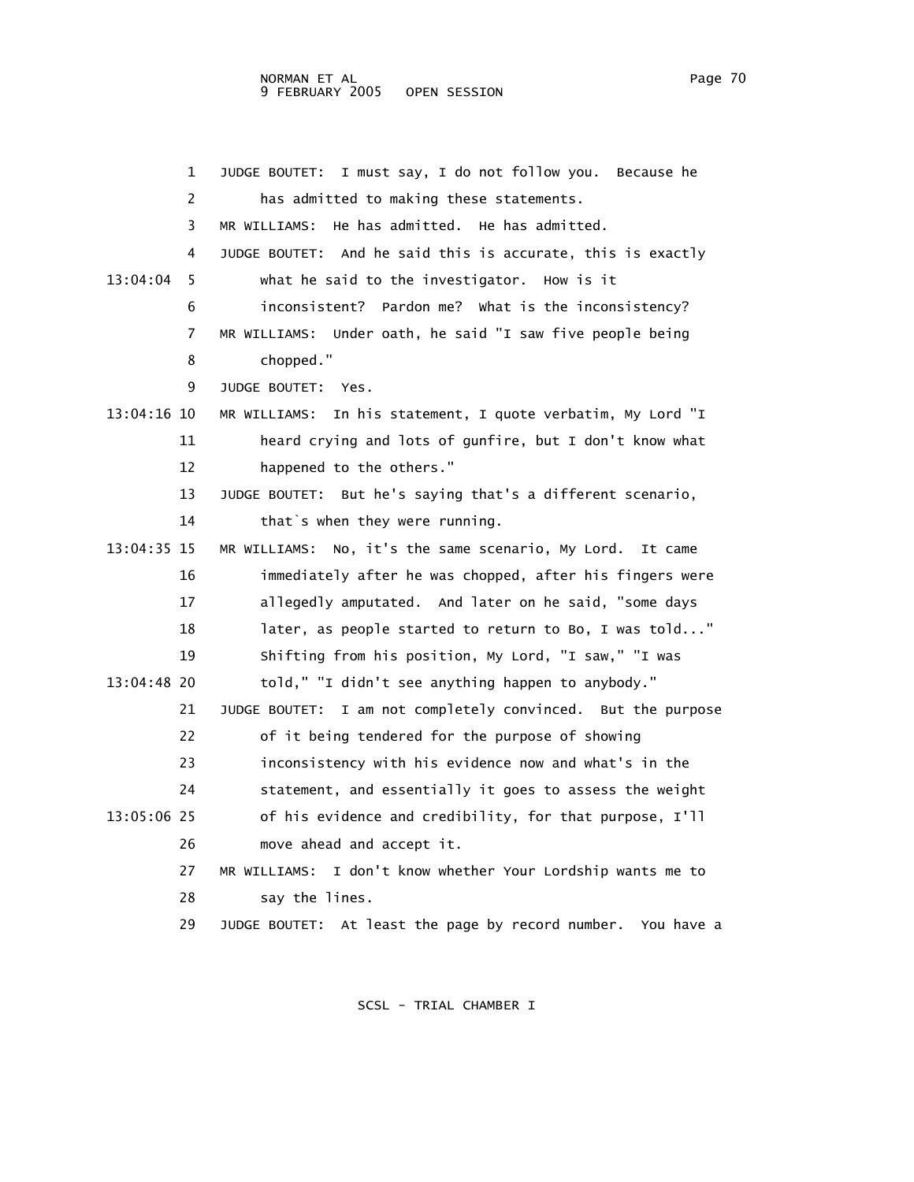1 JUDGE BOUTET: I must say, I do not follow you. Because he
2 has admitted to making these statements.
3 MR WILLIAMS: He has admitted. He has admitted.
4 JUDGE BOUTET: And he said this is accurate, this is exactly
13:04:04 5 what he said to the investigator. How is it
6 inconsistent? Pardon me? What is the inconsistency?
7 MR WILLIAMS: Under oath, he said "I saw five people being
8 chopped."
9 JUDGE BOUTET: Yes.
13:04:16 10 MR WILLIAMS: In his statement, I quote verbatim, My Lord "I
11 heard crying and lots of gunfire, but I don't know what
12 happened to the others."
13 JUDGE BOUTET: But he's saying that's a different scenario,
14 that`s when they were running.
13:04:35 15 MR WILLIAMS: No, it's the same scenario, My Lord. It came
16 immediately after he was chopped, after his fingers were
17 allegedly amputated. And later on he said, "some days
18 later, as people started to return to Bo, I was told..."
19 Shifting from his position, My Lord, "I saw," "I was
13:04:48 20 told," "I didn't see anything happen to anybody."
21 JUDGE BOUTET: I am not completely convinced. But the purpose
22 of it being tendered for the purpose of showing
23 inconsistency with his evidence now and what's in the
24 statement, and essentially it goes to assess the weight
13:05:06 25 of his evidence and credibility, for that purpose, I'll
26 move ahead and accept it.
27 MR WILLIAMS: I don't know whether Your Lordship wants me to
28 say the lines.
29 JUDGE BOUTET: At least the page by record number. You have a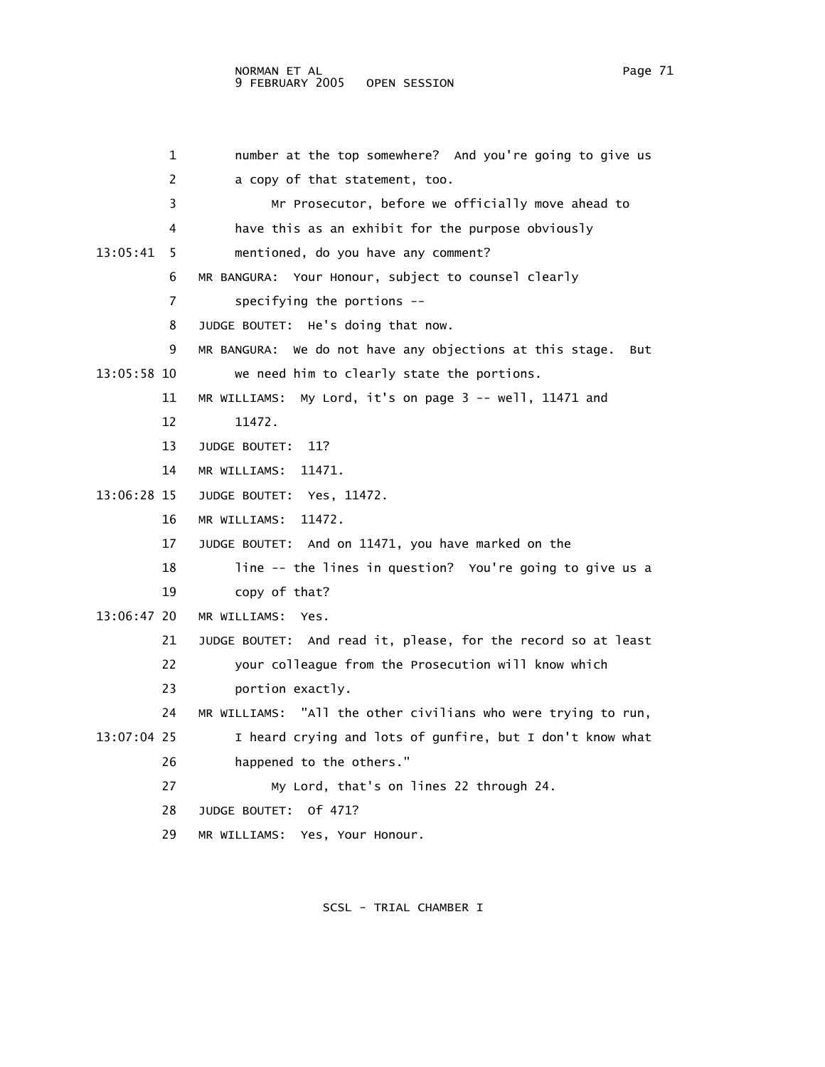1 number at the top somewhere? And you're going to give us
2 a copy of that statement, too.
3 Mr Prosecutor, before we officially move ahead to
4 have this as an exhibit for the purpose obviously
13:05:41 5 mentioned, do you have any comment?
6 MR BANGURA: Your Honour, subject to counsel clearly
7 specifying the portions --
8 JUDGE BOUTET: He's doing that now.
9 MR BANGURA: We do not have any objections at this stage. But
13:05:58 10 we need him to clearly state the portions.
11 MR WILLIAMS: My Lord, it's on page 3 -- well, 11471 and
12 11472.
13 JUDGE BOUTET: 11?
14 MR WILLIAMS: 11471.
13:06:28 15 JUDGE BOUTET: Yes, 11472.
16 MR WILLIAMS: 11472.
17 JUDGE BOUTET: And on 11471, you have marked on the
18 line -- the lines in question? You're going to give us a
19 copy of that?
13:06:47 20 MR WILLIAMS: Yes.
21 JUDGE BOUTET: And read it, please, for the record so at least
22 your colleague from the Prosecution will know which
23 portion exactly.
24 MR WILLIAMS: "All the other civilians who were trying to run,
13:07:04 25 I heard crying and lots of gunfire, but I don't know what
26 happened to the others."
27 My Lord, that's on lines 22 through 24.
28 JUDGE BOUTET: Of 471?
29 MR WILLIAMS: Yes, Your Honour.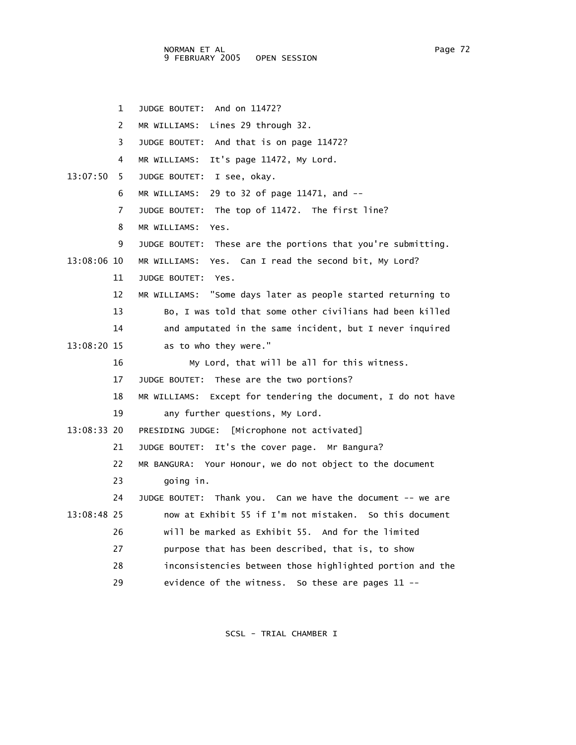1 JUDGE BOUTET: And on 11472?

2 MR WILLIAMS: Lines 29 through 32.

3 JUDGE BOUTET: And that is on page 11472?

4 MR WILLIAMS: It's page 11472, My Lord.

13:07:50 5 JUDGE BOUTET: I see, okay.

6 MR WILLIAMS: 29 to 32 of page 11471, and --

7 JUDGE BOUTET: The top of 11472. The first line?

8 MR WILLIAMS: Yes.

9 JUDGE BOUTET: These are the portions that you're submitting.

13:08:06 10 MR WILLIAMS: Yes. Can I read the second bit, My Lord?

11 JUDGE BOUTET: Yes.

12 MR WILLIAMS: "Some days later as people started returning to

13 Bo, I was told that some other civilians had been killed

14 and amputated in the same incident, but I never inquired

13:08:20 15 as to who they were."

16 My Lord, that will be all for this witness.

17 JUDGE BOUTET: These are the two portions?

18 MR WILLIAMS: Except for tendering the document, I do not have

19 any further questions, My Lord.

13:08:33 20 PRESIDING JUDGE: [Microphone not activated]

21 JUDGE BOUTET: It's the cover page. Mr Bangura?

22 MR BANGURA: Your Honour, we do not object to the document

23 going in.

24 JUDGE BOUTET: Thank you. Can we have the document -- we are

13:08:48 25 now at Exhibit 55 if I'm not mistaken. So this document

26 will be marked as Exhibit 55. And for the limited

27 purpose that has been described, that is, to show

28 inconsistencies between those highlighted portion and the

29 evidence of the witness. So these are pages 11 --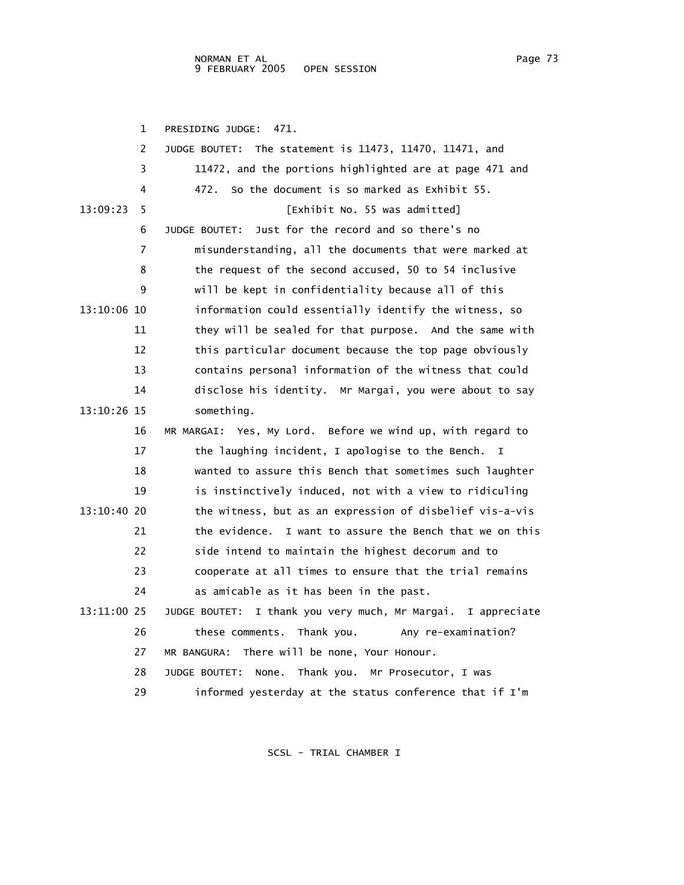1 PRESIDING JUDGE: 471.

2 JUDGE BOUTET: The statement is 11473, 11470, 11471, and

3 11472, and the portions highlighted are at page 471 and

4 472. So the document is so marked as Exhibit 55.

13:09:23 5 [Exhibit No. 55 was admitted]

6 JUDGE BOUTET: Just for the record and so there's no

7 misunderstanding, all the documents that were marked at

8 the request of the second accused, 50 to 54 inclusive

9 will be kept in confidentiality because all of this

13:10:06 10 information could essentially identify the witness, so

11 they will be sealed for that purpose. And the same with

12 this particular document because the top page obviously

13 contains personal information of the witness that could

14 disclose his identity. Mr Margai, you were about to say

13:10:26 15 something.

16 MR MARGAI: Yes, My Lord. Before we wind up, with regard to

17 the laughing incident, I apologise to the Bench. I

18 wanted to assure this Bench that sometimes such laughter

19 is instinctively induced, not with a view to ridiculing

13:10:40 20 the witness, but as an expression of disbelief vis-a-vis

21 the evidence. I want to assure the Bench that we on this

22 side intend to maintain the highest decorum and to

23 cooperate at all times to ensure that the trial remains

24 as amicable as it has been in the past.

13:11:00 25 JUDGE BOUTET: I thank you very much, Mr Margai. I appreciate

26 these comments. Thank you. Any re-examination?

27 MR BANGURA: There will be none, Your Honour.

28 JUDGE BOUTET: None. Thank you. Mr Prosecutor, I was

29 informed yesterday at the status conference that if I'm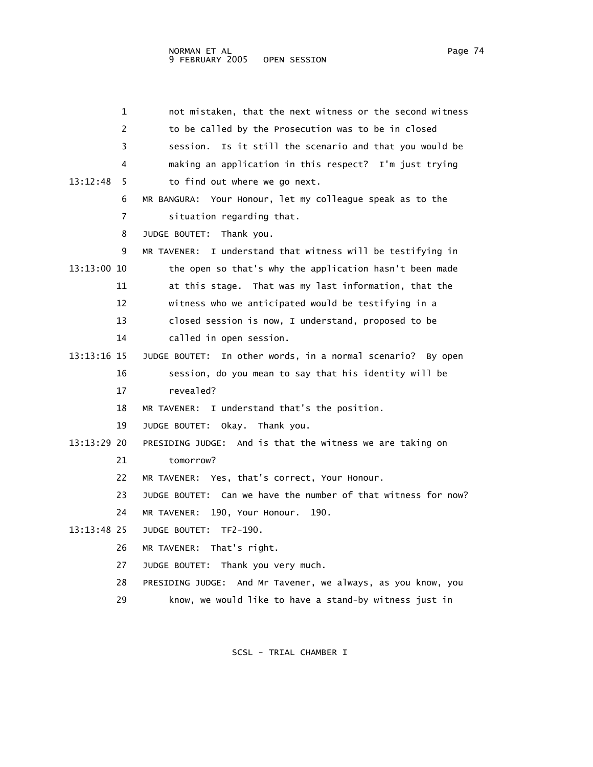1 not mistaken, that the next witness or the second witness
2 to be called by the Prosecution was to be in closed
3 session. Is it still the scenario and that you would be
4 making an application in this respect? I'm just trying
13:12:48 5 to find out where we go next.
6 MR BANGURA: Your Honour, let my colleague speak as to the
7 situation regarding that.
8 JUDGE BOUTET: Thank you.
9 MR TAVENER: I understand that witness will be testifying in
13:13:00 10 the open so that's why the application hasn't been made
11 at this stage. That was my last information, that the
12 witness who we anticipated would be testifying in a
13 closed session is now, I understand, proposed to be
14 called in open session.
13:13:16 15 JUDGE BOUTET: In other words, in a normal scenario? By open
16 session, do you mean to say that his identity will be
17 revealed?
18 MR TAVENER: I understand that's the position.
19 JUDGE BOUTET: Okay. Thank you.
13:13:29 20 PRESIDING JUDGE: And is that the witness we are taking on
21 tomorrow?
22 MR TAVENER: Yes, that's correct, Your Honour.
23 JUDGE BOUTET: Can we have the number of that witness for now?
24 MR TAVENER: 190, Your Honour. 190.
13:13:48 25 JUDGE BOUTET: TF2-190.
26 MR TAVENER: That's right.
27 JUDGE BOUTET: Thank you very much.
28 PRESIDING JUDGE: And Mr Tavener, we always, as you know, you
29 know, we would like to have a stand-by witness just in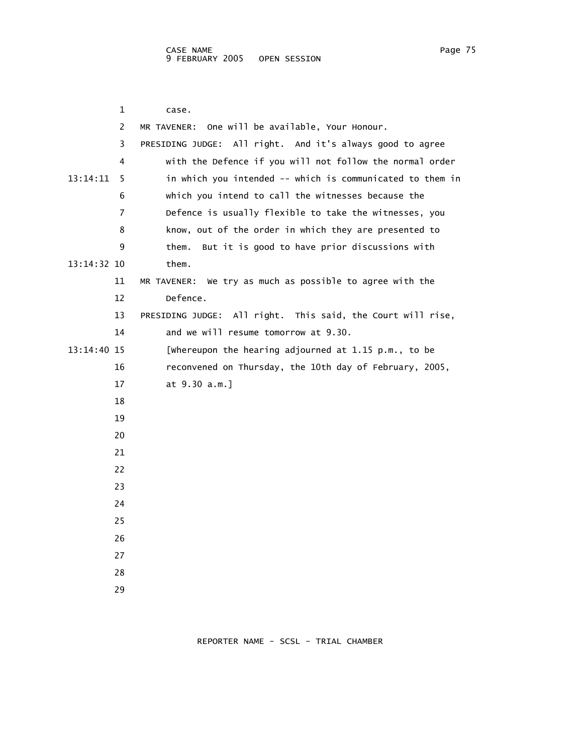case.

MR TAVENER: One will be available, Your Honour.

PRESIDING JUDGE: All right. And it's always good to agree with the Defence if you will not follow the normal order in which you intended -- which is communicated to them in which you intend to call the witnesses because the Defence is usually flexible to take the witnesses, you know, out of the order in which they are presented to them. But it is good to have prior discussions with them.

MR TAVENER: We try as much as possible to agree with the Defence.

PRESIDING JUDGE: All right. This said, the Court will rise, and we will resume tomorrow at 9.30.

[Whereupon the hearing adjourned at 1.15 p.m., to be reconvened on Thursday, the 10th day of February, 2005, at 9.30 a.m.]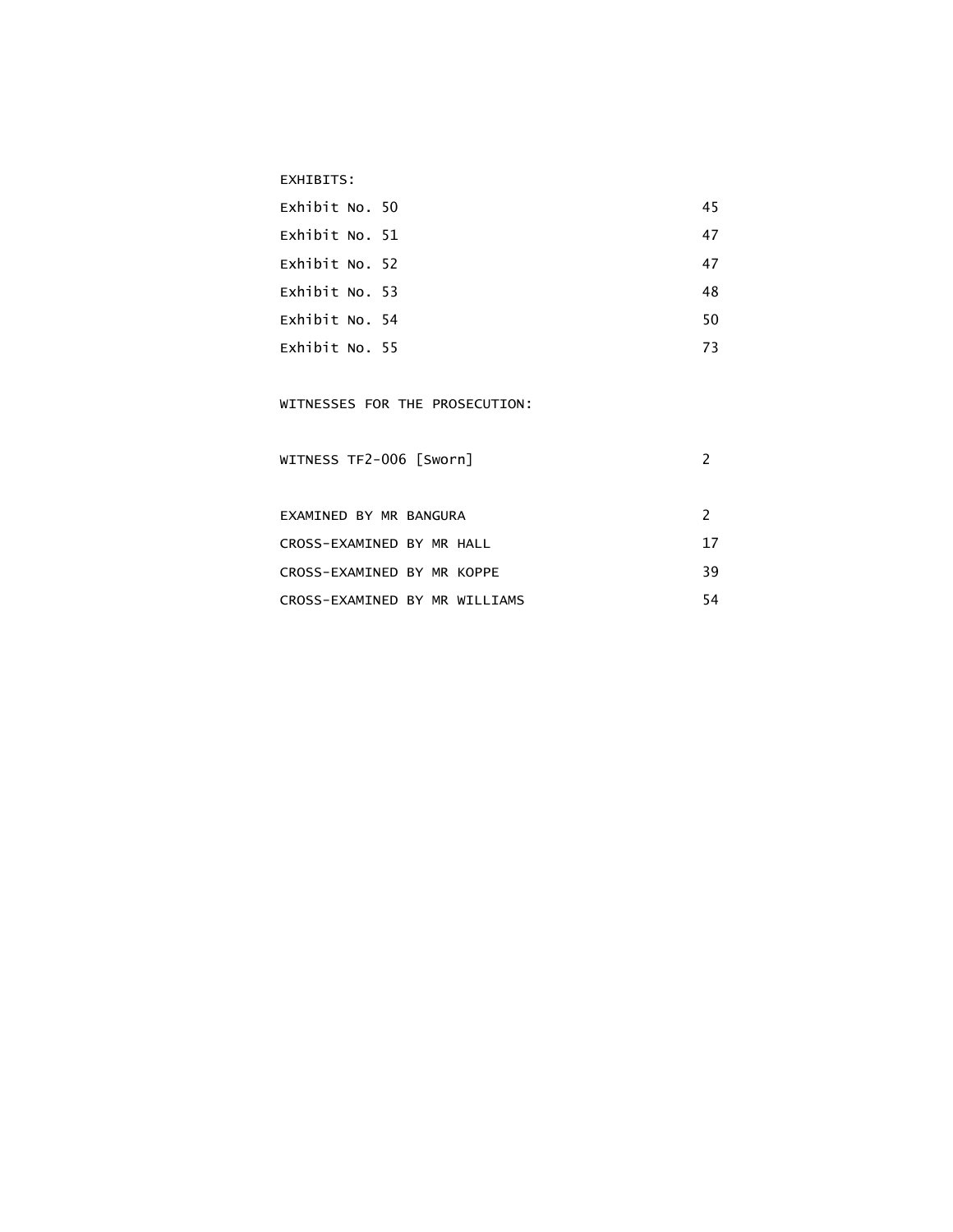EXHIBITS:

| | |
|---|---|
| Exhibit No. 50 | 45 |
| Exhibit No. 51 | 47 |
| Exhibit No. 52 | 47 |
| Exhibit No. 53 | 48 |
| Exhibit No. 54 | 50 |
| Exhibit No. 55 | 73 |

WITNESSES FOR THE PROSECUTION:

| | |
|---|---|
| WITNESS TF2-006 [Sworn] | 2 |
| EXAMINED BY MR BANGURA | 2 |
| CROSS-EXAMINED BY MR HALL | 17 |
| CROSS-EXAMINED BY MR KOPPE | 39 |
| CROSS-EXAMINED BY MR WILLIAMS | 54 |